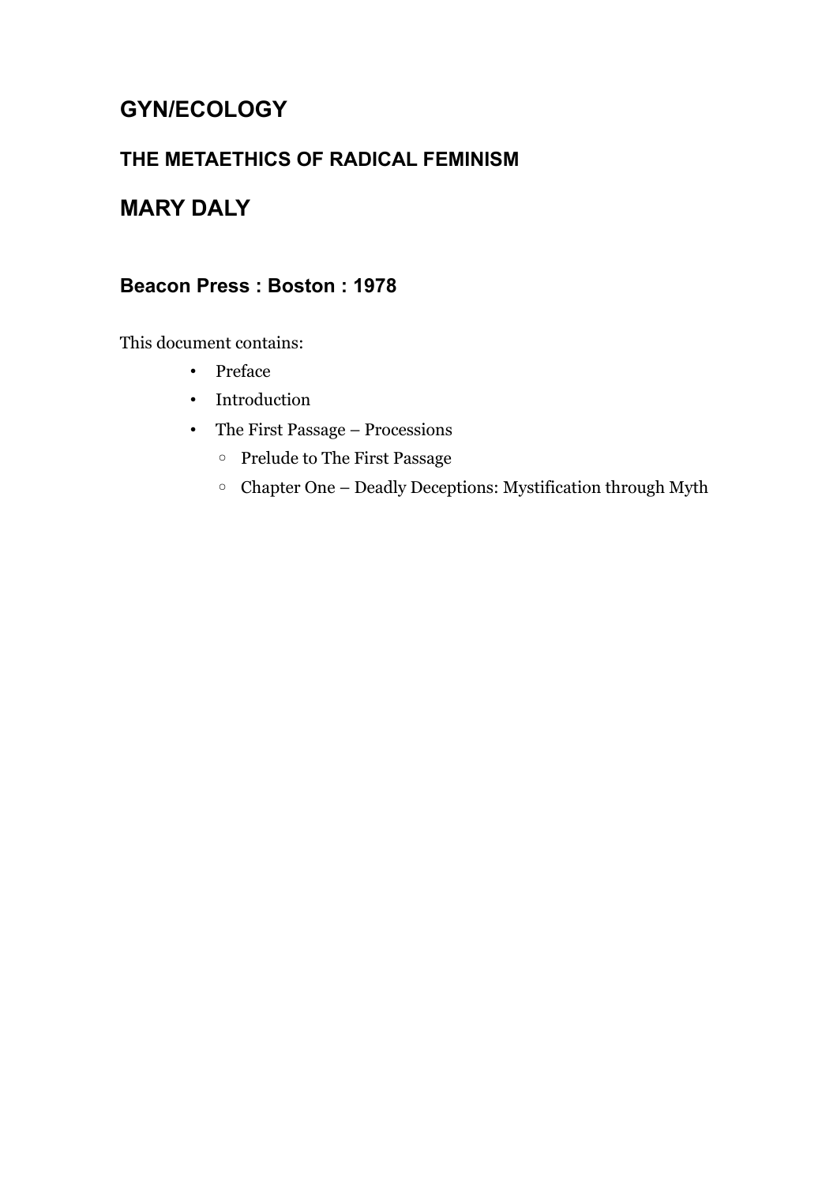# GYN/ECOLOGY

## THE METAETHICS OF RADICAL FEMINISM

# MARY DALY

### Beacon Press : Boston : 1978

This document contains:

- Preface
- Introduction
- The First Passage – Processions
  - Prelude to The First Passage
  - Chapter One – Deadly Deceptions: Mystification through Myth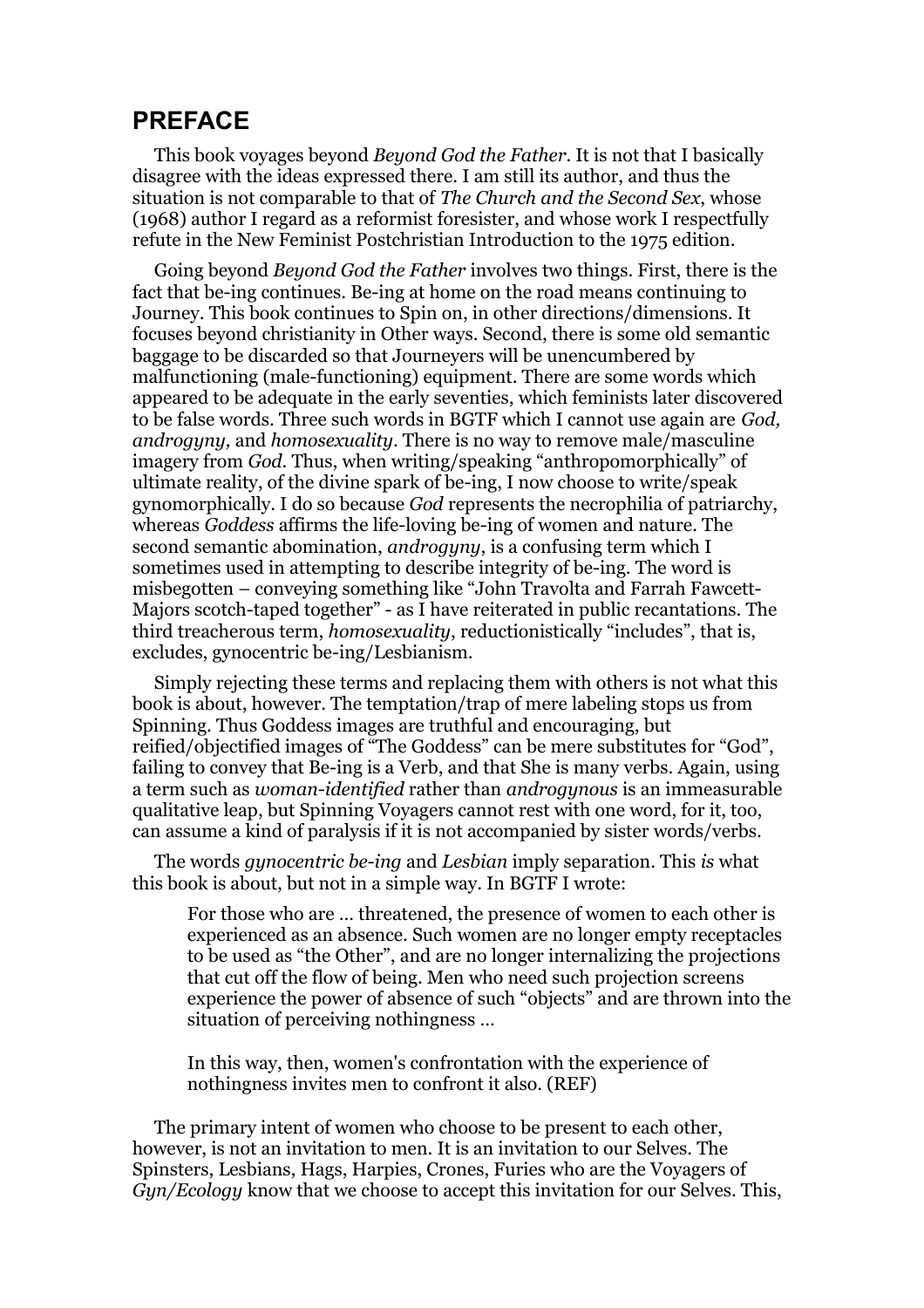## PREFACE

This book voyages beyond *Beyond God the Father*. It is not that I basically disagree with the ideas expressed there. I am still its author, and thus the situation is not comparable to that of *The Church and the Second Sex*, whose (1968) author I regard as a reformist foresister, and whose work I respectfully refute in the New Feminist Postchristian Introduction to the 1975 edition.

Going beyond *Beyond God the Father* involves two things. First, there is the fact that be-ing continues. Be-ing at home on the road means continuing to Journey. This book continues to Spin on, in other directions/dimensions. It focuses beyond christianity in Other ways. Second, there is some old semantic baggage to be discarded so that Journeyers will be unencumbered by malfunctioning (male-functioning) equipment. There are some words which appeared to be adequate in the early seventies, which feminists later discovered to be false words. Three such words in BGTF which I cannot use again are *God, androgyny,* and *homosexuality*. There is no way to remove male/masculine imagery from *God*. Thus, when writing/speaking "anthropomorphically" of ultimate reality, of the divine spark of be-ing, I now choose to write/speak gynomorphically. I do so because *God* represents the necrophilia of patriarchy, whereas *Goddess* affirms the life-loving be-ing of women and nature. The second semantic abomination, *androgyny*, is a confusing term which I sometimes used in attempting to describe integrity of be-ing. The word is misbegotten – conveying something like "John Travolta and Farrah Fawcett-Majors scotch-taped together" - as I have reiterated in public recantations. The third treacherous term, *homosexuality*, reductionistically "includes", that is, excludes, gynocentric be-ing/Lesbianism.

Simply rejecting these terms and replacing them with others is not what this book is about, however. The temptation/trap of mere labeling stops us from Spinning. Thus Goddess images are truthful and encouraging, but reified/objectified images of "The Goddess" can be mere substitutes for "God", failing to convey that Be-ing is a Verb, and that She is many verbs. Again, using a term such as *woman-identified* rather than *androgynous* is an immeasurable qualitative leap, but Spinning Voyagers cannot rest with one word, for it, too, can assume a kind of paralysis if it is not accompanied by sister words/verbs.

The words *gynocentric be-ing* and *Lesbian* imply separation. This *is* what this book is about, but not in a simple way. In BGTF I wrote:

> For those who are ... threatened, the presence of women to each other is experienced as an absence. Such women are no longer empty receptacles to be used as "the Other", and are no longer internalizing the projections that cut off the flow of being. Men who need such projection screens experience the power of absence of such "objects" and are thrown into the situation of perceiving nothingness ...
>
> In this way, then, women's confrontation with the experience of nothingness invites men to confront it also. (REF)

The primary intent of women who choose to be present to each other, however, is not an invitation to men. It is an invitation to our Selves. The Spinsters, Lesbians, Hags, Harpies, Crones, Furies who are the Voyagers of *Gyn/Ecology* know that we choose to accept this invitation for our Selves. This,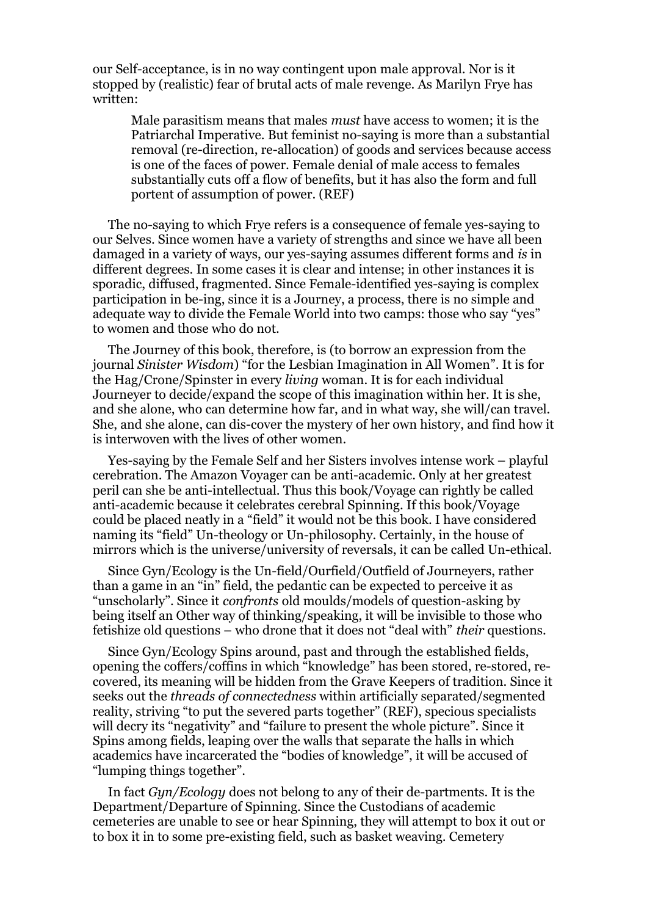our Self-acceptance, is in no way contingent upon male approval. Nor is it stopped by (realistic) fear of brutal acts of male revenge. As Marilyn Frye has written:

> Male parasitism means that males *must* have access to women; it is the Patriarchal Imperative. But feminist no-saying is more than a substantial removal (re-direction, re-allocation) of goods and services because access is one of the faces of power. Female denial of male access to females substantially cuts off a flow of benefits, but it has also the form and full portent of assumption of power. (REF)

The no-saying to which Frye refers is a consequence of female yes-saying to our Selves. Since women have a variety of strengths and since we have all been damaged in a variety of ways, our yes-saying assumes different forms and *is* in different degrees. In some cases it is clear and intense; in other instances it is sporadic, diffused, fragmented. Since Female-identified yes-saying is complex participation in be-ing, since it is a Journey, a process, there is no simple and adequate way to divide the Female World into two camps: those who say "yes" to women and those who do not.

The Journey of this book, therefore, is (to borrow an expression from the journal *Sinister Wisdom*) "for the Lesbian Imagination in All Women". It is for the Hag/Crone/Spinster in every *living* woman. It is for each individual Journeyer to decide/expand the scope of this imagination within her. It is she, and she alone, who can determine how far, and in what way, she will/can travel. She, and she alone, can dis-cover the mystery of her own history, and find how it is interwoven with the lives of other women.

Yes-saying by the Female Self and her Sisters involves intense work – playful cerebration. The Amazon Voyager can be anti-academic. Only at her greatest peril can she be anti-intellectual. Thus this book/Voyage can rightly be called anti-academic because it celebrates cerebral Spinning. If this book/Voyage could be placed neatly in a "field" it would not be this book. I have considered naming its "field" Un-theology or Un-philosophy. Certainly, in the house of mirrors which is the universe/university of reversals, it can be called Un-ethical.

Since Gyn/Ecology is the Un-field/Ourfield/Outfield of Journeyers, rather than a game in an "in" field, the pedantic can be expected to perceive it as "unscholarly". Since it *confronts* old moulds/models of question-asking by being itself an Other way of thinking/speaking, it will be invisible to those who fetishize old questions – who drone that it does not "deal with" *their* questions.

Since Gyn/Ecology Spins around, past and through the established fields, opening the coffers/coffins in which "knowledge" has been stored, re-stored, re-covered, its meaning will be hidden from the Grave Keepers of tradition. Since it seeks out the *threads of connectedness* within artificially separated/segmented reality, striving "to put the severed parts together" (REF), specious specialists will decry its "negativity" and "failure to present the whole picture". Since it Spins among fields, leaping over the walls that separate the halls in which academics have incarcerated the "bodies of knowledge", it will be accused of "lumping things together".

In fact *Gyn/Ecology* does not belong to any of their de-partments. It is the Department/Departure of Spinning. Since the Custodians of academic cemeteries are unable to see or hear Spinning, they will attempt to box it out or to box it in to some pre-existing field, such as basket weaving. Cemetery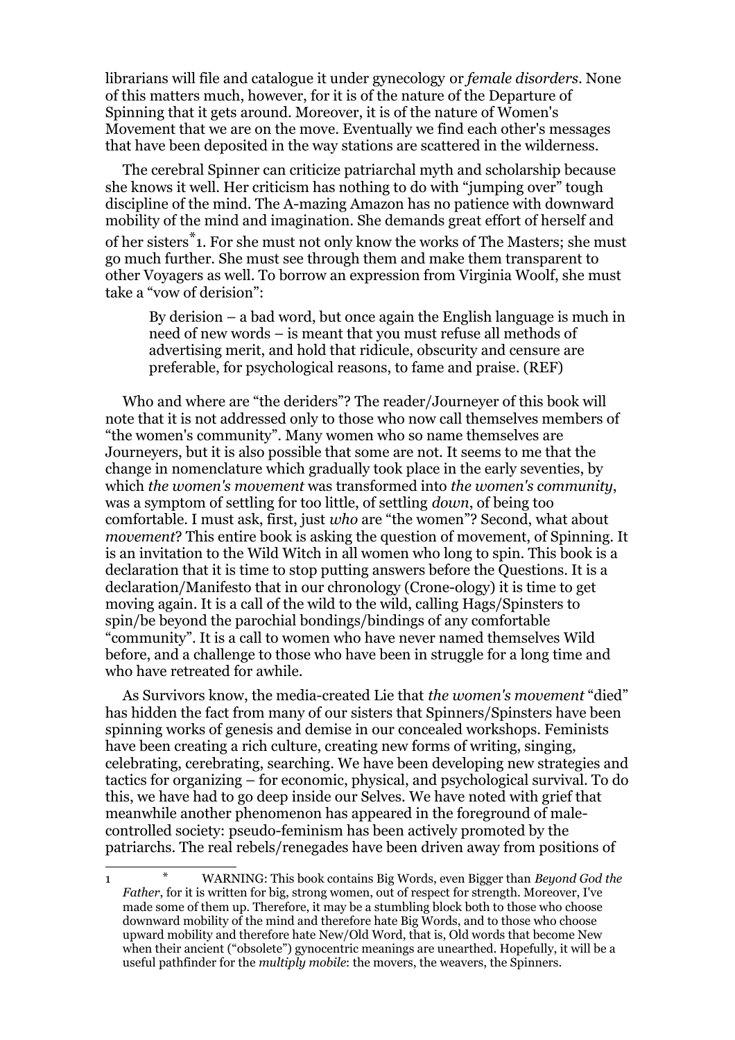librarians will file and catalogue it under gynecology or *female disorders*. None of this matters much, however, for it is of the nature of the Departure of Spinning that it gets around. Moreover, it is of the nature of Women's Movement that we are on the move. Eventually we find each other's messages that have been deposited in the way stations are scattered in the wilderness.

The cerebral Spinner can criticize patriarchal myth and scholarship because she knows it well. Her criticism has nothing to do with "jumping over" tough discipline of the mind. The A-mazing Amazon has no patience with downward mobility of the mind and imagination. She demands great effort of herself and of her sisters[*][1]. For she must not only know the works of The Masters; she must go much further. She must see through them and make them transparent to other Voyagers as well. To borrow an expression from Virginia Woolf, she must take a "vow of derision":

> By derision – a bad word, but once again the English language is much in need of new words – is meant that you must refuse all methods of advertising merit, and hold that ridicule, obscurity and censure are preferable, for psychological reasons, to fame and praise. (REF)

Who and where are "the deriders"? The reader/Journeyer of this book will note that it is not addressed only to those who now call themselves members of "the women's community". Many women who so name themselves are Journeyers, but it is also possible that some are not. It seems to me that the change in nomenclature which gradually took place in the early seventies, by which *the women's movement* was transformed into *the women's community*, was a symptom of settling for too little, of settling *down*, of being too comfortable. I must ask, first, just *who* are "the women"? Second, what about *movement*? This entire book is asking the question of movement, of Spinning. It is an invitation to the Wild Witch in all women who long to spin. This book is a declaration that it is time to stop putting answers before the Questions. It is a declaration/Manifesto that in our chronology (Crone-ology) it is time to get moving again. It is a call of the wild to the wild, calling Hags/Spinsters to spin/be beyond the parochial bondings/bindings of any comfortable "community". It is a call to women who have never named themselves Wild before, and a challenge to those who have been in struggle for a long time and who have retreated for awhile.

As Survivors know, the media-created Lie that *the women's movement* "died" has hidden the fact from many of our sisters that Spinners/Spinsters have been spinning works of genesis and demise in our concealed workshops. Feminists have been creating a rich culture, creating new forms of writing, singing, celebrating, cerebrating, searching. We have been developing new strategies and tactics for organizing – for economic, physical, and psychological survival. To do this, we have had to go deep inside our Selves. We have noted with grief that meanwhile another phenomenon has appeared in the foreground of male-controlled society: pseudo-feminism has been actively promoted by the patriarchs. The real rebels/renegades have been driven away from positions of

---

1 * WARNING: This book contains Big Words, even Bigger than *Beyond God the Father*, for it is written for big, strong women, out of respect for strength. Moreover, I've made some of them up. Therefore, it may be a stumbling block both to those who choose downward mobility of the mind and therefore hate Big Words, and to those who choose upward mobility and therefore hate New/Old Word, that is, Old words that become New when their ancient ("obsolete") gynocentric meanings are unearthed. Hopefully, it will be a useful pathfinder for the *multiply mobile*: the movers, the weavers, the Spinners.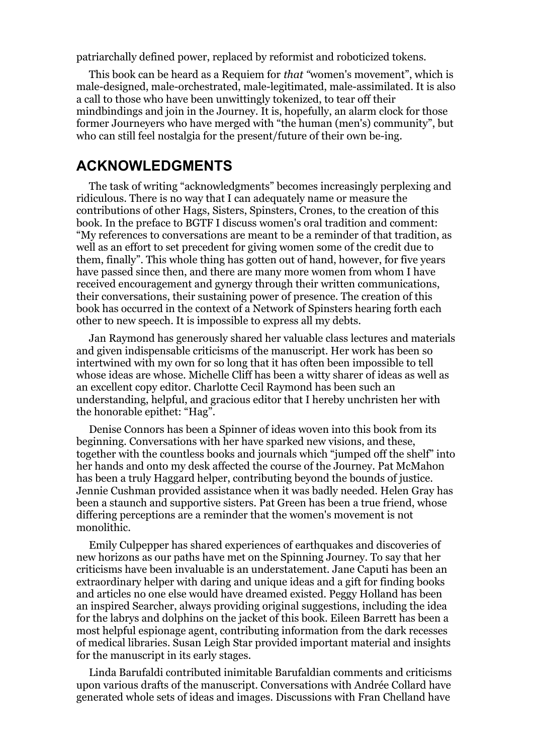patriarchally defined power, replaced by reformist and roboticized tokens.

This book can be heard as a Requiem for *that* "women's movement", which is male-designed, male-orchestrated, male-legitimated, male-assimilated. It is also a call to those who have been unwittingly tokenized, to tear off their mindbindings and join in the Journey. It is, hopefully, an alarm clock for those former Journeyers who have merged with "the human (men's) community", but who can still feel nostalgia for the present/future of their own be-ing.

## ACKNOWLEDGMENTS

The task of writing "acknowledgments" becomes increasingly perplexing and ridiculous. There is no way that I can adequately name or measure the contributions of other Hags, Sisters, Spinsters, Crones, to the creation of this book. In the preface to BGTF I discuss women's oral tradition and comment: "My references to conversations are meant to be a reminder of that tradition, as well as an effort to set precedent for giving women some of the credit due to them, finally". This whole thing has gotten out of hand, however, for five years have passed since then, and there are many more women from whom I have received encouragement and gynergy through their written communications, their conversations, their sustaining power of presence. The creation of this book has occurred in the context of a Network of Spinsters hearing forth each other to new speech. It is impossible to express all my debts.

Jan Raymond has generously shared her valuable class lectures and materials and given indispensable criticisms of the manuscript. Her work has been so intertwined with my own for so long that it has often been impossible to tell whose ideas are whose. Michelle Cliff has been a witty sharer of ideas as well as an excellent copy editor. Charlotte Cecil Raymond has been such an understanding, helpful, and gracious editor that I hereby unchristen her with the honorable epithet: "Hag".

Denise Connors has been a Spinner of ideas woven into this book from its beginning. Conversations with her have sparked new visions, and these, together with the countless books and journals which "jumped off the shelf" into her hands and onto my desk affected the course of the Journey. Pat McMahon has been a truly Haggard helper, contributing beyond the bounds of justice. Jennie Cushman provided assistance when it was badly needed. Helen Gray has been a staunch and supportive sisters. Pat Green has been a true friend, whose differing perceptions are a reminder that the women's movement is not monolithic.

Emily Culpepper has shared experiences of earthquakes and discoveries of new horizons as our paths have met on the Spinning Journey. To say that her criticisms have been invaluable is an understatement. Jane Caputi has been an extraordinary helper with daring and unique ideas and a gift for finding books and articles no one else would have dreamed existed. Peggy Holland has been an inspired Searcher, always providing original suggestions, including the idea for the labrys and dolphins on the jacket of this book. Eileen Barrett has been a most helpful espionage agent, contributing information from the dark recesses of medical libraries. Susan Leigh Star provided important material and insights for the manuscript in its early stages.

Linda Barufaldi contributed inimitable Barufaldian comments and criticisms upon various drafts of the manuscript. Conversations with Andrée Collard have generated whole sets of ideas and images. Discussions with Fran Chelland have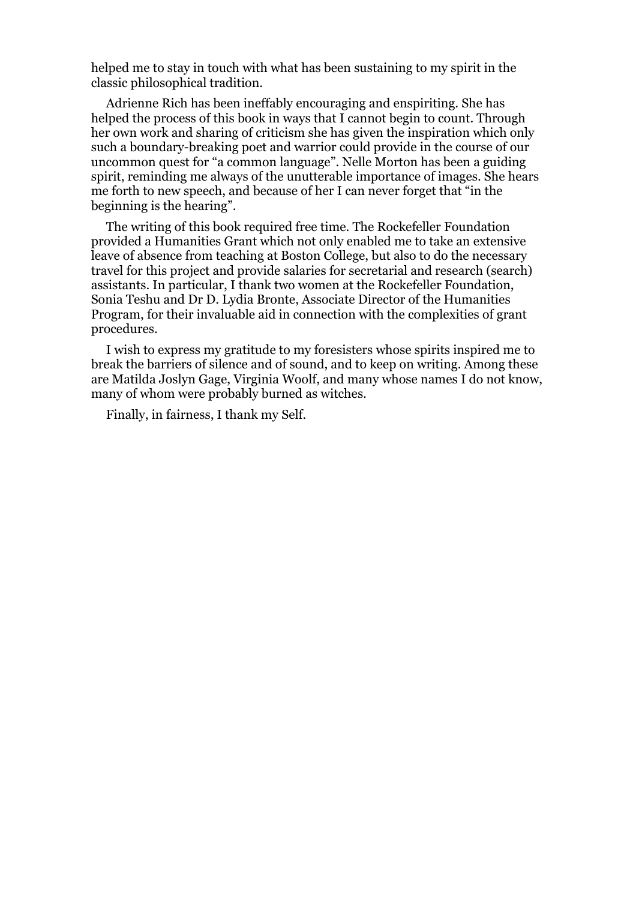helped me to stay in touch with what has been sustaining to my spirit in the classic philosophical tradition.

Adrienne Rich has been ineffably encouraging and enspiriting. She has helped the process of this book in ways that I cannot begin to count. Through her own work and sharing of criticism she has given the inspiration which only such a boundary-breaking poet and warrior could provide in the course of our uncommon quest for "a common language". Nelle Morton has been a guiding spirit, reminding me always of the unutterable importance of images. She hears me forth to new speech, and because of her I can never forget that "in the beginning is the hearing".

The writing of this book required free time. The Rockefeller Foundation provided a Humanities Grant which not only enabled me to take an extensive leave of absence from teaching at Boston College, but also to do the necessary travel for this project and provide salaries for secretarial and research (search) assistants. In particular, I thank two women at the Rockefeller Foundation, Sonia Teshu and Dr D. Lydia Bronte, Associate Director of the Humanities Program, for their invaluable aid in connection with the complexities of grant procedures.

I wish to express my gratitude to my foresisters whose spirits inspired me to break the barriers of silence and of sound, and to keep on writing. Among these are Matilda Joslyn Gage, Virginia Woolf, and many whose names I do not know, many of whom were probably burned as witches.

Finally, in fairness, I thank my Self.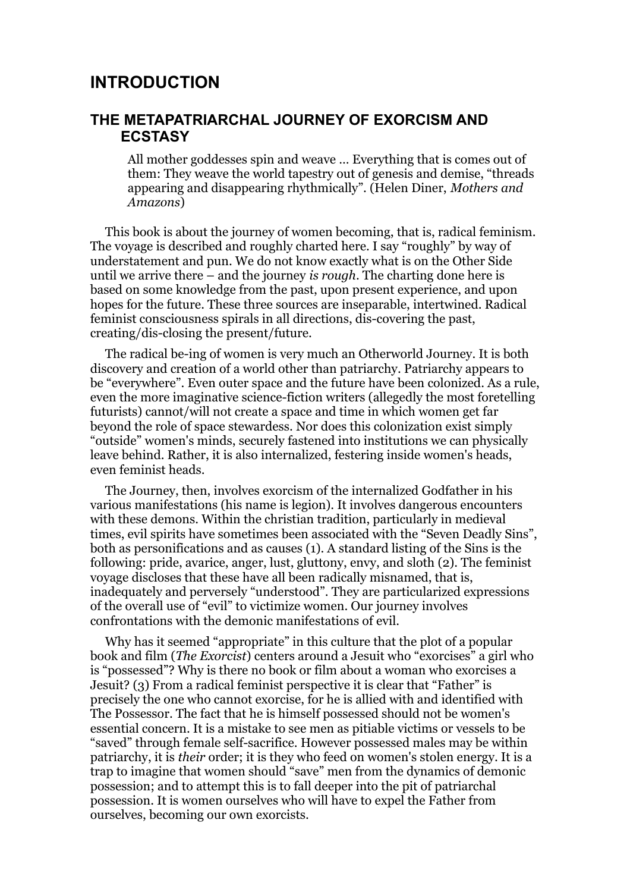# INTRODUCTION

## THE METAPATRIARCHAL JOURNEY OF EXORCISM AND ECSTASY

> All mother goddesses spin and weave ... Everything that is comes out of them: They weave the world tapestry out of genesis and demise, "threads appearing and disappearing rhythmically". (Helen Diner, *Mothers and Amazons*)

This book is about the journey of women becoming, that is, radical feminism. The voyage is described and roughly charted here. I say "roughly" by way of understatement and pun. We do not know exactly what is on the Other Side until we arrive there – and the journey *is rough*. The charting done here is based on some knowledge from the past, upon present experience, and upon hopes for the future. These three sources are inseparable, intertwined. Radical feminist consciousness spirals in all directions, dis-covering the past, creating/dis-closing the present/future.

The radical be-ing of women is very much an Otherworld Journey. It is both discovery and creation of a world other than patriarchy. Patriarchy appears to be "everywhere". Even outer space and the future have been colonized. As a rule, even the more imaginative science-fiction writers (allegedly the most foretelling futurists) cannot/will not create a space and time in which women get far beyond the role of space stewardess. Nor does this colonization exist simply "outside" women's minds, securely fastened into institutions we can physically leave behind. Rather, it is also internalized, festering inside women's heads, even feminist heads.

The Journey, then, involves exorcism of the internalized Godfather in his various manifestations (his name is legion). It involves dangerous encounters with these demons. Within the christian tradition, particularly in medieval times, evil spirits have sometimes been associated with the "Seven Deadly Sins", both as personifications and as causes (1). A standard listing of the Sins is the following: pride, avarice, anger, lust, gluttony, envy, and sloth (2). The feminist voyage discloses that these have all been radically misnamed, that is, inadequately and perversely "understood". They are particularized expressions of the overall use of "evil" to victimize women. Our journey involves confrontations with the demonic manifestations of evil.

Why has it seemed "appropriate" in this culture that the plot of a popular book and film (*The Exorcist*) centers around a Jesuit who "exorcises" a girl who is "possessed"? Why is there no book or film about a woman who exorcises a Jesuit? (3) From a radical feminist perspective it is clear that "Father" is precisely the one who cannot exorcise, for he is allied with and identified with The Possessor. The fact that he is himself possessed should not be women's essential concern. It is a mistake to see men as pitiable victims or vessels to be "saved" through female self-sacrifice. However possessed males may be within patriarchy, it is *their* order; it is they who feed on women's stolen energy. It is a trap to imagine that women should "save" men from the dynamics of demonic possession; and to attempt this is to fall deeper into the pit of patriarchal possession. It is women ourselves who will have to expel the Father from ourselves, becoming our own exorcists.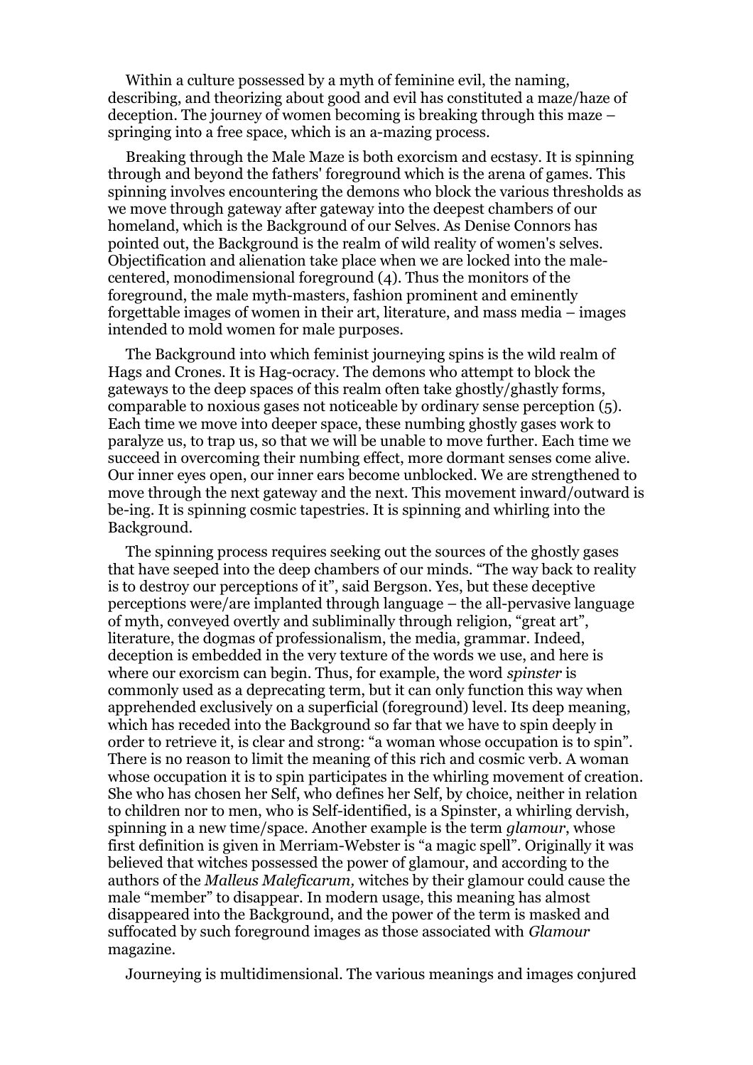Within a culture possessed by a myth of feminine evil, the naming, describing, and theorizing about good and evil has constituted a maze/haze of deception. The journey of women becoming is breaking through this maze – springing into a free space, which is an a-mazing process.

Breaking through the Male Maze is both exorcism and ecstasy. It is spinning through and beyond the fathers' foreground which is the arena of games. This spinning involves encountering the demons who block the various thresholds as we move through gateway after gateway into the deepest chambers of our homeland, which is the Background of our Selves. As Denise Connors has pointed out, the Background is the realm of wild reality of women's selves. Objectification and alienation take place when we are locked into the male-centered, monodimensional foreground (4). Thus the monitors of the foreground, the male myth-masters, fashion prominent and eminently forgettable images of women in their art, literature, and mass media – images intended to mold women for male purposes.

The Background into which feminist journeying spins is the wild realm of Hags and Crones. It is Hag-ocracy. The demons who attempt to block the gateways to the deep spaces of this realm often take ghostly/ghastly forms, comparable to noxious gases not noticeable by ordinary sense perception (5). Each time we move into deeper space, these numbing ghostly gases work to paralyze us, to trap us, so that we will be unable to move further. Each time we succeed in overcoming their numbing effect, more dormant senses come alive. Our inner eyes open, our inner ears become unblocked. We are strengthened to move through the next gateway and the next. This movement inward/outward is be-ing. It is spinning cosmic tapestries. It is spinning and whirling into the Background.

The spinning process requires seeking out the sources of the ghostly gases that have seeped into the deep chambers of our minds. "The way back to reality is to destroy our perceptions of it", said Bergson. Yes, but these deceptive perceptions were/are implanted through language – the all-pervasive language of myth, conveyed overtly and subliminally through religion, "great art", literature, the dogmas of professionalism, the media, grammar. Indeed, deception is embedded in the very texture of the words we use, and here is where our exorcism can begin. Thus, for example, the word *spinster* is commonly used as a deprecating term, but it can only function this way when apprehended exclusively on a superficial (foreground) level. Its deep meaning, which has receded into the Background so far that we have to spin deeply in order to retrieve it, is clear and strong: "a woman whose occupation is to spin". There is no reason to limit the meaning of this rich and cosmic verb. A woman whose occupation it is to spin participates in the whirling movement of creation. She who has chosen her Self, who defines her Self, by choice, neither in relation to children nor to men, who is Self-identified, is a Spinster, a whirling dervish, spinning in a new time/space. Another example is the term *glamour*, whose first definition is given in Merriam-Webster is "a magic spell". Originally it was believed that witches possessed the power of glamour, and according to the authors of the *Malleus Maleficarum,* witches by their glamour could cause the male "member" to disappear. In modern usage, this meaning has almost disappeared into the Background, and the power of the term is masked and suffocated by such foreground images as those associated with *Glamour* magazine.

Journeying is multidimensional. The various meanings and images conjured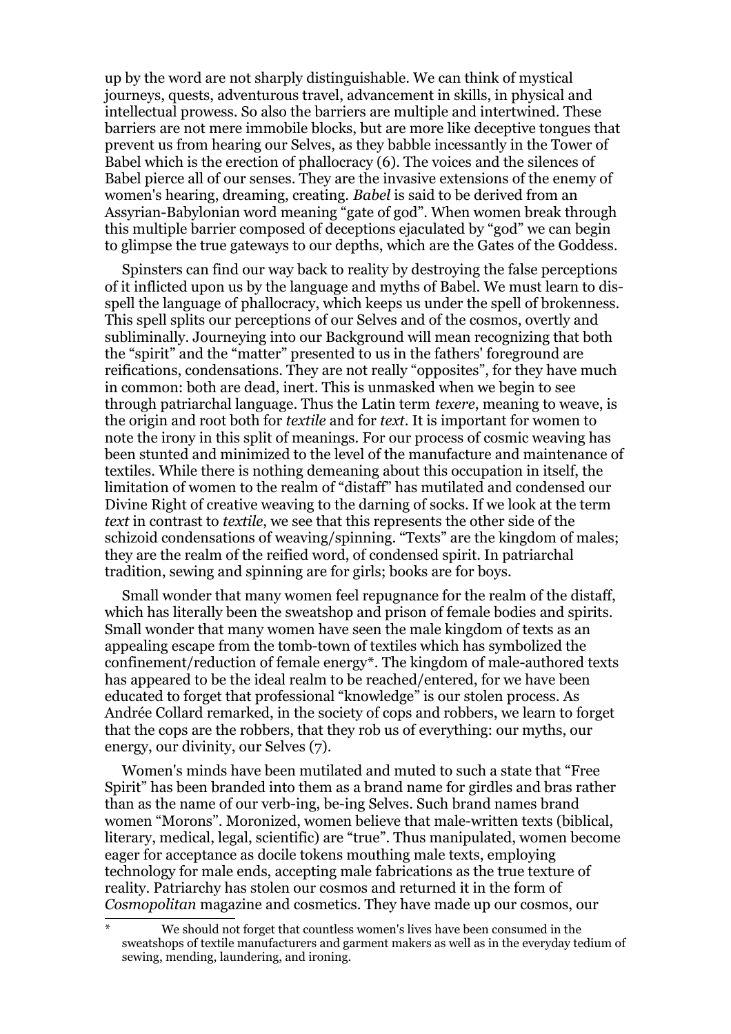up by the word are not sharply distinguishable. We can think of mystical journeys, quests, adventurous travel, advancement in skills, in physical and intellectual prowess. So also the barriers are multiple and intertwined. These barriers are not mere immobile blocks, but are more like deceptive tongues that prevent us from hearing our Selves, as they babble incessantly in the Tower of Babel which is the erection of phallocracy (6). The voices and the silences of Babel pierce all of our senses. They are the invasive extensions of the enemy of women's hearing, dreaming, creating. *Babel* is said to be derived from an Assyrian-Babylonian word meaning "gate of god". When women break through this multiple barrier composed of deceptions ejaculated by "god" we can begin to glimpse the true gateways to our depths, which are the Gates of the Goddess.

Spinsters can find our way back to reality by destroying the false perceptions of it inflicted upon us by the language and myths of Babel. We must learn to dis-spell the language of phallocracy, which keeps us under the spell of brokenness. This spell splits our perceptions of our Selves and of the cosmos, overtly and subliminally. Journeying into our Background will mean recognizing that both the "spirit" and the "matter" presented to us in the fathers' foreground are reifications, condensations. They are not really "opposites", for they have much in common: both are dead, inert. This is unmasked when we begin to see through patriarchal language. Thus the Latin term *texere*, meaning to weave, is the origin and root both for *textile* and for *text*. It is important for women to note the irony in this split of meanings. For our process of cosmic weaving has been stunted and minimized to the level of the manufacture and maintenance of textiles. While there is nothing demeaning about this occupation in itself, the limitation of women to the realm of "distaff" has mutilated and condensed our Divine Right of creative weaving to the darning of socks. If we look at the term *text* in contrast to *textile*, we see that this represents the other side of the schizoid condensations of weaving/spinning. "Texts" are the kingdom of males; they are the realm of the reified word, of condensed spirit. In patriarchal tradition, sewing and spinning are for girls; books are for boys.

Small wonder that many women feel repugnance for the realm of the distaff, which has literally been the sweatshop and prison of female bodies and spirits. Small wonder that many women have seen the male kingdom of texts as an appealing escape from the tomb-town of textiles which has symbolized the confinement/reduction of female energy*. The kingdom of male-authored texts has appeared to be the ideal realm to be reached/entered, for we have been educated to forget that professional "knowledge" is our stolen process. As Andrée Collard remarked, in the society of cops and robbers, we learn to forget that the cops are the robbers, that they rob us of everything: our myths, our energy, our divinity, our Selves (7).

Women's minds have been mutilated and muted to such a state that "Free Spirit" has been branded into them as a brand name for girdles and bras rather than as the name of our verb-ing, be-ing Selves. Such brand names brand women "Morons". Moronized, women believe that male-written texts (biblical, literary, medical, legal, scientific) are "true". Thus manipulated, women become eager for acceptance as docile tokens mouthing male texts, employing technology for male ends, accepting male fabrications as the true texture of reality. Patriarchy has stolen our cosmos and returned it in the form of *Cosmopolitan* magazine and cosmetics. They have made up our cosmos, our

\* We should not forget that countless women's lives have been consumed in the sweatshops of textile manufacturers and garment makers as well as in the everyday tedium of sewing, mending, laundering, and ironing.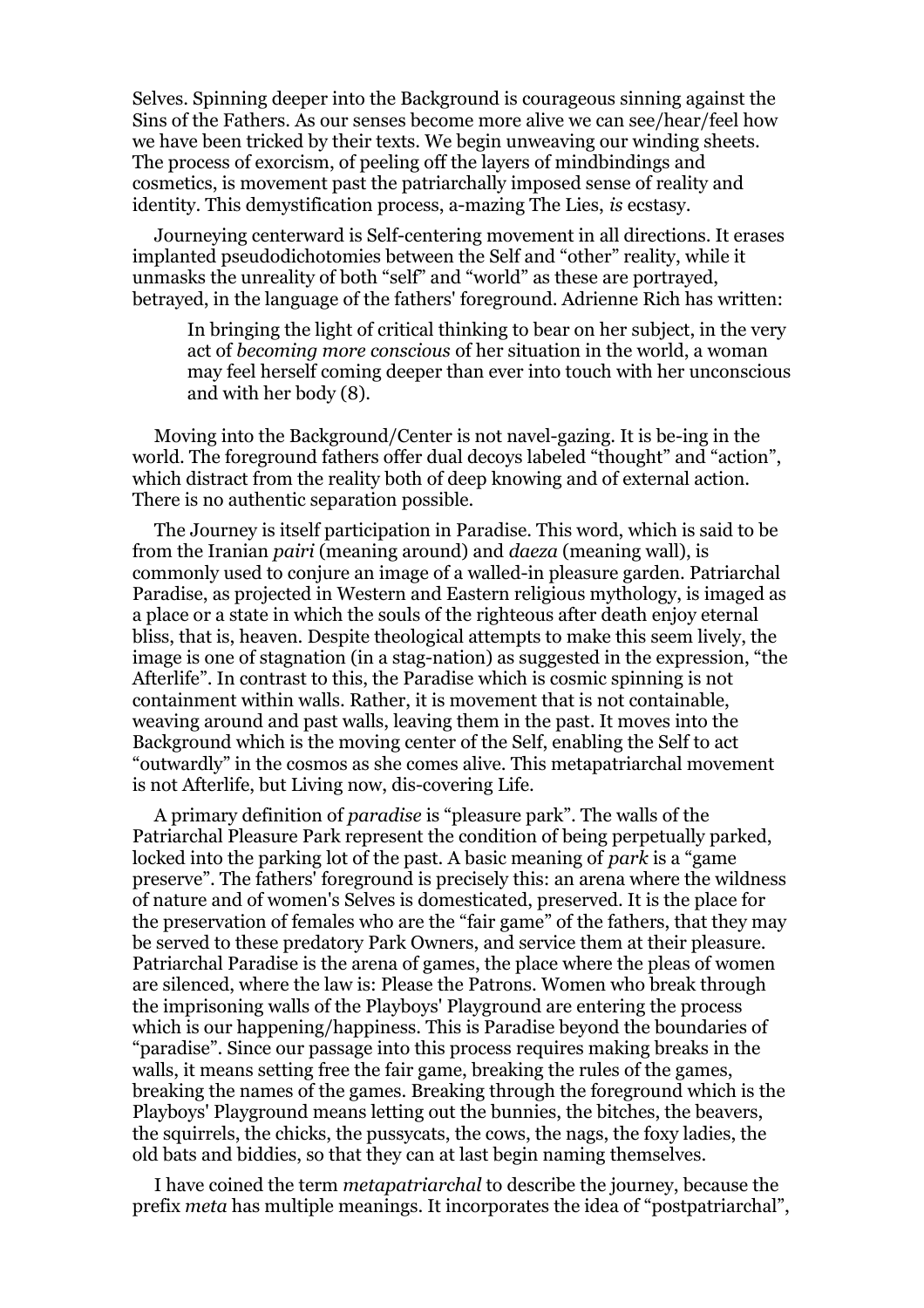Selves. Spinning deeper into the Background is courageous sinning against the Sins of the Fathers. As our senses become more alive we can see/hear/feel how we have been tricked by their texts. We begin unweaving our winding sheets. The process of exorcism, of peeling off the layers of mindbindings and cosmetics, is movement past the patriarchally imposed sense of reality and identity. This demystification process, a-mazing The Lies, *is* ecstasy.

Journeying centerward is Self-centering movement in all directions. It erases implanted pseudodichotomies between the Self and "other" reality, while it unmasks the unreality of both "self" and "world" as these are portrayed, betrayed, in the language of the fathers' foreground. Adrienne Rich has written:

> In bringing the light of critical thinking to bear on her subject, in the very act of *becoming more conscious* of her situation in the world, a woman may feel herself coming deeper than ever into touch with her unconscious and with her body (8).

Moving into the Background/Center is not navel-gazing. It is be-ing in the world. The foreground fathers offer dual decoys labeled "thought" and "action", which distract from the reality both of deep knowing and of external action. There is no authentic separation possible.

The Journey is itself participation in Paradise. This word, which is said to be from the Iranian *pairi* (meaning around) and *daeza* (meaning wall), is commonly used to conjure an image of a walled-in pleasure garden. Patriarchal Paradise, as projected in Western and Eastern religious mythology, is imaged as a place or a state in which the souls of the righteous after death enjoy eternal bliss, that is, heaven. Despite theological attempts to make this seem lively, the image is one of stagnation (in a stag-nation) as suggested in the expression, "the Afterlife". In contrast to this, the Paradise which is cosmic spinning is not containment within walls. Rather, it is movement that is not containable, weaving around and past walls, leaving them in the past. It moves into the Background which is the moving center of the Self, enabling the Self to act "outwardly" in the cosmos as she comes alive. This metapatriarchal movement is not Afterlife, but Living now, dis-covering Life.

A primary definition of *paradise* is "pleasure park". The walls of the Patriarchal Pleasure Park represent the condition of being perpetually parked, locked into the parking lot of the past. A basic meaning of *park* is a "game preserve". The fathers' foreground is precisely this: an arena where the wildness of nature and of women's Selves is domesticated, preserved. It is the place for the preservation of females who are the "fair game" of the fathers, that they may be served to these predatory Park Owners, and service them at their pleasure. Patriarchal Paradise is the arena of games, the place where the pleas of women are silenced, where the law is: Please the Patrons. Women who break through the imprisoning walls of the Playboys' Playground are entering the process which is our happening/happiness. This is Paradise beyond the boundaries of "paradise". Since our passage into this process requires making breaks in the walls, it means setting free the fair game, breaking the rules of the games, breaking the names of the games. Breaking through the foreground which is the Playboys' Playground means letting out the bunnies, the bitches, the beavers, the squirrels, the chicks, the pussycats, the cows, the nags, the foxy ladies, the old bats and biddies, so that they can at last begin naming themselves.

I have coined the term *metapatriarchal* to describe the journey, because the prefix *meta* has multiple meanings. It incorporates the idea of "postpatriarchal",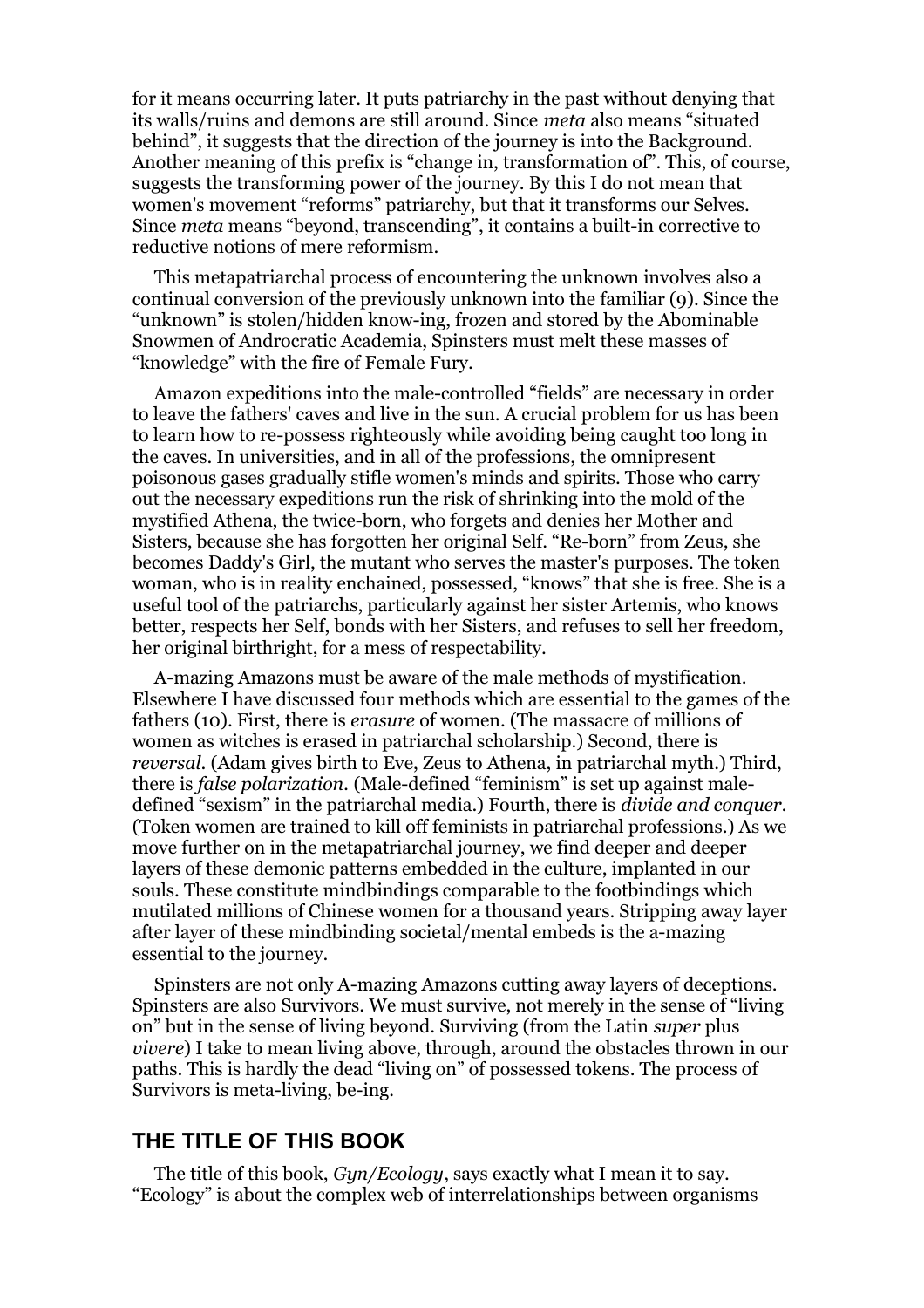for it means occurring later. It puts patriarchy in the past without denying that its walls/ruins and demons are still around. Since *meta* also means "situated behind", it suggests that the direction of the journey is into the Background. Another meaning of this prefix is "change in, transformation of". This, of course, suggests the transforming power of the journey. By this I do not mean that women's movement "reforms" patriarchy, but that it transforms our Selves. Since *meta* means "beyond, transcending", it contains a built-in corrective to reductive notions of mere reformism.

This metapatriarchal process of encountering the unknown involves also a continual conversion of the previously unknown into the familiar (9). Since the "unknown" is stolen/hidden know-ing, frozen and stored by the Abominable Snowmen of Androcratic Academia, Spinsters must melt these masses of "knowledge" with the fire of Female Fury.

Amazon expeditions into the male-controlled "fields" are necessary in order to leave the fathers' caves and live in the sun. A crucial problem for us has been to learn how to re-possess righteously while avoiding being caught too long in the caves. In universities, and in all of the professions, the omnipresent poisonous gases gradually stifle women's minds and spirits. Those who carry out the necessary expeditions run the risk of shrinking into the mold of the mystified Athena, the twice-born, who forgets and denies her Mother and Sisters, because she has forgotten her original Self. "Re-born" from Zeus, she becomes Daddy's Girl, the mutant who serves the master's purposes. The token woman, who is in reality enchained, possessed, "knows" that she is free. She is a useful tool of the patriarchs, particularly against her sister Artemis, who knows better, respects her Self, bonds with her Sisters, and refuses to sell her freedom, her original birthright, for a mess of respectability.

A-mazing Amazons must be aware of the male methods of mystification. Elsewhere I have discussed four methods which are essential to the games of the fathers (10). First, there is *erasure* of women. (The massacre of millions of women as witches is erased in patriarchal scholarship.) Second, there is *reversal*. (Adam gives birth to Eve, Zeus to Athena, in patriarchal myth.) Third, there is *false polarization*. (Male-defined "feminism" is set up against male-defined "sexism" in the patriarchal media.) Fourth, there is *divide and conquer*. (Token women are trained to kill off feminists in patriarchal professions.) As we move further on in the metapatriarchal journey, we find deeper and deeper layers of these demonic patterns embedded in the culture, implanted in our souls. These constitute mindbindings comparable to the footbindings which mutilated millions of Chinese women for a thousand years. Stripping away layer after layer of these mindbinding societal/mental embeds is the a-mazing essential to the journey.

Spinsters are not only A-mazing Amazons cutting away layers of deceptions. Spinsters are also Survivors. We must survive, not merely in the sense of "living on" but in the sense of living beyond. Surviving (from the Latin *super* plus *vivere*) I take to mean living above, through, around the obstacles thrown in our paths. This is hardly the dead "living on" of possessed tokens. The process of Survivors is meta-living, be-ing.

## THE TITLE OF THIS BOOK

The title of this book, *Gyn/Ecology*, says exactly what I mean it to say. "Ecology" is about the complex web of interrelationships between organisms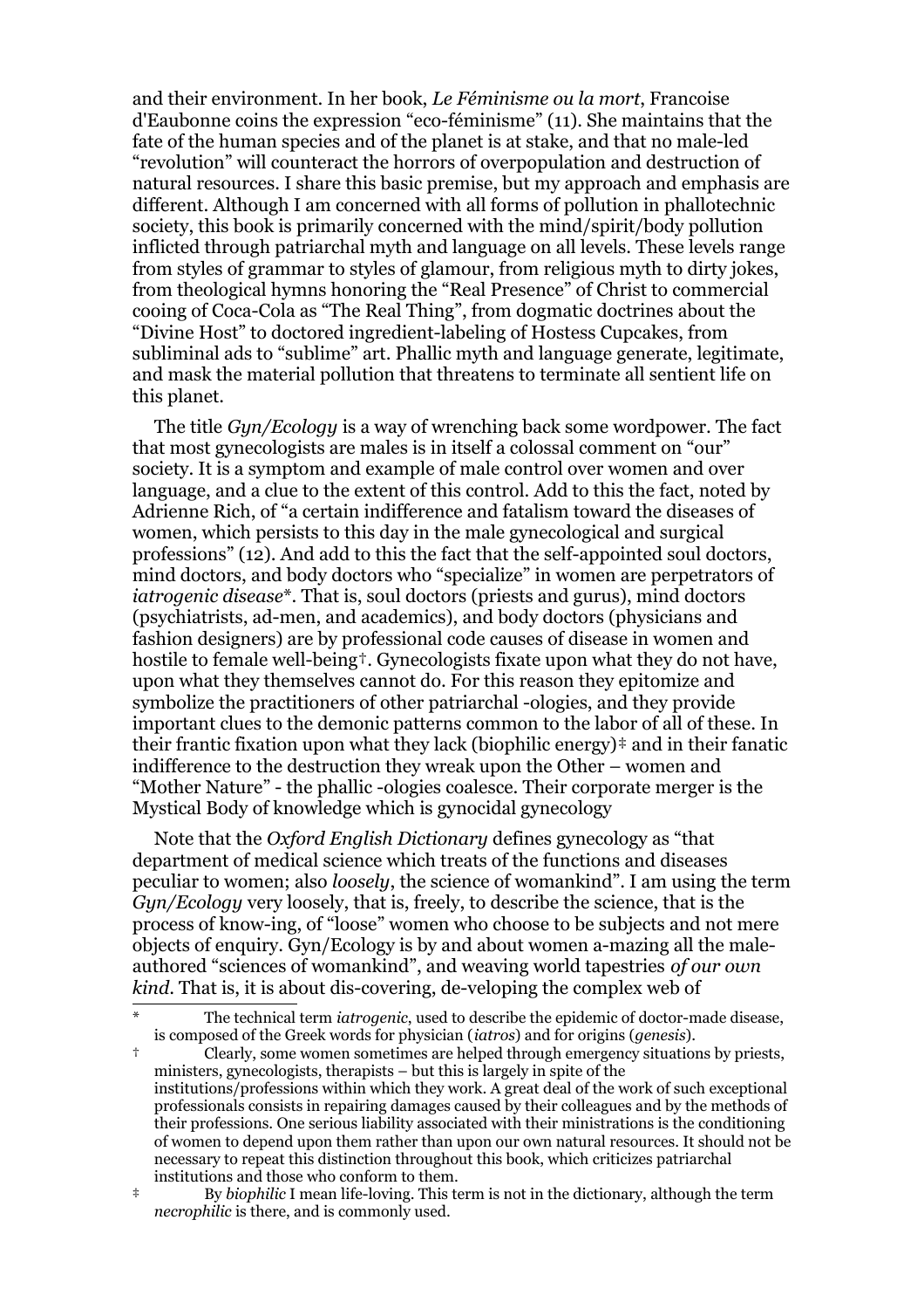and their environment. In her book, *Le Féminisme ou la mort*, Francoise d'Eaubonne coins the expression "eco-féminisme" (11). She maintains that the fate of the human species and of the planet is at stake, and that no male-led "revolution" will counteract the horrors of overpopulation and destruction of natural resources. I share this basic premise, but my approach and emphasis are different. Although I am concerned with all forms of pollution in phallotechnic society, this book is primarily concerned with the mind/spirit/body pollution inflicted through patriarchal myth and language on all levels. These levels range from styles of grammar to styles of glamour, from religious myth to dirty jokes, from theological hymns honoring the "Real Presence" of Christ to commercial cooing of Coca-Cola as "The Real Thing", from dogmatic doctrines about the "Divine Host" to doctored ingredient-labeling of Hostess Cupcakes, from subliminal ads to "sublime" art. Phallic myth and language generate, legitimate, and mask the material pollution that threatens to terminate all sentient life on this planet.

The title *Gyn/Ecology* is a way of wrenching back some wordpower. The fact that most gynecologists are males is in itself a colossal comment on "our" society. It is a symptom and example of male control over women and over language, and a clue to the extent of this control. Add to this the fact, noted by Adrienne Rich, of "a certain indifference and fatalism toward the diseases of women, which persists to this day in the male gynecological and surgical professions" (12). And add to this the fact that the self-appointed soul doctors, mind doctors, and body doctors who "specialize" in women are perpetrators of *iatrogenic disease*\*. That is, soul doctors (priests and gurus), mind doctors (psychiatrists, ad-men, and academics), and body doctors (physicians and fashion designers) are by professional code causes of disease in women and hostile to female well-being†. Gynecologists fixate upon what they do not have, upon what they themselves cannot do. For this reason they epitomize and symbolize the practitioners of other patriarchal -ologies, and they provide important clues to the demonic patterns common to the labor of all of these. In their frantic fixation upon what they lack (biophilic energy)‡ and in their fanatic indifference to the destruction they wreak upon the Other – women and "Mother Nature" - the phallic -ologies coalesce. Their corporate merger is the Mystical Body of knowledge which is gynocidal gynecology

Note that the *Oxford English Dictionary* defines gynecology as "that department of medical science which treats of the functions and diseases peculiar to women; also *loosely*, the science of womankind". I am using the term *Gyn/Ecology* very loosely, that is, freely, to describe the science, that is the process of know-ing, of "loose" women who choose to be subjects and not mere objects of enquiry. Gyn/Ecology is by and about women a-mazing all the male-authored "sciences of womankind", and weaving world tapestries *of our own kind*. That is, it is about dis-covering, de-veloping the complex web of

---

\* The technical term *iatrogenic*, used to describe the epidemic of doctor-made disease, is composed of the Greek words for physician (*iatros*) and for origins (*genesis*).

† Clearly, some women sometimes are helped through emergency situations by priests, ministers, gynecologists, therapists – but this is largely in spite of the institutions/professions within which they work. A great deal of the work of such exceptional professionals consists in repairing damages caused by their colleagues and by the methods of their professions. One serious liability associated with their ministrations is the conditioning of women to depend upon them rather than upon our own natural resources. It should not be necessary to repeat this distinction throughout this book, which criticizes patriarchal institutions and those who conform to them.

‡ By *biophilic* I mean life-loving. This term is not in the dictionary, although the term *necrophilic* is there, and is commonly used.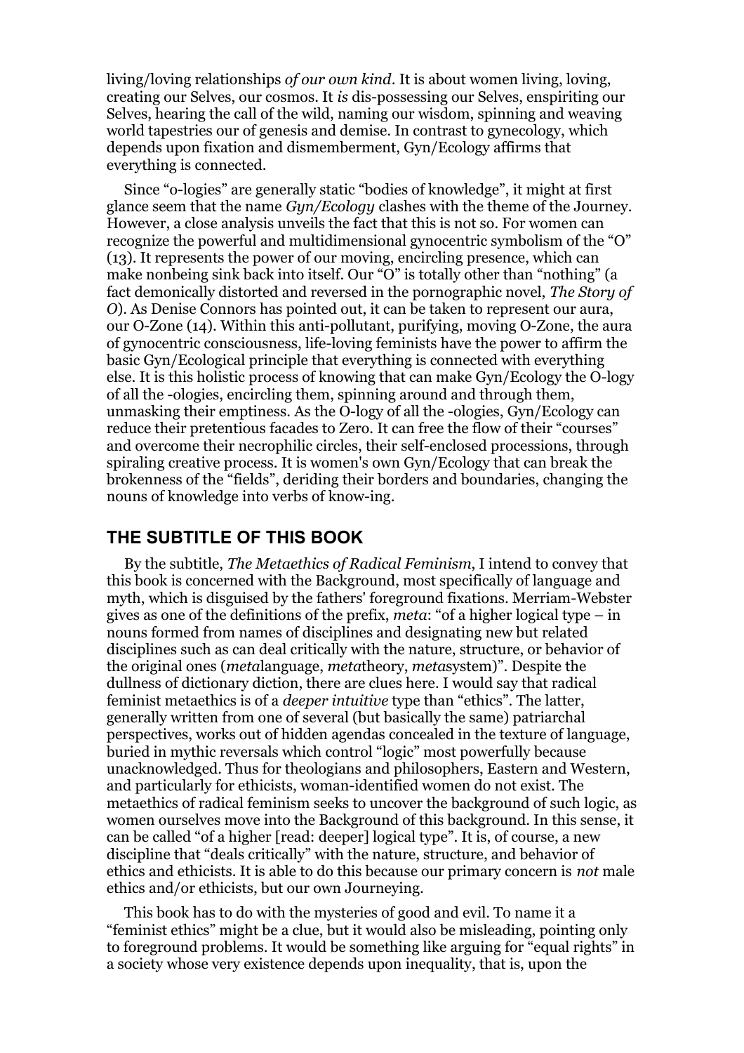living/loving relationships *of our own kind*. It is about women living, loving, creating our Selves, our cosmos. It *is* dis-possessing our Selves, enspiriting our Selves, hearing the call of the wild, naming our wisdom, spinning and weaving world tapestries our of genesis and demise. In contrast to gynecology, which depends upon fixation and dismemberment, Gyn/Ecology affirms that everything is connected.

Since "o-logies" are generally static "bodies of knowledge", it might at first glance seem that the name *Gyn/Ecology* clashes with the theme of the Journey. However, a close analysis unveils the fact that this is not so. For women can recognize the powerful and multidimensional gynocentric symbolism of the "O" (13). It represents the power of our moving, encircling presence, which can make nonbeing sink back into itself. Our "O" is totally other than "nothing" (a fact demonically distorted and reversed in the pornographic novel, *The Story of O*). As Denise Connors has pointed out, it can be taken to represent our aura, our O-Zone (14). Within this anti-pollutant, purifying, moving O-Zone, the aura of gynocentric consciousness, life-loving feminists have the power to affirm the basic Gyn/Ecological principle that everything is connected with everything else. It is this holistic process of knowing that can make Gyn/Ecology the O-logy of all the -ologies, encircling them, spinning around and through them, unmasking their emptiness. As the O-logy of all the -ologies, Gyn/Ecology can reduce their pretentious facades to Zero. It can free the flow of their "courses" and overcome their necrophilic circles, their self-enclosed processions, through spiraling creative process. It is women's own Gyn/Ecology that can break the brokenness of the "fields", deriding their borders and boundaries, changing the nouns of knowledge into verbs of know-ing.

## THE SUBTITLE OF THIS BOOK

By the subtitle, *The Metaethics of Radical Feminism*, I intend to convey that this book is concerned with the Background, most specifically of language and myth, which is disguised by the fathers' foreground fixations. Merriam-Webster gives as one of the definitions of the prefix, *meta*: "of a higher logical type – in nouns formed from names of disciplines and designating new but related disciplines such as can deal critically with the nature, structure, or behavior of the original ones (*meta*language, *meta*theory, *meta*system)". Despite the dullness of dictionary diction, there are clues here. I would say that radical feminist metaethics is of a *deeper intuitive* type than "ethics". The latter, generally written from one of several (but basically the same) patriarchal perspectives, works out of hidden agendas concealed in the texture of language, buried in mythic reversals which control "logic" most powerfully because unacknowledged. Thus for theologians and philosophers, Eastern and Western, and particularly for ethicists, woman-identified women do not exist. The metaethics of radical feminism seeks to uncover the background of such logic, as women ourselves move into the Background of this background. In this sense, it can be called "of a higher [read: deeper] logical type". It is, of course, a new discipline that "deals critically" with the nature, structure, and behavior of ethics and ethicists. It is able to do this because our primary concern is *not* male ethics and/or ethicists, but our own Journeying.

This book has to do with the mysteries of good and evil. To name it a "feminist ethics" might be a clue, but it would also be misleading, pointing only to foreground problems. It would be something like arguing for "equal rights" in a society whose very existence depends upon inequality, that is, upon the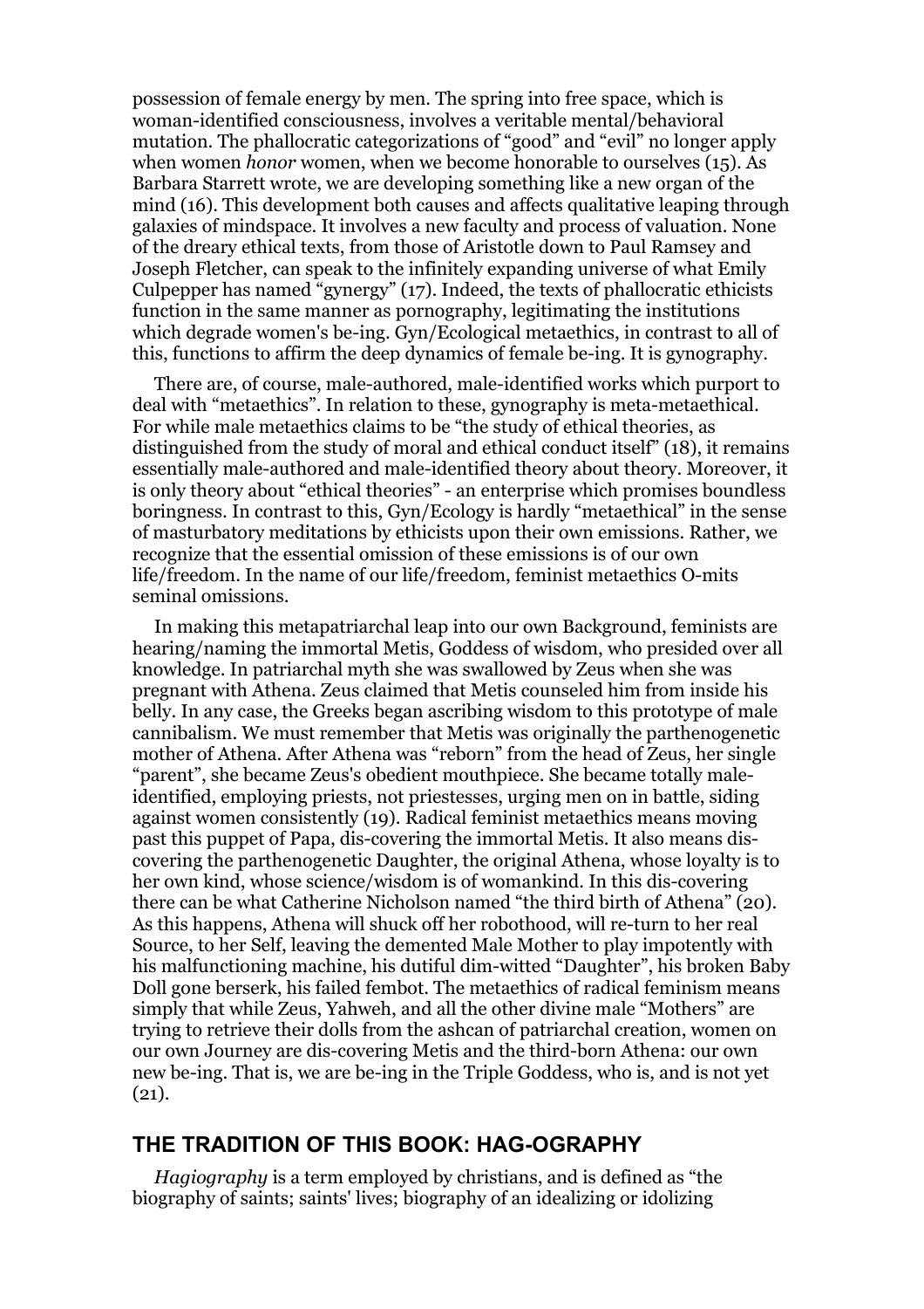possession of female energy by men. The spring into free space, which is woman-identified consciousness, involves a veritable mental/behavioral mutation. The phallocratic categorizations of "good" and "evil" no longer apply when women *honor* women, when we become honorable to ourselves (15). As Barbara Starrett wrote, we are developing something like a new organ of the mind (16). This development both causes and affects qualitative leaping through galaxies of mindspace. It involves a new faculty and process of valuation. None of the dreary ethical texts, from those of Aristotle down to Paul Ramsey and Joseph Fletcher, can speak to the infinitely expanding universe of what Emily Culpepper has named "gynergy" (17). Indeed, the texts of phallocratic ethicists function in the same manner as pornography, legitimating the institutions which degrade women's be-ing. Gyn/Ecological metaethics, in contrast to all of this, functions to affirm the deep dynamics of female be-ing. It is gynography.

There are, of course, male-authored, male-identified works which purport to deal with "metaethics". In relation to these, gynography is meta-metaethical. For while male metaethics claims to be "the study of ethical theories, as distinguished from the study of moral and ethical conduct itself" (18), it remains essentially male-authored and male-identified theory about theory. Moreover, it is only theory about "ethical theories" - an enterprise which promises boundless boringness. In contrast to this, Gyn/Ecology is hardly "metaethical" in the sense of masturbatory meditations by ethicists upon their own emissions. Rather, we recognize that the essential omission of these emissions is of our own life/freedom. In the name of our life/freedom, feminist metaethics O-mits seminal omissions.

In making this metapatriarchal leap into our own Background, feminists are hearing/naming the immortal Metis, Goddess of wisdom, who presided over all knowledge. In patriarchal myth she was swallowed by Zeus when she was pregnant with Athena. Zeus claimed that Metis counseled him from inside his belly. In any case, the Greeks began ascribing wisdom to this prototype of male cannibalism. We must remember that Metis was originally the parthenogenetic mother of Athena. After Athena was "reborn" from the head of Zeus, her single "parent", she became Zeus's obedient mouthpiece. She became totally male-identified, employing priests, not priestesses, urging men on in battle, siding against women consistently (19). Radical feminist metaethics means moving past this puppet of Papa, dis-covering the immortal Metis. It also means dis-covering the parthenogenetic Daughter, the original Athena, whose loyalty is to her own kind, whose science/wisdom is of womankind. In this dis-covering there can be what Catherine Nicholson named "the third birth of Athena" (20). As this happens, Athena will shuck off her robothood, will re-turn to her real Source, to her Self, leaving the demented Male Mother to play impotently with his malfunctioning machine, his dutiful dim-witted "Daughter", his broken Baby Doll gone berserk, his failed fembot. The metaethics of radical feminism means simply that while Zeus, Yahweh, and all the other divine male "Mothers" are trying to retrieve their dolls from the ashcan of patriarchal creation, women on our own Journey are dis-covering Metis and the third-born Athena: our own new be-ing. That is, we are be-ing in the Triple Goddess, who is, and is not yet (21).

## THE TRADITION OF THIS BOOK: HAG-OGRAPHY

*Hagiography* is a term employed by christians, and is defined as "the biography of saints; saints' lives; biography of an idealizing or idolizing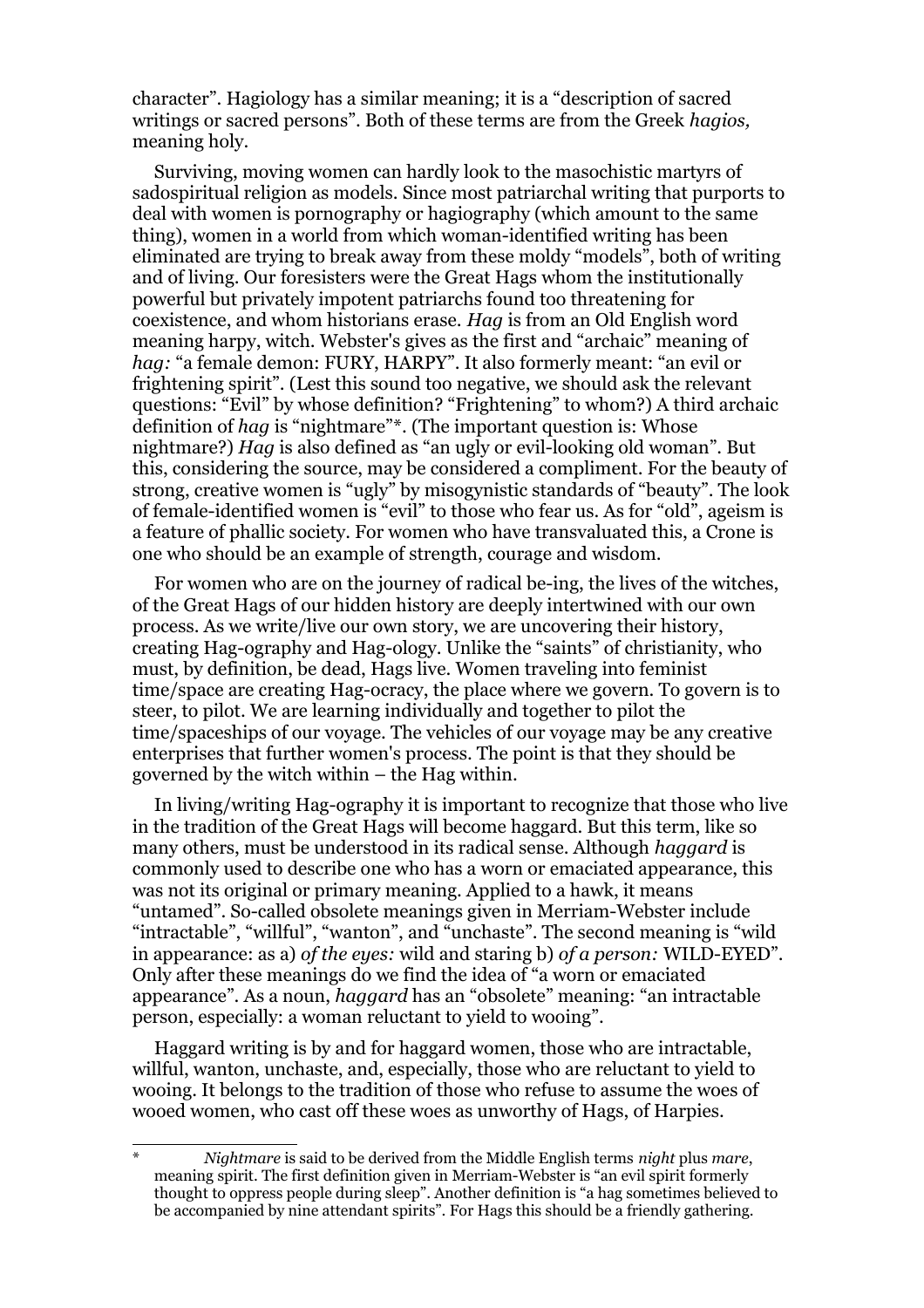character". Hagiology has a similar meaning; it is a "description of sacred writings or sacred persons". Both of these terms are from the Greek *hagios,* meaning holy.

Surviving, moving women can hardly look to the masochistic martyrs of sadospiritual religion as models. Since most patriarchal writing that purports to deal with women is pornography or hagiography (which amount to the same thing), women in a world from which woman-identified writing has been eliminated are trying to break away from these moldy "models", both of writing and of living. Our foresisters were the Great Hags whom the institutionally powerful but privately impotent patriarchs found too threatening for coexistence, and whom historians erase. *Hag* is from an Old English word meaning harpy, witch. Webster's gives as the first and "archaic" meaning of *hag:* "a female demon: FURY, HARPY". It also formerly meant: "an evil or frightening spirit". (Lest this sound too negative, we should ask the relevant questions: "Evil" by whose definition? "Frightening" to whom?) A third archaic definition of *hag* is "nightmare"*. (The important question is: Whose nightmare?) *Hag* is also defined as "an ugly or evil-looking old woman". But this, considering the source, may be considered a compliment. For the beauty of strong, creative women is "ugly" by misogynistic standards of "beauty". The look of female-identified women is "evil" to those who fear us. As for "old", ageism is a feature of phallic society. For women who have transvaluated this, a Crone is one who should be an example of strength, courage and wisdom.

For women who are on the journey of radical be-ing, the lives of the witches, of the Great Hags of our hidden history are deeply intertwined with our own process. As we write/live our own story, we are uncovering their history, creating Hag-ography and Hag-ology. Unlike the "saints" of christianity, who must, by definition, be dead, Hags live. Women traveling into feminist time/space are creating Hag-ocracy, the place where we govern. To govern is to steer, to pilot. We are learning individually and together to pilot the time/spaceships of our voyage. The vehicles of our voyage may be any creative enterprises that further women's process. The point is that they should be governed by the witch within – the Hag within.

In living/writing Hag-ography it is important to recognize that those who live in the tradition of the Great Hags will become haggard. But this term, like so many others, must be understood in its radical sense. Although *haggard* is commonly used to describe one who has a worn or emaciated appearance, this was not its original or primary meaning. Applied to a hawk, it means "untamed". So-called obsolete meanings given in Merriam-Webster include "intractable", "willful", "wanton", and "unchaste". The second meaning is "wild in appearance: as a) *of the eyes:* wild and staring b) *of a person:* WILD-EYED". Only after these meanings do we find the idea of "a worn or emaciated appearance". As a noun, *haggard* has an "obsolete" meaning: "an intractable person, especially: a woman reluctant to yield to wooing".

Haggard writing is by and for haggard women, those who are intractable, willful, wanton, unchaste, and, especially, those who are reluctant to yield to wooing. It belongs to the tradition of those who refuse to assume the woes of wooed women, who cast off these woes as unworthy of Hags, of Harpies.

---

\* *Nightmare* is said to be derived from the Middle English terms *night* plus *mare*, meaning spirit. The first definition given in Merriam-Webster is "an evil spirit formerly thought to oppress people during sleep". Another definition is "a hag sometimes believed to be accompanied by nine attendant spirits". For Hags this should be a friendly gathering.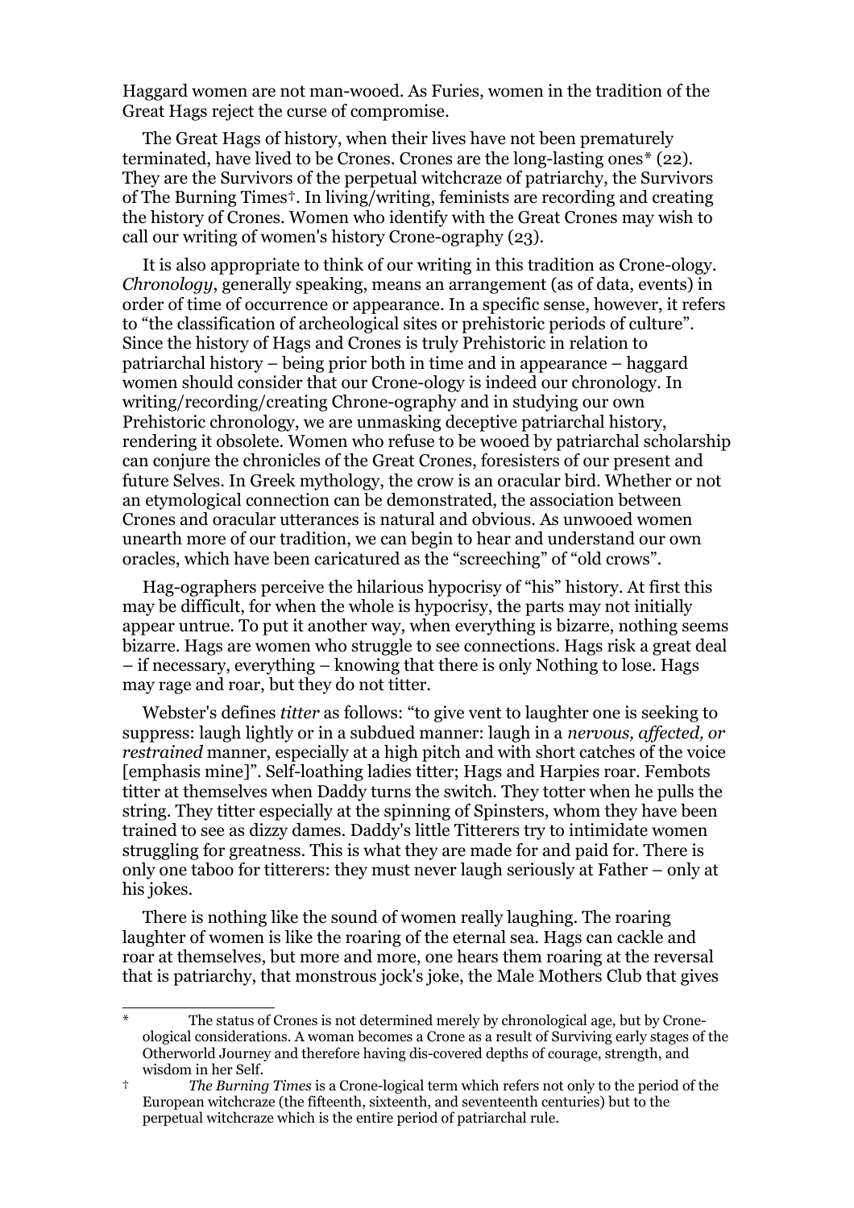Haggard women are not man-wooed. As Furies, women in the tradition of the Great Hags reject the curse of compromise.

The Great Hags of history, when their lives have not been prematurely terminated, have lived to be Crones. Crones are the long-lasting ones* (22). They are the Survivors of the perpetual witchcraze of patriarchy, the Survivors of The Burning Times†. In living/writing, feminists are recording and creating the history of Crones. Women who identify with the Great Crones may wish to call our writing of women's history Crone-ography (23).

It is also appropriate to think of our writing in this tradition as Crone-ology. *Chronology*, generally speaking, means an arrangement (as of data, events) in order of time of occurrence or appearance. In a specific sense, however, it refers to "the classification of archeological sites or prehistoric periods of culture". Since the history of Hags and Crones is truly Prehistoric in relation to patriarchal history – being prior both in time and in appearance – haggard women should consider that our Crone-ology is indeed our chronology. In writing/recording/creating Chrone-ography and in studying our own Prehistoric chronology, we are unmasking deceptive patriarchal history, rendering it obsolete. Women who refuse to be wooed by patriarchal scholarship can conjure the chronicles of the Great Crones, foresisters of our present and future Selves. In Greek mythology, the crow is an oracular bird. Whether or not an etymological connection can be demonstrated, the association between Crones and oracular utterances is natural and obvious. As unwooed women unearth more of our tradition, we can begin to hear and understand our own oracles, which have been caricatured as the "screeching" of "old crows".

Hag-ographers perceive the hilarious hypocrisy of "his" history. At first this may be difficult, for when the whole is hypocrisy, the parts may not initially appear untrue. To put it another way, when everything is bizarre, nothing seems bizarre. Hags are women who struggle to see connections. Hags risk a great deal – if necessary, everything – knowing that there is only Nothing to lose. Hags may rage and roar, but they do not titter.

Webster's defines *titter* as follows: "to give vent to laughter one is seeking to suppress: laugh lightly or in a subdued manner: laugh in a *nervous, affected, or restrained* manner, especially at a high pitch and with short catches of the voice [emphasis mine]". Self-loathing ladies titter; Hags and Harpies roar. Fembots titter at themselves when Daddy turns the switch. They totter when he pulls the string. They titter especially at the spinning of Spinsters, whom they have been trained to see as dizzy dames. Daddy's little Titterers try to intimidate women struggling for greatness. This is what they are made for and paid for. There is only one taboo for titterers: they must never laugh seriously at Father – only at his jokes.

There is nothing like the sound of women really laughing. The roaring laughter of women is like the roaring of the eternal sea. Hags can cackle and roar at themselves, but more and more, one hears them roaring at the reversal that is patriarchy, that monstrous jock's joke, the Male Mothers Club that gives

---

\* The status of Crones is not determined merely by chronological age, but by Crone-ological considerations. A woman becomes a Crone as a result of Surviving early stages of the Otherworld Journey and therefore having dis-covered depths of courage, strength, and wisdom in her Self.

† *The Burning Times* is a Crone-logical term which refers not only to the period of the European witchcraze (the fifteenth, sixteenth, and seventeenth centuries) but to the perpetual witchcraze which is the entire period of patriarchal rule.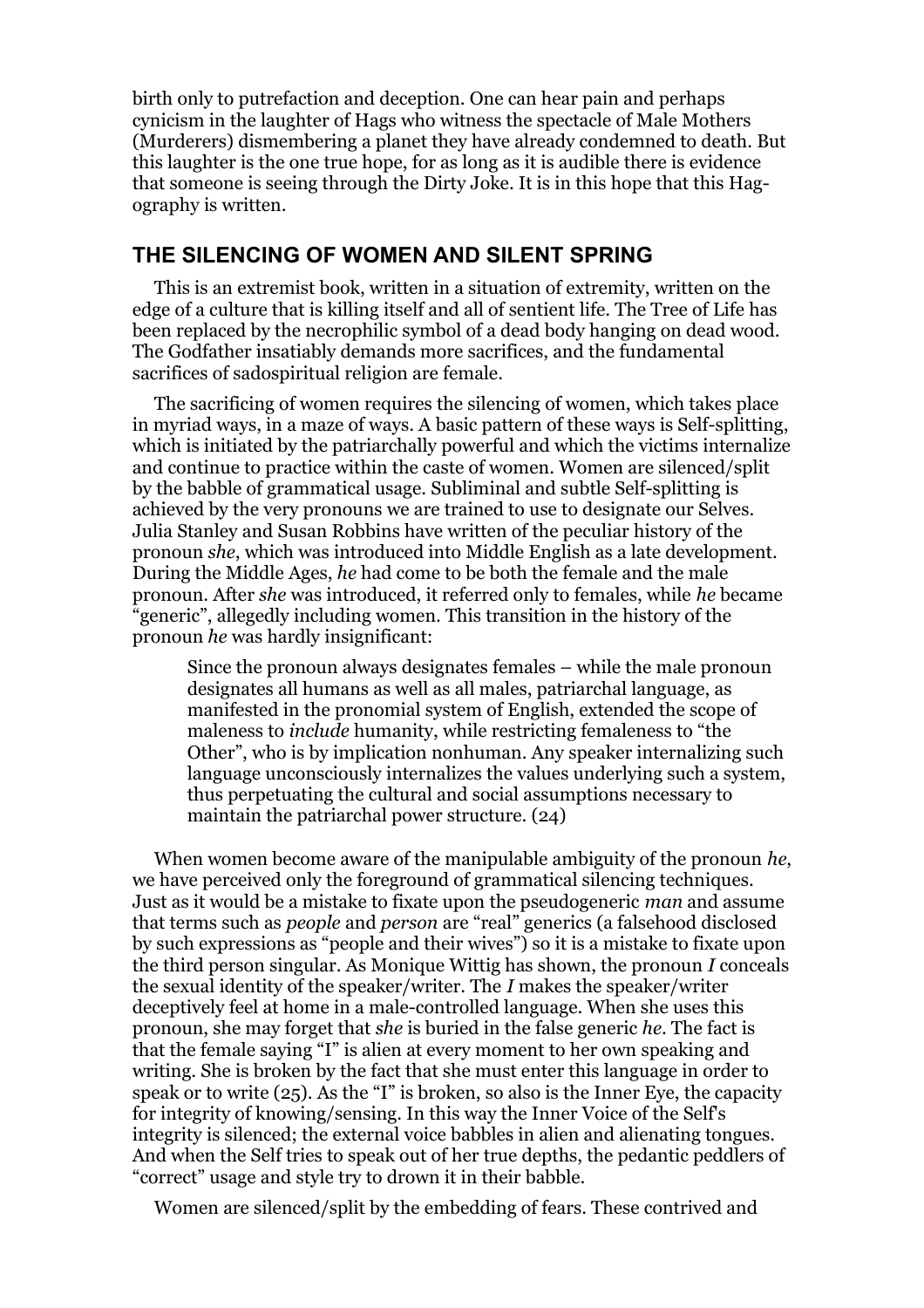birth only to putrefaction and deception. One can hear pain and perhaps cynicism in the laughter of Hags who witness the spectacle of Male Mothers (Murderers) dismembering a planet they have already condemned to death. But this laughter is the one true hope, for as long as it is audible there is evidence that someone is seeing through the Dirty Joke. It is in this hope that this Hag-ography is written.

## THE SILENCING OF WOMEN AND SILENT SPRING

This is an extremist book, written in a situation of extremity, written on the edge of a culture that is killing itself and all of sentient life. The Tree of Life has been replaced by the necrophilic symbol of a dead body hanging on dead wood. The Godfather insatiably demands more sacrifices, and the fundamental sacrifices of sadospiritual religion are female.

The sacrificing of women requires the silencing of women, which takes place in myriad ways, in a maze of ways. A basic pattern of these ways is Self-splitting, which is initiated by the patriarchally powerful and which the victims internalize and continue to practice within the caste of women. Women are silenced/split by the babble of grammatical usage. Subliminal and subtle Self-splitting is achieved by the very pronouns we are trained to use to designate our Selves. Julia Stanley and Susan Robbins have written of the peculiar history of the pronoun *she*, which was introduced into Middle English as a late development. During the Middle Ages, *he* had come to be both the female and the male pronoun. After *she* was introduced, it referred only to females, while *he* became "generic", allegedly including women. This transition in the history of the pronoun *he* was hardly insignificant:

> Since the pronoun always designates females – while the male pronoun designates all humans as well as all males, patriarchal language, as manifested in the pronomial system of English, extended the scope of maleness to *include* humanity, while restricting femaleness to "the Other", who is by implication nonhuman. Any speaker internalizing such language unconsciously internalizes the values underlying such a system, thus perpetuating the cultural and social assumptions necessary to maintain the patriarchal power structure. (24)

When women become aware of the manipulable ambiguity of the pronoun *he*, we have perceived only the foreground of grammatical silencing techniques. Just as it would be a mistake to fixate upon the pseudogeneric *man* and assume that terms such as *people* and *person* are "real" generics (a falsehood disclosed by such expressions as "people and their wives") so it is a mistake to fixate upon the third person singular. As Monique Wittig has shown, the pronoun *I* conceals the sexual identity of the speaker/writer. The *I* makes the speaker/writer deceptively feel at home in a male-controlled language. When she uses this pronoun, she may forget that *she* is buried in the false generic *he*. The fact is that the female saying "I" is alien at every moment to her own speaking and writing. She is broken by the fact that she must enter this language in order to speak or to write (25). As the "I" is broken, so also is the Inner Eye, the capacity for integrity of knowing/sensing. In this way the Inner Voice of the Self's integrity is silenced; the external voice babbles in alien and alienating tongues. And when the Self tries to speak out of her true depths, the pedantic peddlers of "correct" usage and style try to drown it in their babble.

Women are silenced/split by the embedding of fears. These contrived and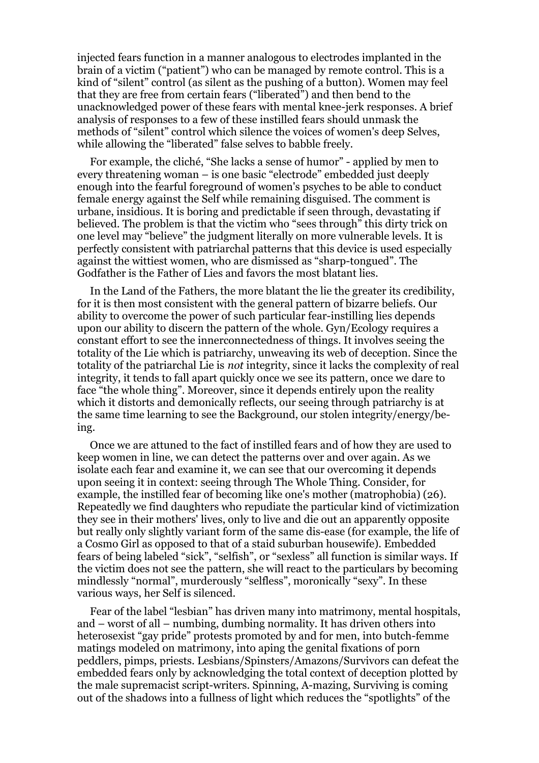injected fears function in a manner analogous to electrodes implanted in the brain of a victim ("patient") who can be managed by remote control. This is a kind of "silent" control (as silent as the pushing of a button). Women may feel that they are free from certain fears ("liberated") and then bend to the unacknowledged power of these fears with mental knee-jerk responses. A brief analysis of responses to a few of these instilled fears should unmask the methods of "silent" control which silence the voices of women's deep Selves, while allowing the "liberated" false selves to babble freely.

For example, the cliché, "She lacks a sense of humor" - applied by men to every threatening woman – is one basic "electrode" embedded just deeply enough into the fearful foreground of women's psyches to be able to conduct female energy against the Self while remaining disguised. The comment is urbane, insidious. It is boring and predictable if seen through, devastating if believed. The problem is that the victim who "sees through" this dirty trick on one level may "believe" the judgment literally on more vulnerable levels. It is perfectly consistent with patriarchal patterns that this device is used especially against the wittiest women, who are dismissed as "sharp-tongued". The Godfather is the Father of Lies and favors the most blatant lies.

In the Land of the Fathers, the more blatant the lie the greater its credibility, for it is then most consistent with the general pattern of bizarre beliefs. Our ability to overcome the power of such particular fear-instilling lies depends upon our ability to discern the pattern of the whole. Gyn/Ecology requires a constant effort to see the innerconnectedness of things. It involves seeing the totality of the Lie which is patriarchy, unweaving its web of deception. Since the totality of the patriarchal Lie is *not* integrity, since it lacks the complexity of real integrity, it tends to fall apart quickly once we see its pattern, once we dare to face "the whole thing". Moreover, since it depends entirely upon the reality which it distorts and demonically reflects, our seeing through patriarchy is at the same time learning to see the Background, our stolen integrity/energy/be-ing.

Once we are attuned to the fact of instilled fears and of how they are used to keep women in line, we can detect the patterns over and over again. As we isolate each fear and examine it, we can see that our overcoming it depends upon seeing it in context: seeing through The Whole Thing. Consider, for example, the instilled fear of becoming like one's mother (matrophobia) (26). Repeatedly we find daughters who repudiate the particular kind of victimization they see in their mothers' lives, only to live and die out an apparently opposite but really only slightly variant form of the same dis-ease (for example, the life of a Cosmo Girl as opposed to that of a staid suburban housewife). Embedded fears of being labeled "sick", "selfish", or "sexless" all function is similar ways. If the victim does not see the pattern, she will react to the particulars by becoming mindlessly "normal", murderously "selfless", moronically "sexy". In these various ways, her Self is silenced.

Fear of the label "lesbian" has driven many into matrimony, mental hospitals, and – worst of all – numbing, dumbing normality. It has driven others into heterosexist "gay pride" protests promoted by and for men, into butch-femme matings modeled on matrimony, into aping the genital fixations of porn peddlers, pimps, priests. Lesbians/Spinsters/Amazons/Survivors can defeat the embedded fears only by acknowledging the total context of deception plotted by the male supremacist script-writers. Spinning, A-mazing, Surviving is coming out of the shadows into a fullness of light which reduces the "spotlights" of the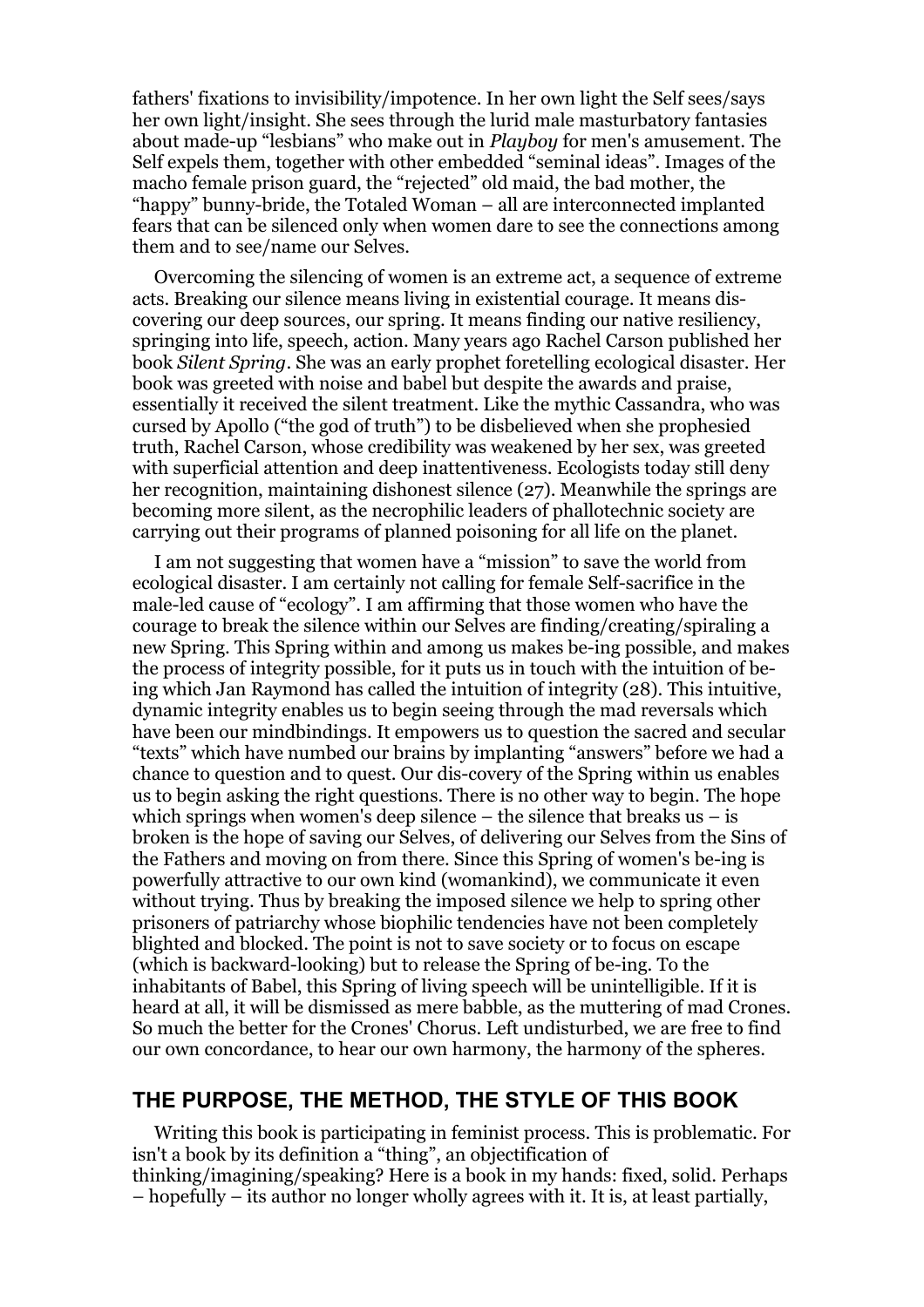fathers' fixations to invisibility/impotence. In her own light the Self sees/says her own light/insight. She sees through the lurid male masturbatory fantasies about made-up "lesbians" who make out in *Playboy* for men's amusement. The Self expels them, together with other embedded "seminal ideas". Images of the macho female prison guard, the "rejected" old maid, the bad mother, the "happy" bunny-bride, the Totaled Woman – all are interconnected implanted fears that can be silenced only when women dare to see the connections among them and to see/name our Selves.

Overcoming the silencing of women is an extreme act, a sequence of extreme acts. Breaking our silence means living in existential courage. It means dis-covering our deep sources, our spring. It means finding our native resiliency, springing into life, speech, action. Many years ago Rachel Carson published her book *Silent Spring*. She was an early prophet foretelling ecological disaster. Her book was greeted with noise and babel but despite the awards and praise, essentially it received the silent treatment. Like the mythic Cassandra, who was cursed by Apollo ("the god of truth") to be disbelieved when she prophesied truth, Rachel Carson, whose credibility was weakened by her sex, was greeted with superficial attention and deep inattentiveness. Ecologists today still deny her recognition, maintaining dishonest silence (27). Meanwhile the springs are becoming more silent, as the necrophilic leaders of phallotechnic society are carrying out their programs of planned poisoning for all life on the planet.

I am not suggesting that women have a "mission" to save the world from ecological disaster. I am certainly not calling for female Self-sacrifice in the male-led cause of "ecology". I am affirming that those women who have the courage to break the silence within our Selves are finding/creating/spiraling a new Spring. This Spring within and among us makes be-ing possible, and makes the process of integrity possible, for it puts us in touch with the intuition of be-ing which Jan Raymond has called the intuition of integrity (28). This intuitive, dynamic integrity enables us to begin seeing through the mad reversals which have been our mindbindings. It empowers us to question the sacred and secular "texts" which have numbed our brains by implanting "answers" before we had a chance to question and to quest. Our dis-covery of the Spring within us enables us to begin asking the right questions. There is no other way to begin. The hope which springs when women's deep silence – the silence that breaks us – is broken is the hope of saving our Selves, of delivering our Selves from the Sins of the Fathers and moving on from there. Since this Spring of women's be-ing is powerfully attractive to our own kind (womankind), we communicate it even without trying. Thus by breaking the imposed silence we help to spring other prisoners of patriarchy whose biophilic tendencies have not been completely blighted and blocked. The point is not to save society or to focus on escape (which is backward-looking) but to release the Spring of be-ing. To the inhabitants of Babel, this Spring of living speech will be unintelligible. If it is heard at all, it will be dismissed as mere babble, as the muttering of mad Crones. So much the better for the Crones' Chorus. Left undisturbed, we are free to find our own concordance, to hear our own harmony, the harmony of the spheres.

## THE PURPOSE, THE METHOD, THE STYLE OF THIS BOOK

Writing this book is participating in feminist process. This is problematic. For isn't a book by its definition a "thing", an objectification of thinking/imagining/speaking? Here is a book in my hands: fixed, solid. Perhaps – hopefully – its author no longer wholly agrees with it. It is, at least partially,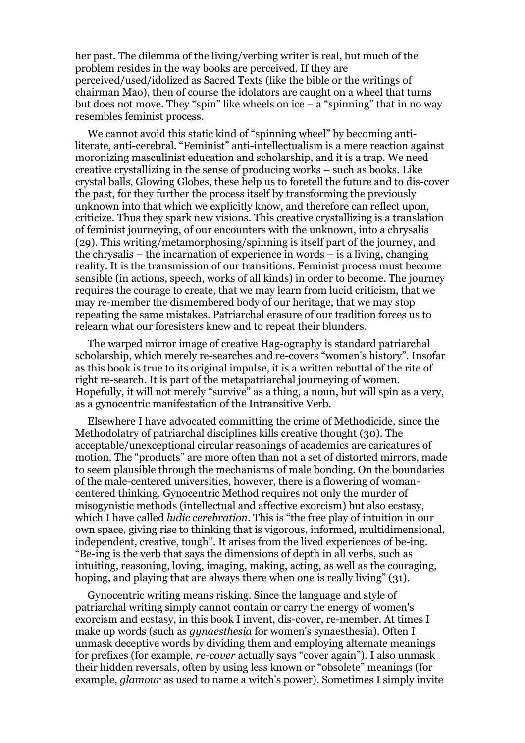her past. The dilemma of the living/verbing writer is real, but much of the problem resides in the way books are perceived. If they are perceived/used/idolized as Sacred Texts (like the bible or the writings of chairman Mao), then of course the idolators are caught on a wheel that turns but does not move. They "spin" like wheels on ice – a "spinning" that in no way resembles feminist process.

We cannot avoid this static kind of "spinning wheel" by becoming anti-literate, anti-cerebral. "Feminist" anti-intellectualism is a mere reaction against moronizing masculinist education and scholarship, and it is a trap. We need creative crystallizing in the sense of producing works – such as books. Like crystal balls, Glowing Globes, these help us to foretell the future and to dis-cover the past, for they further the process itself by transforming the previously unknown into that which we explicitly know, and therefore can reflect upon, criticize. Thus they spark new visions. This creative crystallizing is a translation of feminist journeying, of our encounters with the unknown, into a chrysalis (29). This writing/metamorphosing/spinning is itself part of the journey, and the chrysalis – the incarnation of experience in words – is a living, changing reality. It is the transmission of our transitions. Feminist process must become sensible (in actions, speech, works of all kinds) in order to become. The journey requires the courage to create, that we may learn from lucid criticism, that we may re-member the dismembered body of our heritage, that we may stop repeating the same mistakes. Patriarchal erasure of our tradition forces us to relearn what our foresisters knew and to repeat their blunders.

The warped mirror image of creative Hag-ography is standard patriarchal scholarship, which merely re-searches and re-covers "women's history". Insofar as this book is true to its original impulse, it is a written rebuttal of the rite of right re-search. It is part of the metapatriarchal journeying of women. Hopefully, it will not merely "survive" as a thing, a noun, but will spin as a very, as a gynocentric manifestation of the Intransitive Verb.

Elsewhere I have advocated committing the crime of Methodicide, since the Methodolatry of patriarchal disciplines kills creative thought (30). The acceptable/unexceptional circular reasonings of academics are caricatures of motion. The "products" are more often than not a set of distorted mirrors, made to seem plausible through the mechanisms of male bonding. On the boundaries of the male-centered universities, however, there is a flowering of woman-centered thinking. Gynocentric Method requires not only the murder of misogynistic methods (intellectual and affective exorcism) but also ecstasy, which I have called *ludic cerebration*. This is "the free play of intuition in our own space, giving rise to thinking that is vigorous, informed, multidimensional, independent, creative, tough". It arises from the lived experiences of be-ing. "Be-ing is the verb that says the dimensions of depth in all verbs, such as intuiting, reasoning, loving, imaging, making, acting, as well as the couraging, hoping, and playing that are always there when one is really living" (31).

Gynocentric writing means risking. Since the language and style of patriarchal writing simply cannot contain or carry the energy of women's exorcism and ecstasy, in this book I invent, dis-cover, re-member. At times I make up words (such as *gynaesthesia* for women's synaesthesia). Often I unmask deceptive words by dividing them and employing alternate meanings for prefixes (for example, *re-cover* actually says "cover again"). I also unmask their hidden reversals, often by using less known or "obsolete" meanings (for example, *glamour* as used to name a witch's power). Sometimes I simply invite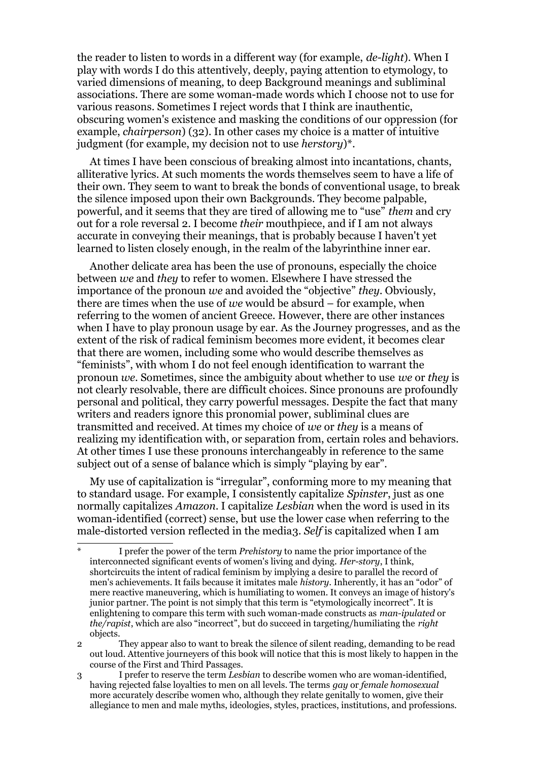the reader to listen to words in a different way (for example, *de-light*). When I play with words I do this attentively, deeply, paying attention to etymology, to varied dimensions of meaning, to deep Background meanings and subliminal associations. There are some woman-made words which I choose not to use for various reasons. Sometimes I reject words that I think are inauthentic, obscuring women's existence and masking the conditions of our oppression (for example, *chairperson*) (32). In other cases my choice is a matter of intuitive judgment (for example, my decision not to use *herstory*)*.

At times I have been conscious of breaking almost into incantations, chants, alliterative lyrics. At such moments the words themselves seem to have a life of their own. They seem to want to break the bonds of conventional usage, to break the silence imposed upon their own Backgrounds. They become palpable, powerful, and it seems that they are tired of allowing me to "use" *them* and cry out for a role reversal [2]. I become *their* mouthpiece, and if I am not always accurate in conveying their meanings, that is probably because I haven't yet learned to listen closely enough, in the realm of the labyrinthine inner ear.

Another delicate area has been the use of pronouns, especially the choice between *we* and *they* to refer to women. Elsewhere I have stressed the importance of the pronoun *we* and avoided the "objective" *they*. Obviously, there are times when the use of *we* would be absurd – for example, when referring to the women of ancient Greece. However, there are other instances when I have to play pronoun usage by ear. As the Journey progresses, and as the extent of the risk of radical feminism becomes more evident, it becomes clear that there are women, including some who would describe themselves as "feminists", with whom I do not feel enough identification to warrant the pronoun *we*. Sometimes, since the ambiguity about whether to use *we* or *they* is not clearly resolvable, there are difficult choices. Since pronouns are profoundly personal and political, they carry powerful messages. Despite the fact that many writers and readers ignore this pronomial power, subliminal clues are transmitted and received. At times my choice of *we* or *they* is a means of realizing my identification with, or separation from, certain roles and behaviors. At other times I use these pronouns interchangeably in reference to the same subject out of a sense of balance which is simply "playing by ear".

My use of capitalization is "irregular", conforming more to my meaning that to standard usage. For example, I consistently capitalize *Spinster*, just as one normally capitalizes *Amazon*. I capitalize *Lesbian* when the word is used in its woman-identified (correct) sense, but use the lower case when referring to the male-distorted version reflected in the media[3]. *Self* is capitalized when I am

---

\* I prefer the power of the term *Prehistory* to name the prior importance of the interconnected significant events of women's living and dying. *Her-story*, I think, shortcircuits the intent of radical feminism by implying a desire to parallel the record of men's achievements. It fails because it imitates male *history*. Inherently, it has an "odor" of mere reactive maneuvering, which is humiliating to women. It conveys an image of history's junior partner. The point is not simply that this term is "etymologically incorrect". It is enlightening to compare this term with such woman-made constructs as *man-ipulated* or *the/rapist*, which are also "incorrect", but do succeed in targeting/humiliating the *right* objects.

2 They appear also to want to break the silence of silent reading, demanding to be read out loud. Attentive journeyers of this book will notice that this is most likely to happen in the course of the First and Third Passages.

3 I prefer to reserve the term *Lesbian* to describe women who are woman-identified, having rejected false loyalties to men on all levels. The terms *gay* or *female homosexual* more accurately describe women who, although they relate genitally to women, give their allegiance to men and male myths, ideologies, styles, practices, institutions, and professions.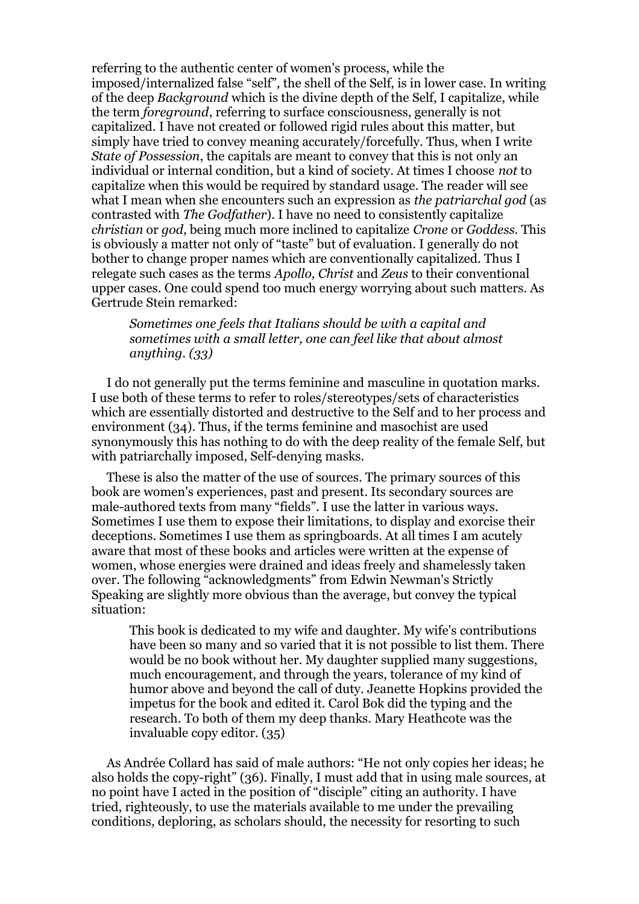referring to the authentic center of women's process, while the imposed/internalized false "self", the shell of the Self, is in lower case. In writing of the deep *Background* which is the divine depth of the Self, I capitalize, while the term *foreground*, referring to surface consciousness, generally is not capitalized. I have not created or followed rigid rules about this matter, but simply have tried to convey meaning accurately/forcefully. Thus, when I write *State of Possession*, the capitals are meant to convey that this is not only an individual or internal condition, but a kind of society. At times I choose *not* to capitalize when this would be required by standard usage. The reader will see what I mean when she encounters such an expression as *the patriarchal god* (as contrasted with *The Godfather*). I have no need to consistently capitalize *christian* or *god*, being much more inclined to capitalize *Crone* or *Goddess*. This is obviously a matter not only of "taste" but of evaluation. I generally do not bother to change proper names which are conventionally capitalized. Thus I relegate such cases as the terms *Apollo, Christ* and *Zeus* to their conventional upper cases. One could spend too much energy worrying about such matters. As Gertrude Stein remarked:

> *Sometimes one feels that Italians should be with a capital and sometimes with a small letter, one can feel like that about almost anything. (33)*

I do not generally put the terms feminine and masculine in quotation marks. I use both of these terms to refer to roles/stereotypes/sets of characteristics which are essentially distorted and destructive to the Self and to her process and environment (34). Thus, if the terms feminine and masochist are used synonymously this has nothing to do with the deep reality of the female Self, but with patriarchally imposed, Self-denying masks.

These is also the matter of the use of sources. The primary sources of this book are women's experiences, past and present. Its secondary sources are male-authored texts from many "fields". I use the latter in various ways. Sometimes I use them to expose their limitations, to display and exorcise their deceptions. Sometimes I use them as springboards. At all times I am acutely aware that most of these books and articles were written at the expense of women, whose energies were drained and ideas freely and shamelessly taken over. The following "acknowledgments" from Edwin Newman's Strictly Speaking are slightly more obvious than the average, but convey the typical situation:

> This book is dedicated to my wife and daughter. My wife's contributions have been so many and so varied that it is not possible to list them. There would be no book without her. My daughter supplied many suggestions, much encouragement, and through the years, tolerance of my kind of humor above and beyond the call of duty. Jeanette Hopkins provided the impetus for the book and edited it. Carol Bok did the typing and the research. To both of them my deep thanks. Mary Heathcote was the invaluable copy editor. (35)

As Andrée Collard has said of male authors: "He not only copies her ideas; he also holds the copy-right" (36). Finally, I must add that in using male sources, at no point have I acted in the position of "disciple" citing an authority. I have tried, righteously, to use the materials available to me under the prevailing conditions, deploring, as scholars should, the necessity for resorting to such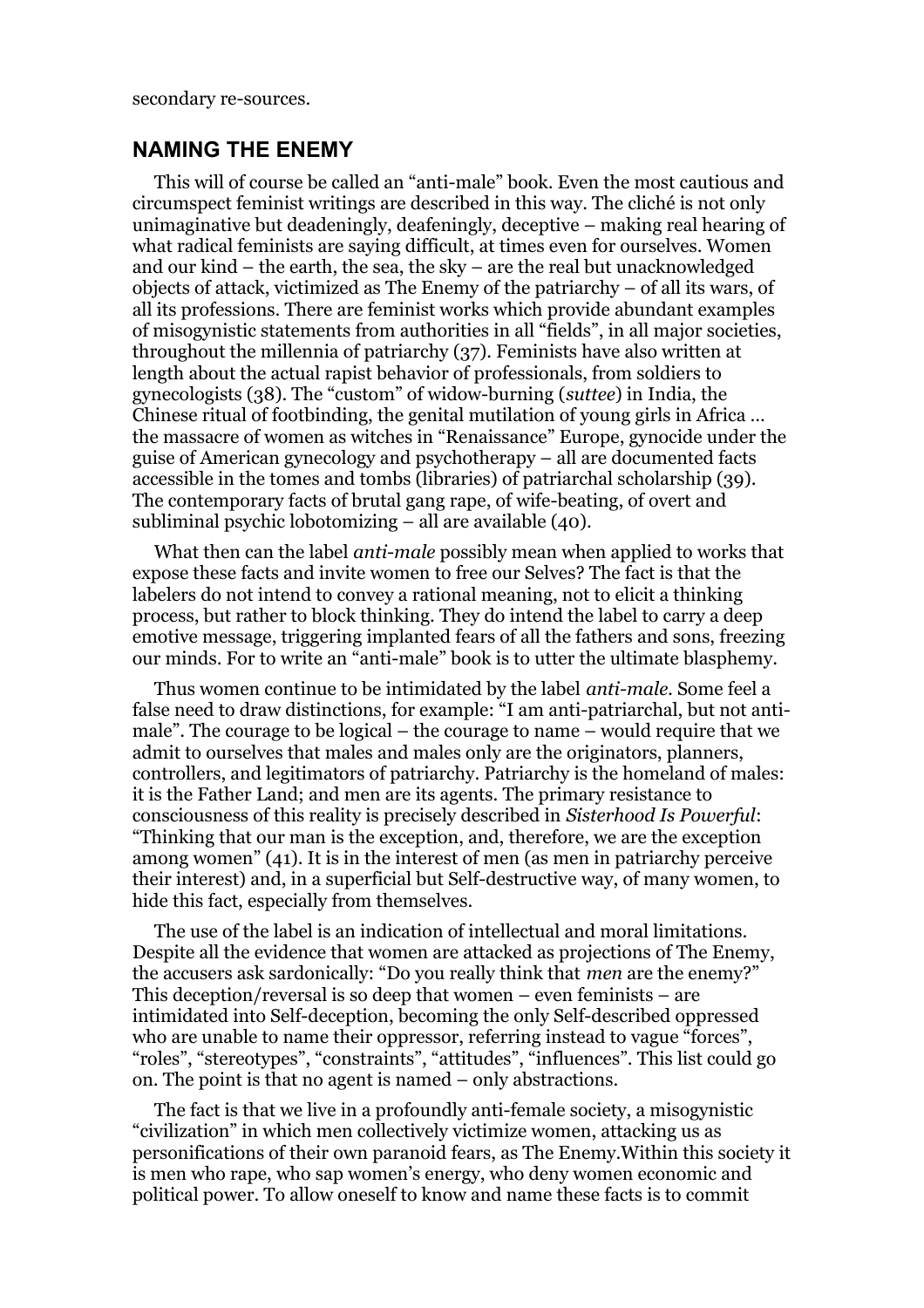secondary re-sources.

## NAMING THE ENEMY

This will of course be called an "anti-male" book. Even the most cautious and circumspect feminist writings are described in this way. The cliché is not only unimaginative but deadeningly, deafeningly, deceptive – making real hearing of what radical feminists are saying difficult, at times even for ourselves. Women and our kind – the earth, the sea, the sky – are the real but unacknowledged objects of attack, victimized as The Enemy of the patriarchy – of all its wars, of all its professions. There are feminist works which provide abundant examples of misogynistic statements from authorities in all "fields", in all major societies, throughout the millennia of patriarchy (37). Feminists have also written at length about the actual rapist behavior of professionals, from soldiers to gynecologists (38). The "custom" of widow-burning (*suttee*) in India, the Chinese ritual of footbinding, the genital mutilation of young girls in Africa … the massacre of women as witches in "Renaissance" Europe, gynocide under the guise of American gynecology and psychotherapy – all are documented facts accessible in the tomes and tombs (libraries) of patriarchal scholarship (39). The contemporary facts of brutal gang rape, of wife-beating, of overt and subliminal psychic lobotomizing – all are available (40).

What then can the label *anti-male* possibly mean when applied to works that expose these facts and invite women to free our Selves? The fact is that the labelers do not intend to convey a rational meaning, not to elicit a thinking process, but rather to block thinking. They do intend the label to carry a deep emotive message, triggering implanted fears of all the fathers and sons, freezing our minds. For to write an "anti-male" book is to utter the ultimate blasphemy.

Thus women continue to be intimidated by the label *anti-male*. Some feel a false need to draw distinctions, for example: "I am anti-patriarchal, but not anti-male". The courage to be logical – the courage to name – would require that we admit to ourselves that males and males only are the originators, planners, controllers, and legitimators of patriarchy. Patriarchy is the homeland of males: it is the Father Land; and men are its agents. The primary resistance to consciousness of this reality is precisely described in *Sisterhood Is Powerful*: "Thinking that our man is the exception, and, therefore, we are the exception among women" (41). It is in the interest of men (as men in patriarchy perceive their interest) and, in a superficial but Self-destructive way, of many women, to hide this fact, especially from themselves.

The use of the label is an indication of intellectual and moral limitations. Despite all the evidence that women are attacked as projections of The Enemy, the accusers ask sardonically: "Do you really think that *men* are the enemy?" This deception/reversal is so deep that women – even feminists – are intimidated into Self-deception, becoming the only Self-described oppressed who are unable to name their oppressor, referring instead to vague "forces", "roles", "stereotypes", "constraints", "attitudes", "influences". This list could go on. The point is that no agent is named – only abstractions.

The fact is that we live in a profoundly anti-female society, a misogynistic "civilization" in which men collectively victimize women, attacking us as personifications of their own paranoid fears, as The Enemy.Within this society it is men who rape, who sap women's energy, who deny women economic and political power. To allow oneself to know and name these facts is to commit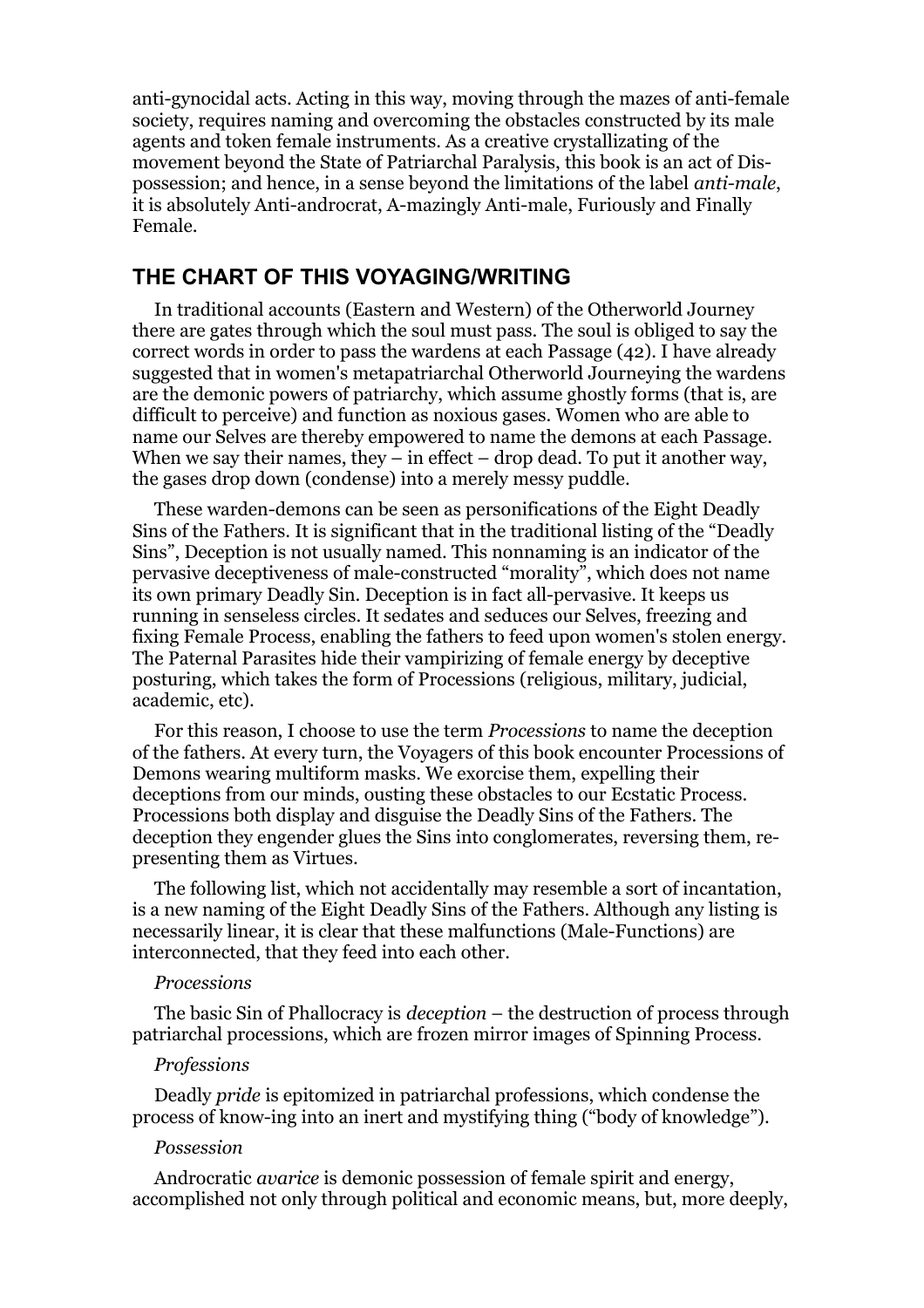anti-gynocidal acts. Acting in this way, moving through the mazes of anti-female society, requires naming and overcoming the obstacles constructed by its male agents and token female instruments. As a creative crystallizating of the movement beyond the State of Patriarchal Paralysis, this book is an act of Dis-possession; and hence, in a sense beyond the limitations of the label *anti-male*, it is absolutely Anti-androcrat, A-mazingly Anti-male, Furiously and Finally Female.

## THE CHART OF THIS VOYAGING/WRITING

In traditional accounts (Eastern and Western) of the Otherworld Journey there are gates through which the soul must pass. The soul is obliged to say the correct words in order to pass the wardens at each Passage (42). I have already suggested that in women's metapatriarchal Otherworld Journeying the wardens are the demonic powers of patriarchy, which assume ghostly forms (that is, are difficult to perceive) and function as noxious gases. Women who are able to name our Selves are thereby empowered to name the demons at each Passage. When we say their names, they – in effect – drop dead. To put it another way, the gases drop down (condense) into a merely messy puddle.

These warden-demons can be seen as personifications of the Eight Deadly Sins of the Fathers. It is significant that in the traditional listing of the "Deadly Sins", Deception is not usually named. This nonnaming is an indicator of the pervasive deceptiveness of male-constructed "morality", which does not name its own primary Deadly Sin. Deception is in fact all-pervasive. It keeps us running in senseless circles. It sedates and seduces our Selves, freezing and fixing Female Process, enabling the fathers to feed upon women's stolen energy. The Paternal Parasites hide their vampirizing of female energy by deceptive posturing, which takes the form of Processions (religious, military, judicial, academic, etc).

For this reason, I choose to use the term *Processions* to name the deception of the fathers. At every turn, the Voyagers of this book encounter Processions of Demons wearing multiform masks. We exorcise them, expelling their deceptions from our minds, ousting these obstacles to our Ecstatic Process. Processions both display and disguise the Deadly Sins of the Fathers. The deception they engender glues the Sins into conglomerates, reversing them, re-presenting them as Virtues.

The following list, which not accidentally may resemble a sort of incantation, is a new naming of the Eight Deadly Sins of the Fathers. Although any listing is necessarily linear, it is clear that these malfunctions (Male-Functions) are interconnected, that they feed into each other.

*Processions*

The basic Sin of Phallocracy is *deception* – the destruction of process through patriarchal processions, which are frozen mirror images of Spinning Process.

*Professions*

Deadly *pride* is epitomized in patriarchal professions, which condense the process of know-ing into an inert and mystifying thing ("body of knowledge").

*Possession*

Androcratic *avarice* is demonic possession of female spirit and energy, accomplished not only through political and economic means, but, more deeply,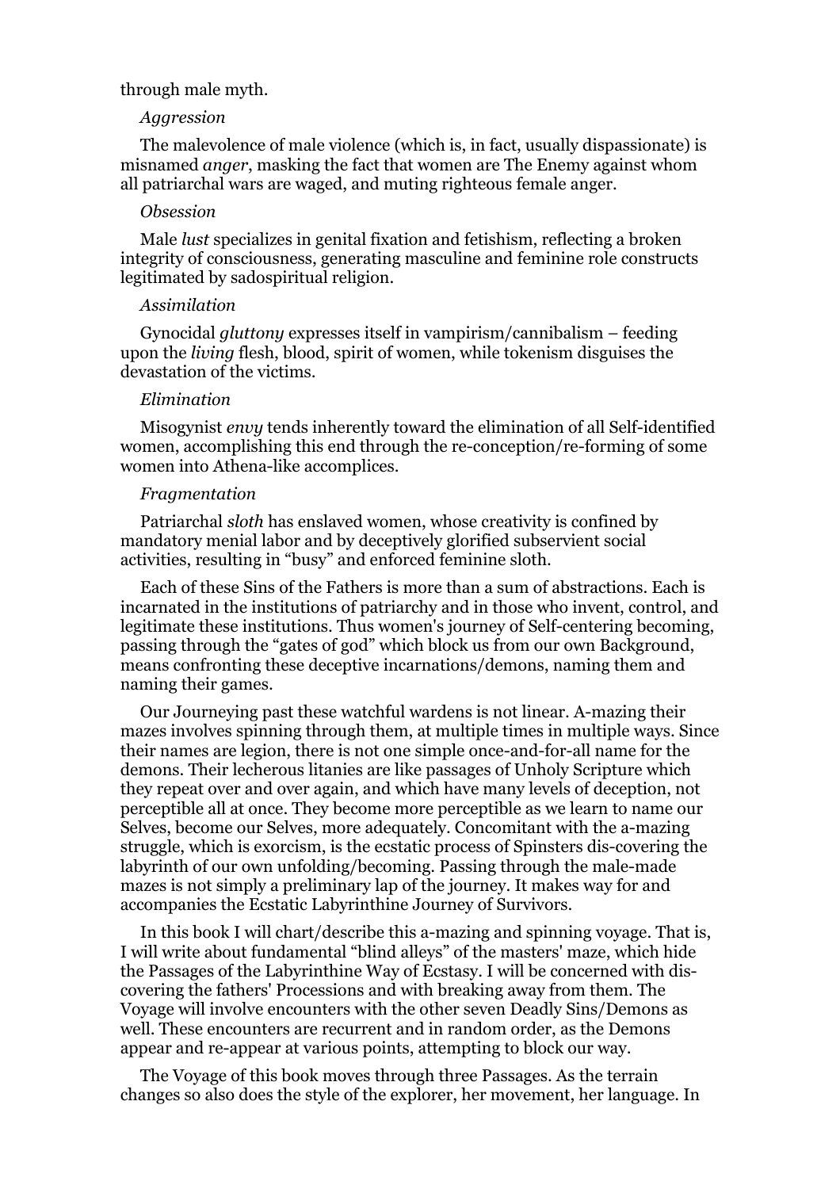through male myth.

*Aggression*

The malevolence of male violence (which is, in fact, usually dispassionate) is misnamed *anger*, masking the fact that women are The Enemy against whom all patriarchal wars are waged, and muting righteous female anger.

*Obsession*

Male *lust* specializes in genital fixation and fetishism, reflecting a broken integrity of consciousness, generating masculine and feminine role constructs legitimated by sadospiritual religion.

*Assimilation*

Gynocidal *gluttony* expresses itself in vampirism/cannibalism – feeding upon the *living* flesh, blood, spirit of women, while tokenism disguises the devastation of the victims.

*Elimination*

Misogynist *envy* tends inherently toward the elimination of all Self-identified women, accomplishing this end through the re-conception/re-forming of some women into Athena-like accomplices.

*Fragmentation*

Patriarchal *sloth* has enslaved women, whose creativity is confined by mandatory menial labor and by deceptively glorified subservient social activities, resulting in "busy" and enforced feminine sloth.

Each of these Sins of the Fathers is more than a sum of abstractions. Each is incarnated in the institutions of patriarchy and in those who invent, control, and legitimate these institutions. Thus women's journey of Self-centering becoming, passing through the "gates of god" which block us from our own Background, means confronting these deceptive incarnations/demons, naming them and naming their games.

Our Journeying past these watchful wardens is not linear. A-mazing their mazes involves spinning through them, at multiple times in multiple ways. Since their names are legion, there is not one simple once-and-for-all name for the demons. Their lecherous litanies are like passages of Unholy Scripture which they repeat over and over again, and which have many levels of deception, not perceptible all at once. They become more perceptible as we learn to name our Selves, become our Selves, more adequately. Concomitant with the a-mazing struggle, which is exorcism, is the ecstatic process of Spinsters dis-covering the labyrinth of our own unfolding/becoming. Passing through the male-made mazes is not simply a preliminary lap of the journey. It makes way for and accompanies the Ecstatic Labyrinthine Journey of Survivors.

In this book I will chart/describe this a-mazing and spinning voyage. That is, I will write about fundamental "blind alleys" of the masters' maze, which hide the Passages of the Labyrinthine Way of Ecstasy. I will be concerned with dis-covering the fathers' Processions and with breaking away from them. The Voyage will involve encounters with the other seven Deadly Sins/Demons as well. These encounters are recurrent and in random order, as the Demons appear and re-appear at various points, attempting to block our way.

The Voyage of this book moves through three Passages. As the terrain changes so also does the style of the explorer, her movement, her language. In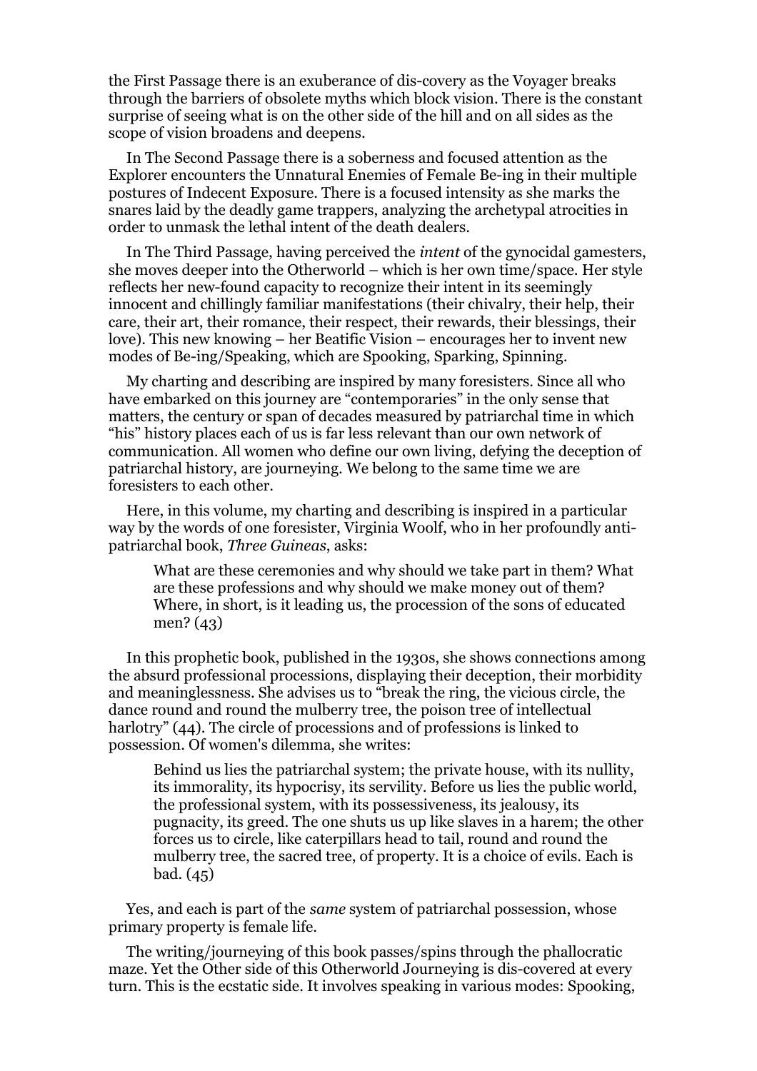the First Passage there is an exuberance of dis-covery as the Voyager breaks through the barriers of obsolete myths which block vision. There is the constant surprise of seeing what is on the other side of the hill and on all sides as the scope of vision broadens and deepens.

In The Second Passage there is a soberness and focused attention as the Explorer encounters the Unnatural Enemies of Female Be-ing in their multiple postures of Indecent Exposure. There is a focused intensity as she marks the snares laid by the deadly game trappers, analyzing the archetypal atrocities in order to unmask the lethal intent of the death dealers.

In The Third Passage, having perceived the *intent* of the gynocidal gamesters, she moves deeper into the Otherworld – which is her own time/space. Her style reflects her new-found capacity to recognize their intent in its seemingly innocent and chillingly familiar manifestations (their chivalry, their help, their care, their art, their romance, their respect, their rewards, their blessings, their love). This new knowing – her Beatific Vision – encourages her to invent new modes of Be-ing/Speaking, which are Spooking, Sparking, Spinning.

My charting and describing are inspired by many foresisters. Since all who have embarked on this journey are "contemporaries" in the only sense that matters, the century or span of decades measured by patriarchal time in which "his" history places each of us is far less relevant than our own network of communication. All women who define our own living, defying the deception of patriarchal history, are journeying. We belong to the same time we are foresisters to each other.

Here, in this volume, my charting and describing is inspired in a particular way by the words of one foresister, Virginia Woolf, who in her profoundly anti-patriarchal book, *Three Guineas*, asks:

> What are these ceremonies and why should we take part in them? What are these professions and why should we make money out of them? Where, in short, is it leading us, the procession of the sons of educated men? (43)

In this prophetic book, published in the 1930s, she shows connections among the absurd professional processions, displaying their deception, their morbidity and meaninglessness. She advises us to "break the ring, the vicious circle, the dance round and round the mulberry tree, the poison tree of intellectual harlotry" (44). The circle of processions and of professions is linked to possession. Of women's dilemma, she writes:

> Behind us lies the patriarchal system; the private house, with its nullity, its immorality, its hypocrisy, its servility. Before us lies the public world, the professional system, with its possessiveness, its jealousy, its pugnacity, its greed. The one shuts us up like slaves in a harem; the other forces us to circle, like caterpillars head to tail, round and round the mulberry tree, the sacred tree, of property. It is a choice of evils. Each is bad. (45)

Yes, and each is part of the *same* system of patriarchal possession, whose primary property is female life.

The writing/journeying of this book passes/spins through the phallocratic maze. Yet the Other side of this Otherworld Journeying is dis-covered at every turn. This is the ecstatic side. It involves speaking in various modes: Spooking,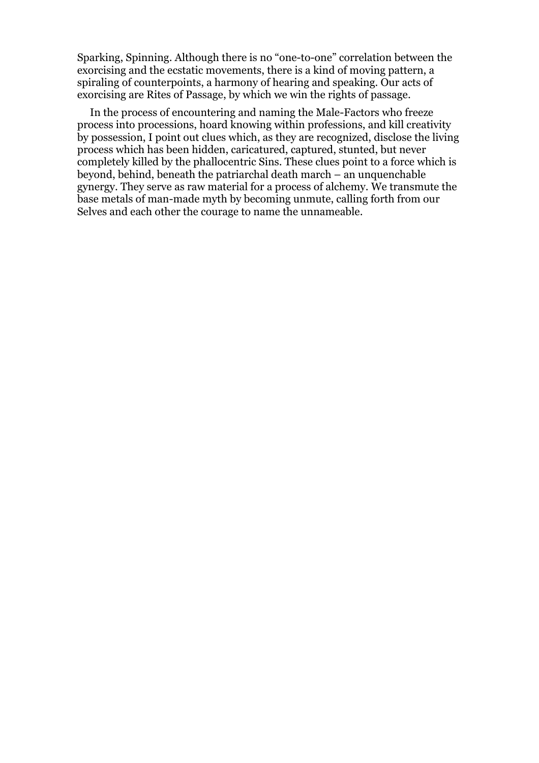Sparking, Spinning. Although there is no "one-to-one" correlation between the exorcising and the ecstatic movements, there is a kind of moving pattern, a spiraling of counterpoints, a harmony of hearing and speaking. Our acts of exorcising are Rites of Passage, by which we win the rights of passage.

In the process of encountering and naming the Male-Factors who freeze process into processions, hoard knowing within professions, and kill creativity by possession, I point out clues which, as they are recognized, disclose the living process which has been hidden, caricatured, captured, stunted, but never completely killed by the phallocentric Sins. These clues point to a force which is beyond, behind, beneath the patriarchal death march – an unquenchable gynergy. They serve as raw material for a process of alchemy. We transmute the base metals of man-made myth by becoming unmute, calling forth from our Selves and each other the courage to name the unnameable.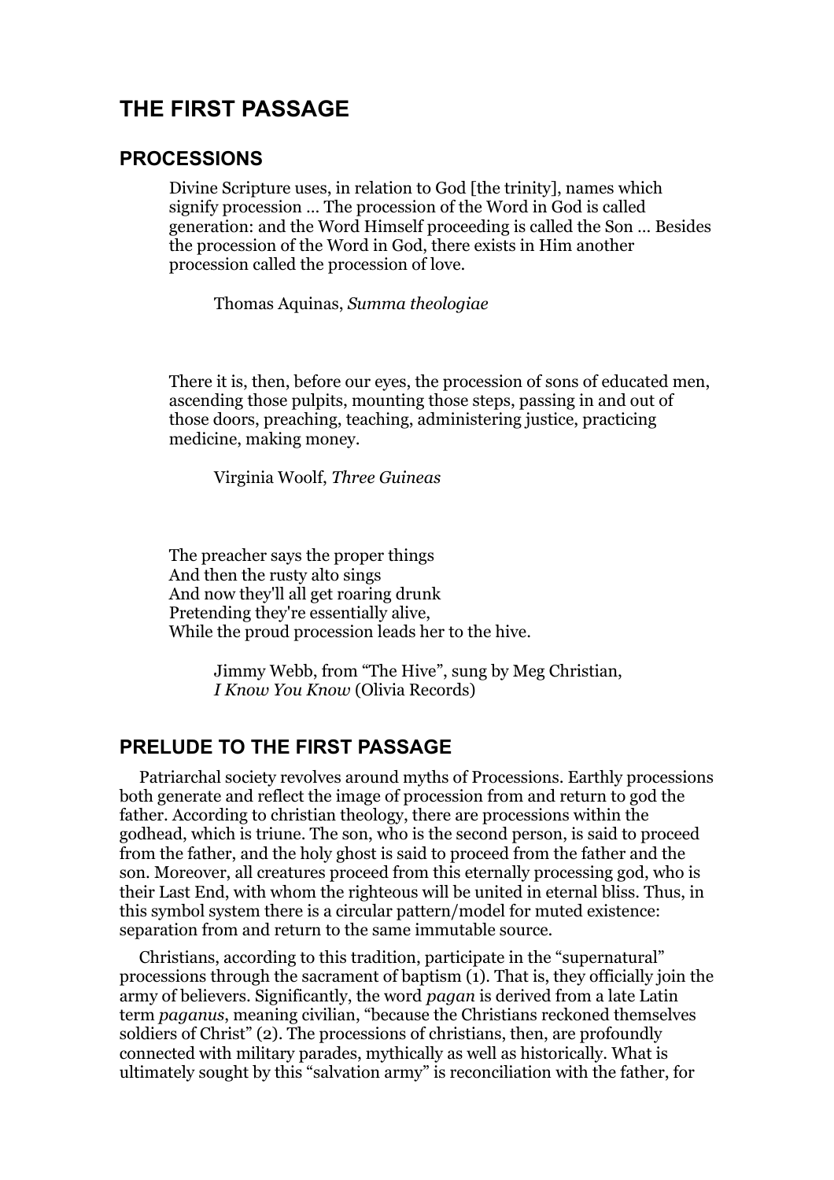# THE FIRST PASSAGE

## PROCESSIONS

> Divine Scripture uses, in relation to God [the trinity], names which signify procession … The procession of the Word in God is called generation: and the Word Himself proceeding is called the Son … Besides the procession of the Word in God, there exists in Him another procession called the procession of love.
>
> Thomas Aquinas, *Summa theologiae*

> There it is, then, before our eyes, the procession of sons of educated men, ascending those pulpits, mounting those steps, passing in and out of those doors, preaching, teaching, administering justice, practicing medicine, making money.
>
> Virginia Woolf, *Three Guineas*

> The preacher says the proper things
> And then the rusty alto sings
> And now they'll all get roaring drunk
> Pretending they're essentially alive,
> While the proud procession leads her to the hive.
>
> Jimmy Webb, from "The Hive", sung by Meg Christian, *I Know You Know* (Olivia Records)

## PRELUDE TO THE FIRST PASSAGE

Patriarchal society revolves around myths of Processions. Earthly processions both generate and reflect the image of procession from and return to god the father. According to christian theology, there are processions within the godhead, which is triune. The son, who is the second person, is said to proceed from the father, and the holy ghost is said to proceed from the father and the son. Moreover, all creatures proceed from this eternally processing god, who is their Last End, with whom the righteous will be united in eternal bliss. Thus, in this symbol system there is a circular pattern/model for muted existence: separation from and return to the same immutable source.

Christians, according to this tradition, participate in the "supernatural" processions through the sacrament of baptism (1). That is, they officially join the army of believers. Significantly, the word *pagan* is derived from a late Latin term *paganus*, meaning civilian, "because the Christians reckoned themselves soldiers of Christ" (2). The processions of christians, then, are profoundly connected with military parades, mythically as well as historically. What is ultimately sought by this "salvation army" is reconciliation with the father, for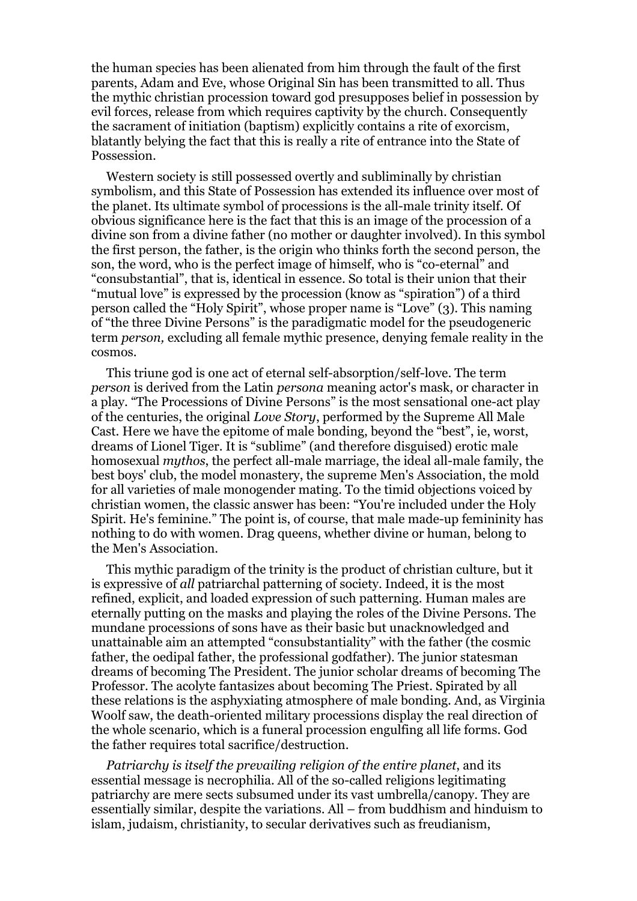the human species has been alienated from him through the fault of the first parents, Adam and Eve, whose Original Sin has been transmitted to all. Thus the mythic christian procession toward god presupposes belief in possession by evil forces, release from which requires captivity by the church. Consequently the sacrament of initiation (baptism) explicitly contains a rite of exorcism, blatantly belying the fact that this is really a rite of entrance into the State of Possession.

Western society is still possessed overtly and subliminally by christian symbolism, and this State of Possession has extended its influence over most of the planet. Its ultimate symbol of processions is the all-male trinity itself. Of obvious significance here is the fact that this is an image of the procession of a divine son from a divine father (no mother or daughter involved). In this symbol the first person, the father, is the origin who thinks forth the second person, the son, the word, who is the perfect image of himself, who is "co-eternal" and "consubstantial", that is, identical in essence. So total is their union that their "mutual love" is expressed by the procession (know as "spiration") of a third person called the "Holy Spirit", whose proper name is "Love" (3). This naming of "the three Divine Persons" is the paradigmatic model for the pseudogeneric term *person,* excluding all female mythic presence, denying female reality in the cosmos.

This triune god is one act of eternal self-absorption/self-love. The term *person* is derived from the Latin *persona* meaning actor's mask, or character in a play. "The Processions of Divine Persons" is the most sensational one-act play of the centuries, the original *Love Story*, performed by the Supreme All Male Cast. Here we have the epitome of male bonding, beyond the "best", ie, worst, dreams of Lionel Tiger. It is "sublime" (and therefore disguised) erotic male homosexual *mythos*, the perfect all-male marriage, the ideal all-male family, the best boys' club, the model monastery, the supreme Men's Association, the mold for all varieties of male monogender mating. To the timid objections voiced by christian women, the classic answer has been: "You're included under the Holy Spirit. He's feminine." The point is, of course, that male made-up femininity has nothing to do with women. Drag queens, whether divine or human, belong to the Men's Association.

This mythic paradigm of the trinity is the product of christian culture, but it is expressive of *all* patriarchal patterning of society. Indeed, it is the most refined, explicit, and loaded expression of such patterning. Human males are eternally putting on the masks and playing the roles of the Divine Persons. The mundane processions of sons have as their basic but unacknowledged and unattainable aim an attempted "consubstantiality" with the father (the cosmic father, the oedipal father, the professional godfather). The junior statesman dreams of becoming The President. The junior scholar dreams of becoming The Professor. The acolyte fantasizes about becoming The Priest. Spirated by all these relations is the asphyxiating atmosphere of male bonding. And, as Virginia Woolf saw, the death-oriented military processions display the real direction of the whole scenario, which is a funeral procession engulfing all life forms. God the father requires total sacrifice/destruction.

*Patriarchy is itself the prevailing religion of the entire planet*, and its essential message is necrophilia. All of the so-called religions legitimating patriarchy are mere sects subsumed under its vast umbrella/canopy. They are essentially similar, despite the variations. All – from buddhism and hinduism to islam, judaism, christianity, to secular derivatives such as freudianism,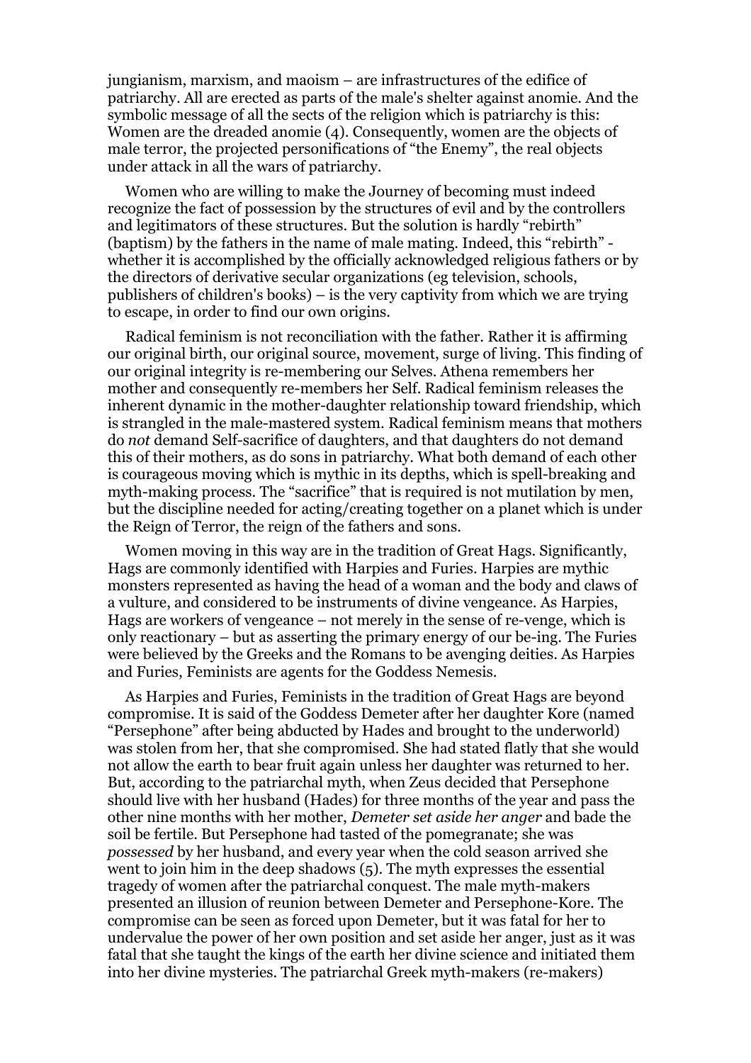jungianism, marxism, and maoism – are infrastructures of the edifice of patriarchy. All are erected as parts of the male's shelter against anomie. And the symbolic message of all the sects of the religion which is patriarchy is this: Women are the dreaded anomie (4). Consequently, women are the objects of male terror, the projected personifications of "the Enemy", the real objects under attack in all the wars of patriarchy.

Women who are willing to make the Journey of becoming must indeed recognize the fact of possession by the structures of evil and by the controllers and legitimators of these structures. But the solution is hardly "rebirth" (baptism) by the fathers in the name of male mating. Indeed, this "rebirth" - whether it is accomplished by the officially acknowledged religious fathers or by the directors of derivative secular organizations (eg television, schools, publishers of children's books) – is the very captivity from which we are trying to escape, in order to find our own origins.

Radical feminism is not reconciliation with the father. Rather it is affirming our original birth, our original source, movement, surge of living. This finding of our original integrity is re-membering our Selves. Athena remembers her mother and consequently re-members her Self. Radical feminism releases the inherent dynamic in the mother-daughter relationship toward friendship, which is strangled in the male-mastered system. Radical feminism means that mothers do *not* demand Self-sacrifice of daughters, and that daughters do not demand this of their mothers, as do sons in patriarchy. What both demand of each other is courageous moving which is mythic in its depths, which is spell-breaking and myth-making process. The "sacrifice" that is required is not mutilation by men, but the discipline needed for acting/creating together on a planet which is under the Reign of Terror, the reign of the fathers and sons.

Women moving in this way are in the tradition of Great Hags. Significantly, Hags are commonly identified with Harpies and Furies. Harpies are mythic monsters represented as having the head of a woman and the body and claws of a vulture, and considered to be instruments of divine vengeance. As Harpies, Hags are workers of vengeance – not merely in the sense of re-venge, which is only reactionary – but as asserting the primary energy of our be-ing. The Furies were believed by the Greeks and the Romans to be avenging deities. As Harpies and Furies, Feminists are agents for the Goddess Nemesis.

As Harpies and Furies, Feminists in the tradition of Great Hags are beyond compromise. It is said of the Goddess Demeter after her daughter Kore (named "Persephone" after being abducted by Hades and brought to the underworld) was stolen from her, that she compromised. She had stated flatly that she would not allow the earth to bear fruit again unless her daughter was returned to her. But, according to the patriarchal myth, when Zeus decided that Persephone should live with her husband (Hades) for three months of the year and pass the other nine months with her mother, *Demeter set aside her anger* and bade the soil be fertile. But Persephone had tasted of the pomegranate; she was *possessed* by her husband, and every year when the cold season arrived she went to join him in the deep shadows (5). The myth expresses the essential tragedy of women after the patriarchal conquest. The male myth-makers presented an illusion of reunion between Demeter and Persephone-Kore. The compromise can be seen as forced upon Demeter, but it was fatal for her to undervalue the power of her own position and set aside her anger, just as it was fatal that she taught the kings of the earth her divine science and initiated them into her divine mysteries. The patriarchal Greek myth-makers (re-makers)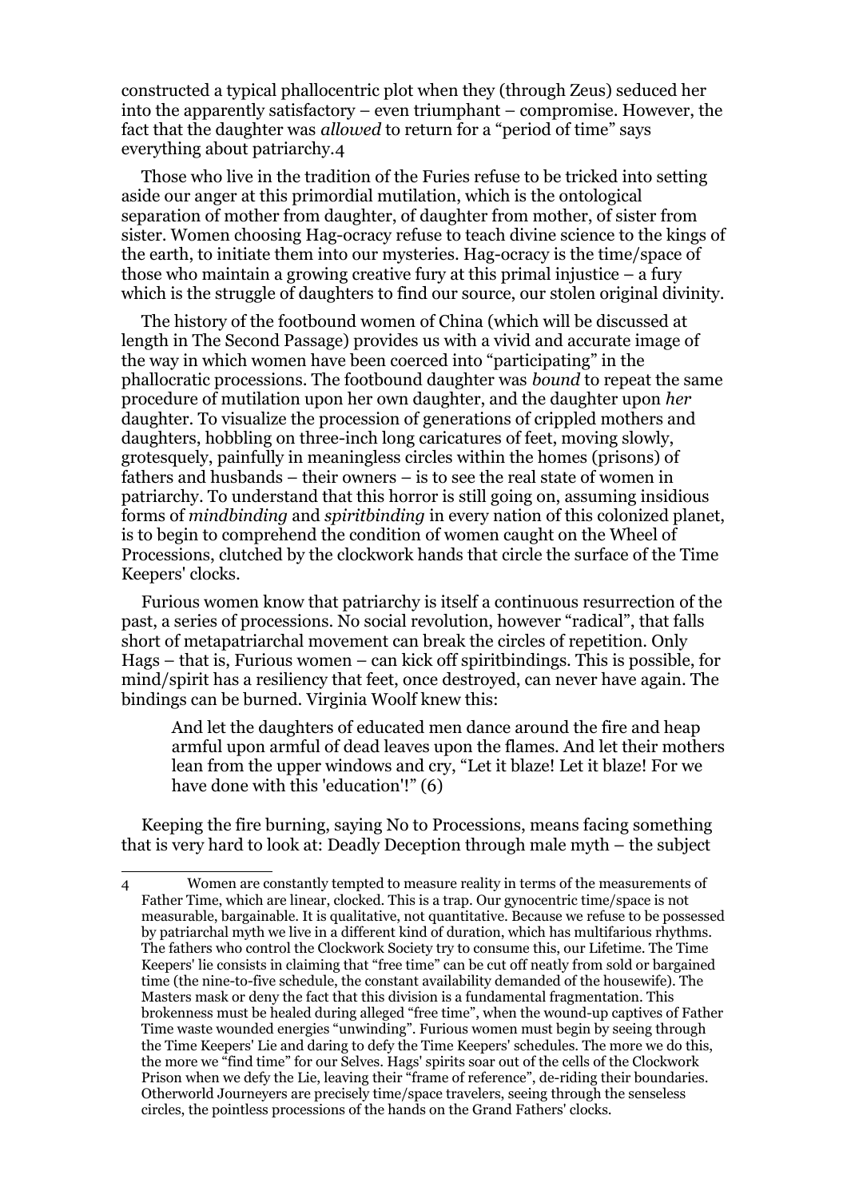constructed a typical phallocentric plot when they (through Zeus) seduced her into the apparently satisfactory – even triumphant – compromise. However, the fact that the daughter was *allowed* to return for a "period of time" says everything about patriarchy.4

Those who live in the tradition of the Furies refuse to be tricked into setting aside our anger at this primordial mutilation, which is the ontological separation of mother from daughter, of daughter from mother, of sister from sister. Women choosing Hag-ocracy refuse to teach divine science to the kings of the earth, to initiate them into our mysteries. Hag-ocracy is the time/space of those who maintain a growing creative fury at this primal injustice – a fury which is the struggle of daughters to find our source, our stolen original divinity.

The history of the footbound women of China (which will be discussed at length in The Second Passage) provides us with a vivid and accurate image of the way in which women have been coerced into "participating" in the phallocratic processions. The footbound daughter was *bound* to repeat the same procedure of mutilation upon her own daughter, and the daughter upon *her* daughter. To visualize the procession of generations of crippled mothers and daughters, hobbling on three-inch long caricatures of feet, moving slowly, grotesquely, painfully in meaningless circles within the homes (prisons) of fathers and husbands – their owners – is to see the real state of women in patriarchy. To understand that this horror is still going on, assuming insidious forms of *mindbinding* and *spiritbinding* in every nation of this colonized planet, is to begin to comprehend the condition of women caught on the Wheel of Processions, clutched by the clockwork hands that circle the surface of the Time Keepers' clocks.

Furious women know that patriarchy is itself a continuous resurrection of the past, a series of processions. No social revolution, however "radical", that falls short of metapatriarchal movement can break the circles of repetition. Only Hags – that is, Furious women – can kick off spiritbindings. This is possible, for mind/spirit has a resiliency that feet, once destroyed, can never have again. The bindings can be burned. Virginia Woolf knew this:

> And let the daughters of educated men dance around the fire and heap armful upon armful of dead leaves upon the flames. And let their mothers lean from the upper windows and cry, "Let it blaze! Let it blaze! For we have done with this 'education'!" (6)

Keeping the fire burning, saying No to Processions, means facing something that is very hard to look at: Deadly Deception through male myth – the subject

---

4 Women are constantly tempted to measure reality in terms of the measurements of Father Time, which are linear, clocked. This is a trap. Our gynocentric time/space is not measurable, bargainable. It is qualitative, not quantitative. Because we refuse to be possessed by patriarchal myth we live in a different kind of duration, which has multifarious rhythms. The fathers who control the Clockwork Society try to consume this, our Lifetime. The Time Keepers' lie consists in claiming that "free time" can be cut off neatly from sold or bargained time (the nine-to-five schedule, the constant availability demanded of the housewife). The Masters mask or deny the fact that this division is a fundamental fragmentation. This brokenness must be healed during alleged "free time", when the wound-up captives of Father Time waste wounded energies "unwinding". Furious women must begin by seeing through the Time Keepers' Lie and daring to defy the Time Keepers' schedules. The more we do this, the more we "find time" for our Selves. Hags' spirits soar out of the cells of the Clockwork Prison when we defy the Lie, leaving their "frame of reference", de-riding their boundaries. Otherworld Journeyers are precisely time/space travelers, seeing through the senseless circles, the pointless processions of the hands on the Grand Fathers' clocks.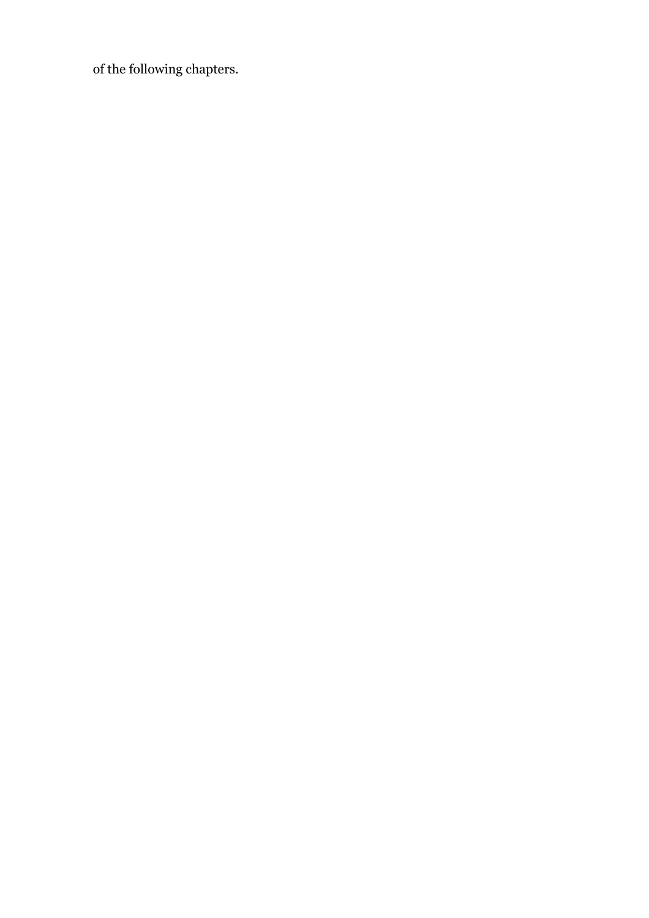of the following chapters.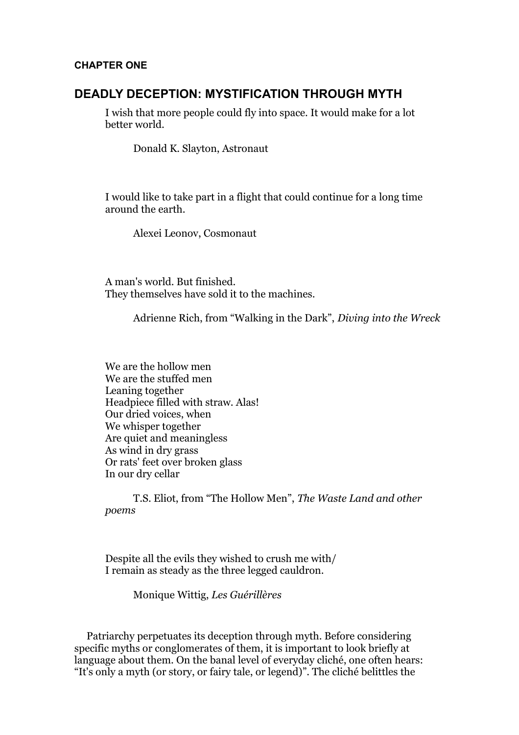**CHAPTER ONE**

## DEADLY DECEPTION: MYSTIFICATION THROUGH MYTH

> I wish that more people could fly into space. It would make for a lot better world.
>
> Donald K. Slayton, Astronaut

> I would like to take part in a flight that could continue for a long time around the earth.
>
> Alexei Leonov, Cosmonaut

> A man's world. But finished.
> They themselves have sold it to the machines.
>
> Adrienne Rich, from "Walking in the Dark", *Diving into the Wreck*

> We are the hollow men
> We are the stuffed men
> Leaning together
> Headpiece filled with straw. Alas!
> Our dried voices, when
> We whisper together
> Are quiet and meaningless
> As wind in dry grass
> Or rats' feet over broken glass
> In our dry cellar
>
> T.S. Eliot, from "The Hollow Men", *The Waste Land and other poems*

> Despite all the evils they wished to crush me with/
> I remain as steady as the three legged cauldron.
>
> Monique Wittig, *Les Guérillères*

Patriarchy perpetuates its deception through myth. Before considering specific myths or conglomerates of them, it is important to look briefly at language about them. On the banal level of everyday cliché, one often hears: "It's only a myth (or story, or fairy tale, or legend)". The cliché belittles the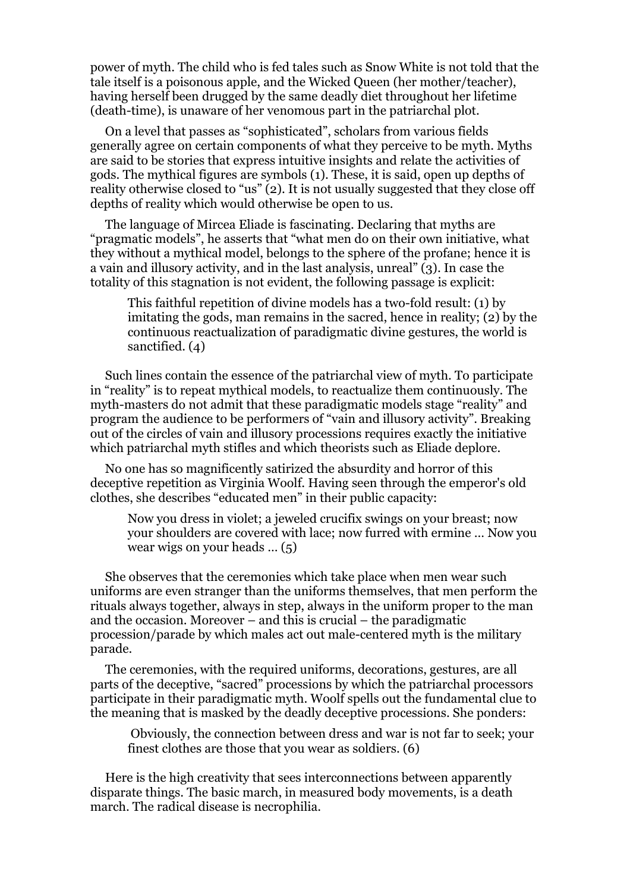power of myth. The child who is fed tales such as Snow White is not told that the tale itself is a poisonous apple, and the Wicked Queen (her mother/teacher), having herself been drugged by the same deadly diet throughout her lifetime (death-time), is unaware of her venomous part in the patriarchal plot.

On a level that passes as "sophisticated", scholars from various fields generally agree on certain components of what they perceive to be myth. Myths are said to be stories that express intuitive insights and relate the activities of gods. The mythical figures are symbols (1). These, it is said, open up depths of reality otherwise closed to "us" (2). It is not usually suggested that they close off depths of reality which would otherwise be open to us.

The language of Mircea Eliade is fascinating. Declaring that myths are "pragmatic models", he asserts that "what men do on their own initiative, what they without a mythical model, belongs to the sphere of the profane; hence it is a vain and illusory activity, and in the last analysis, unreal" (3). In case the totality of this stagnation is not evident, the following passage is explicit:

> This faithful repetition of divine models has a two-fold result: (1) by imitating the gods, man remains in the sacred, hence in reality; (2) by the continuous reactualization of paradigmatic divine gestures, the world is sanctified. (4)

Such lines contain the essence of the patriarchal view of myth. To participate in "reality" is to repeat mythical models, to reactualize them continuously. The myth-masters do not admit that these paradigmatic models stage "reality" and program the audience to be performers of "vain and illusory activity". Breaking out of the circles of vain and illusory processions requires exactly the initiative which patriarchal myth stifles and which theorists such as Eliade deplore.

No one has so magnificently satirized the absurdity and horror of this deceptive repetition as Virginia Woolf. Having seen through the emperor's old clothes, she describes "educated men" in their public capacity:

> Now you dress in violet; a jeweled crucifix swings on your breast; now your shoulders are covered with lace; now furred with ermine … Now you wear wigs on your heads … (5)

She observes that the ceremonies which take place when men wear such uniforms are even stranger than the uniforms themselves, that men perform the rituals always together, always in step, always in the uniform proper to the man and the occasion. Moreover – and this is crucial – the paradigmatic procession/parade by which males act out male-centered myth is the military parade.

The ceremonies, with the required uniforms, decorations, gestures, are all parts of the deceptive, "sacred" processions by which the patriarchal processors participate in their paradigmatic myth. Woolf spells out the fundamental clue to the meaning that is masked by the deadly deceptive processions. She ponders:

> Obviously, the connection between dress and war is not far to seek; your finest clothes are those that you wear as soldiers. (6)

Here is the high creativity that sees interconnections between apparently disparate things. The basic march, in measured body movements, is a death march. The radical disease is necrophilia.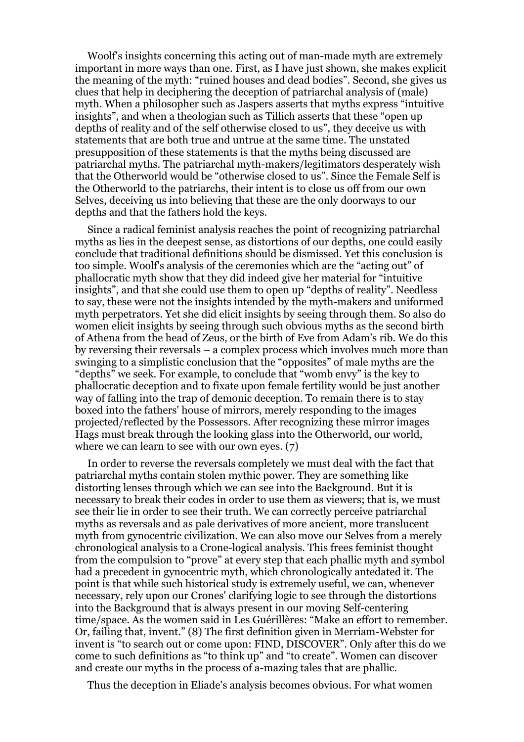Woolf's insights concerning this acting out of man-made myth are extremely important in more ways than one. First, as I have just shown, she makes explicit the meaning of the myth: "ruined houses and dead bodies". Second, she gives us clues that help in deciphering the deception of patriarchal analysis of (male) myth. When a philosopher such as Jaspers asserts that myths express "intuitive insights", and when a theologian such as Tillich asserts that these "open up depths of reality and of the self otherwise closed to us", they deceive us with statements that are both true and untrue at the same time. The unstated presupposition of these statements is that the myths being discussed are patriarchal myths. The patriarchal myth-makers/legitimators desperately wish that the Otherworld would be "otherwise closed to us". Since the Female Self is the Otherworld to the patriarchs, their intent is to close us off from our own Selves, deceiving us into believing that these are the only doorways to our depths and that the fathers hold the keys.

Since a radical feminist analysis reaches the point of recognizing patriarchal myths as lies in the deepest sense, as distortions of our depths, one could easily conclude that traditional definitions should be dismissed. Yet this conclusion is too simple. Woolf's analysis of the ceremonies which are the "acting out" of phallocratic myth show that they did indeed give her material for "intuitive insights", and that she could use them to open up "depths of reality". Needless to say, these were not the insights intended by the myth-makers and uniformed myth perpetrators. Yet she did elicit insights by seeing through them. So also do women elicit insights by seeing through such obvious myths as the second birth of Athena from the head of Zeus, or the birth of Eve from Adam's rib. We do this by reversing their reversals – a complex process which involves much more than swinging to a simplistic conclusion that the "opposites" of male myths are the "depths" we seek. For example, to conclude that "womb envy" is the key to phallocratic deception and to fixate upon female fertility would be just another way of falling into the trap of demonic deception. To remain there is to stay boxed into the fathers' house of mirrors, merely responding to the images projected/reflected by the Possessors. After recognizing these mirror images Hags must break through the looking glass into the Otherworld, our world, where we can learn to see with our own eyes. (7)

In order to reverse the reversals completely we must deal with the fact that patriarchal myths contain stolen mythic power. They are something like distorting lenses through which we can see into the Background. But it is necessary to break their codes in order to use them as viewers; that is, we must see their lie in order to see their truth. We can correctly perceive patriarchal myths as reversals and as pale derivatives of more ancient, more translucent myth from gynocentric civilization. We can also move our Selves from a merely chronological analysis to a Crone-logical analysis. This frees feminist thought from the compulsion to "prove" at every step that each phallic myth and symbol had a precedent in gynocentric myth, which chronologically antedated it. The point is that while such historical study is extremely useful, we can, whenever necessary, rely upon our Crones' clarifying logic to see through the distortions into the Background that is always present in our moving Self-centering time/space. As the women said in Les Guérillères: "Make an effort to remember. Or, failing that, invent." (8) The first definition given in Merriam-Webster for invent is "to search out or come upon: FIND, DISCOVER". Only after this do we come to such definitions as "to think up" and "to create". Women can discover and create our myths in the process of a-mazing tales that are phallic.

Thus the deception in Eliade's analysis becomes obvious. For what women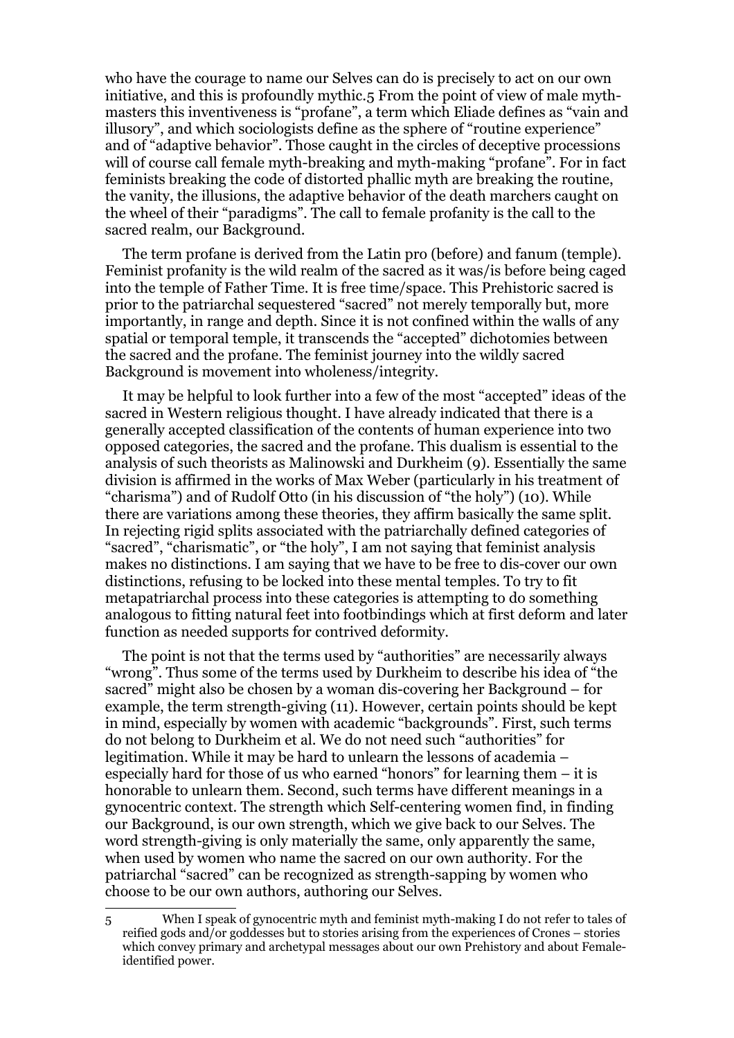who have the courage to name our Selves can do is precisely to act on our own initiative, and this is profoundly mythic.[5] From the point of view of male myth-masters this inventiveness is "profane", a term which Eliade defines as "vain and illusory", and which sociologists define as the sphere of "routine experience" and of "adaptive behavior". Those caught in the circles of deceptive processions will of course call female myth-breaking and myth-making "profane". For in fact feminists breaking the code of distorted phallic myth are breaking the routine, the vanity, the illusions, the adaptive behavior of the death marchers caught on the wheel of their "paradigms". The call to female profanity is the call to the sacred realm, our Background.

The term profane is derived from the Latin pro (before) and fanum (temple). Feminist profanity is the wild realm of the sacred as it was/is before being caged into the temple of Father Time. It is free time/space. This Prehistoric sacred is prior to the patriarchal sequestered "sacred" not merely temporally but, more importantly, in range and depth. Since it is not confined within the walls of any spatial or temporal temple, it transcends the "accepted" dichotomies between the sacred and the profane. The feminist journey into the wildly sacred Background is movement into wholeness/integrity.

It may be helpful to look further into a few of the most "accepted" ideas of the sacred in Western religious thought. I have already indicated that there is a generally accepted classification of the contents of human experience into two opposed categories, the sacred and the profane. This dualism is essential to the analysis of such theorists as Malinowski and Durkheim (9). Essentially the same division is affirmed in the works of Max Weber (particularly in his treatment of "charisma") and of Rudolf Otto (in his discussion of "the holy") (10). While there are variations among these theories, they affirm basically the same split. In rejecting rigid splits associated with the patriarchally defined categories of "sacred", "charismatic", or "the holy", I am not saying that feminist analysis makes no distinctions. I am saying that we have to be free to dis-cover our own distinctions, refusing to be locked into these mental temples. To try to fit metapatriarchal process into these categories is attempting to do something analogous to fitting natural feet into footbindings which at first deform and later function as needed supports for contrived deformity.

The point is not that the terms used by "authorities" are necessarily always "wrong". Thus some of the terms used by Durkheim to describe his idea of "the sacred" might also be chosen by a woman dis-covering her Background – for example, the term strength-giving (11). However, certain points should be kept in mind, especially by women with academic "backgrounds". First, such terms do not belong to Durkheim et al. We do not need such "authorities" for legitimation. While it may be hard to unlearn the lessons of academia – especially hard for those of us who earned "honors" for learning them – it is honorable to unlearn them. Second, such terms have different meanings in a gynocentric context. The strength which Self-centering women find, in finding our Background, is our own strength, which we give back to our Selves. The word strength-giving is only materially the same, only apparently the same, when used by women who name the sacred on our own authority. For the patriarchal "sacred" can be recognized as strength-sapping by women who choose to be our own authors, authoring our Selves.

---

5 When I speak of gynocentric myth and feminist myth-making I do not refer to tales of reified gods and/or goddesses but to stories arising from the experiences of Crones – stories which convey primary and archetypal messages about our own Prehistory and about Female-identified power.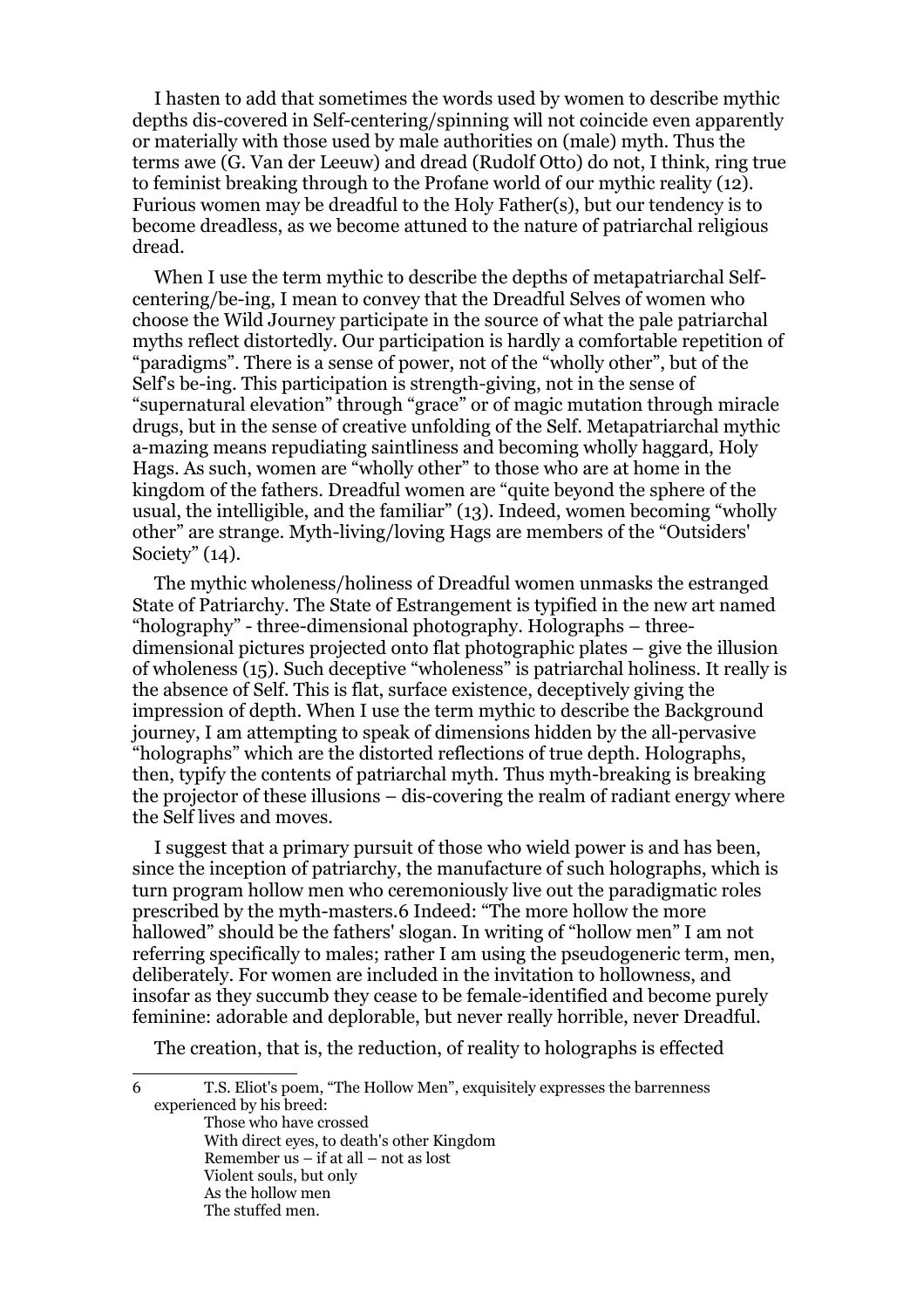I hasten to add that sometimes the words used by women to describe mythic depths dis-covered in Self-centering/spinning will not coincide even apparently or materially with those used by male authorities on (male) myth. Thus the terms awe (G. Van der Leeuw) and dread (Rudolf Otto) do not, I think, ring true to feminist breaking through to the Profane world of our mythic reality (12). Furious women may be dreadful to the Holy Father(s), but our tendency is to become dreadless, as we become attuned to the nature of patriarchal religious dread.

When I use the term mythic to describe the depths of metapatriarchal Self-centering/be-ing, I mean to convey that the Dreadful Selves of women who choose the Wild Journey participate in the source of what the pale patriarchal myths reflect distortedly. Our participation is hardly a comfortable repetition of "paradigms". There is a sense of power, not of the "wholly other", but of the Self's be-ing. This participation is strength-giving, not in the sense of "supernatural elevation" through "grace" or of magic mutation through miracle drugs, but in the sense of creative unfolding of the Self. Metapatriarchal mythic a-mazing means repudiating saintliness and becoming wholly haggard, Holy Hags. As such, women are "wholly other" to those who are at home in the kingdom of the fathers. Dreadful women are "quite beyond the sphere of the usual, the intelligible, and the familiar" (13). Indeed, women becoming "wholly other" are strange. Myth-living/loving Hags are members of the "Outsiders' Society" (14).

The mythic wholeness/holiness of Dreadful women unmasks the estranged State of Patriarchy. The State of Estrangement is typified in the new art named "holography" - three-dimensional photography. Holographs – three-dimensional pictures projected onto flat photographic plates – give the illusion of wholeness (15). Such deceptive "wholeness" is patriarchal holiness. It really is the absence of Self. This is flat, surface existence, deceptively giving the impression of depth. When I use the term mythic to describe the Background journey, I am attempting to speak of dimensions hidden by the all-pervasive "holographs" which are the distorted reflections of true depth. Holographs, then, typify the contents of patriarchal myth. Thus myth-breaking is breaking the projector of these illusions – dis-covering the realm of radiant energy where the Self lives and moves.

I suggest that a primary pursuit of those who wield power is and has been, since the inception of patriarchy, the manufacture of such holographs, which is turn program hollow men who ceremoniously live out the paradigmatic roles prescribed by the myth-masters.[6] Indeed: "The more hollow the more hallowed" should be the fathers' slogan. In writing of "hollow men" I am not referring specifically to males; rather I am using the pseudogeneric term, men, deliberately. For women are included in the invitation to hollowness, and insofar as they succumb they cease to be female-identified and become purely feminine: adorable and deplorable, but never really horrible, never Dreadful.

The creation, that is, the reduction, of reality to holographs is effected

---

6 T.S. Eliot's poem, "The Hollow Men", exquisitely expresses the barrenness experienced by his breed:

> Those who have crossed
> With direct eyes, to death's other Kingdom
> Remember us – if at all – not as lost
> Violent souls, but only
> As the hollow men
> The stuffed men.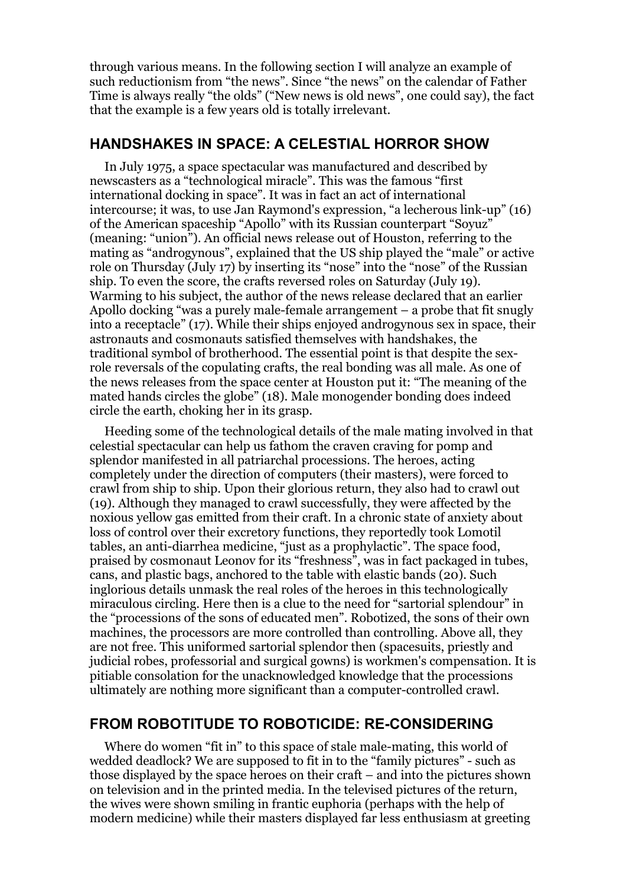through various means. In the following section I will analyze an example of such reductionism from "the news". Since "the news" on the calendar of Father Time is always really "the olds" ("New news is old news", one could say), the fact that the example is a few years old is totally irrelevant.

## HANDSHAKES IN SPACE: A CELESTIAL HORROR SHOW

In July 1975, a space spectacular was manufactured and described by newscasters as a "technological miracle". This was the famous "first international docking in space". It was in fact an act of international intercourse; it was, to use Jan Raymond's expression, "a lecherous link-up" (16) of the American spaceship "Apollo" with its Russian counterpart "Soyuz" (meaning: "union"). An official news release out of Houston, referring to the mating as "androgynous", explained that the US ship played the "male" or active role on Thursday (July 17) by inserting its "nose" into the "nose" of the Russian ship. To even the score, the crafts reversed roles on Saturday (July 19). Warming to his subject, the author of the news release declared that an earlier Apollo docking "was a purely male-female arrangement – a probe that fit snugly into a receptacle" (17). While their ships enjoyed androgynous sex in space, their astronauts and cosmonauts satisfied themselves with handshakes, the traditional symbol of brotherhood. The essential point is that despite the sex-role reversals of the copulating crafts, the real bonding was all male. As one of the news releases from the space center at Houston put it: "The meaning of the mated hands circles the globe" (18). Male monogender bonding does indeed circle the earth, choking her in its grasp.

Heeding some of the technological details of the male mating involved in that celestial spectacular can help us fathom the craven craving for pomp and splendor manifested in all patriarchal processions. The heroes, acting completely under the direction of computers (their masters), were forced to crawl from ship to ship. Upon their glorious return, they also had to crawl out (19). Although they managed to crawl successfully, they were affected by the noxious yellow gas emitted from their craft. In a chronic state of anxiety about loss of control over their excretory functions, they reportedly took Lomotil tables, an anti-diarrhea medicine, "just as a prophylactic". The space food, praised by cosmonaut Leonov for its "freshness", was in fact packaged in tubes, cans, and plastic bags, anchored to the table with elastic bands (20). Such inglorious details unmask the real roles of the heroes in this technologically miraculous circling. Here then is a clue to the need for "sartorial splendour" in the "processions of the sons of educated men". Robotized, the sons of their own machines, the processors are more controlled than controlling. Above all, they are not free. This uniformed sartorial splendor then (spacesuits, priestly and judicial robes, professorial and surgical gowns) is workmen's compensation. It is pitiable consolation for the unacknowledged knowledge that the processions ultimately are nothing more significant than a computer-controlled crawl.

## FROM ROBOTITUDE TO ROBOTICIDE: RE-CONSIDERING

Where do women "fit in" to this space of stale male-mating, this world of wedded deadlock? We are supposed to fit in to the "family pictures" - such as those displayed by the space heroes on their craft – and into the pictures shown on television and in the printed media. In the televised pictures of the return, the wives were shown smiling in frantic euphoria (perhaps with the help of modern medicine) while their masters displayed far less enthusiasm at greeting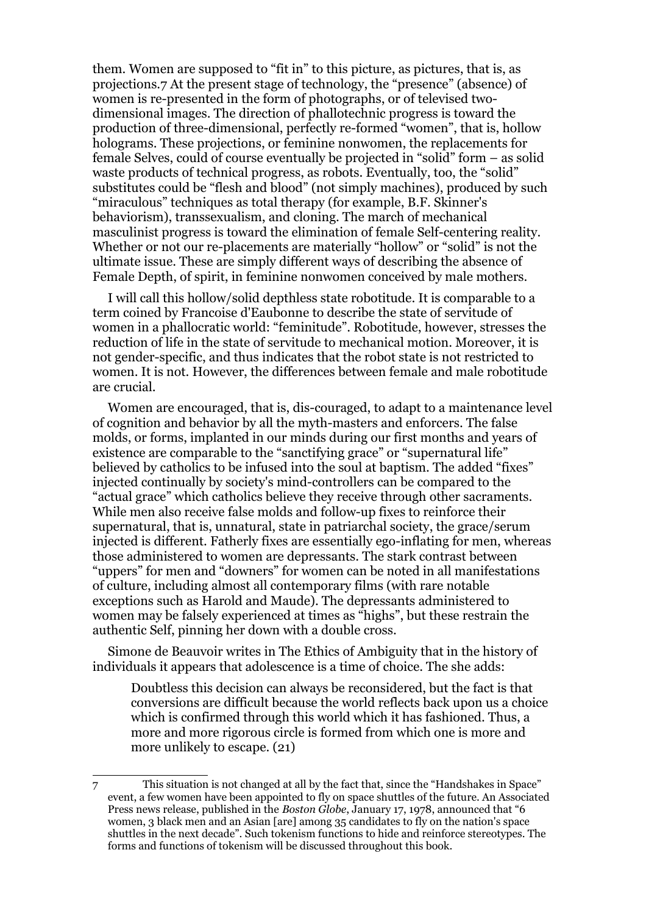them. Women are supposed to "fit in" to this picture, as pictures, that is, as projections.[7] At the present stage of technology, the "presence" (absence) of women is re-presented in the form of photographs, or of televised two-dimensional images. The direction of phallotechnic progress is toward the production of three-dimensional, perfectly re-formed "women", that is, hollow holograms. These projections, or feminine nonwomen, the replacements for female Selves, could of course eventually be projected in "solid" form – as solid waste products of technical progress, as robots. Eventually, too, the "solid" substitutes could be "flesh and blood" (not simply machines), produced by such "miraculous" techniques as total therapy (for example, B.F. Skinner's behaviorism), transsexualism, and cloning. The march of mechanical masculinist progress is toward the elimination of female Self-centering reality. Whether or not our re-placements are materially "hollow" or "solid" is not the ultimate issue. These are simply different ways of describing the absence of Female Depth, of spirit, in feminine nonwomen conceived by male mothers.

I will call this hollow/solid depthless state robotitude. It is comparable to a term coined by Francoise d'Eaubonne to describe the state of servitude of women in a phallocratic world: "feminitude". Robotitude, however, stresses the reduction of life in the state of servitude to mechanical motion. Moreover, it is not gender-specific, and thus indicates that the robot state is not restricted to women. It is not. However, the differences between female and male robotitude are crucial.

Women are encouraged, that is, dis-couraged, to adapt to a maintenance level of cognition and behavior by all the myth-masters and enforcers. The false molds, or forms, implanted in our minds during our first months and years of existence are comparable to the "sanctifying grace" or "supernatural life" believed by catholics to be infused into the soul at baptism. The added "fixes" injected continually by society's mind-controllers can be compared to the "actual grace" which catholics believe they receive through other sacraments. While men also receive false molds and follow-up fixes to reinforce their supernatural, that is, unnatural, state in patriarchal society, the grace/serum injected is different. Fatherly fixes are essentially ego-inflating for men, whereas those administered to women are depressants. The stark contrast between "uppers" for men and "downers" for women can be noted in all manifestations of culture, including almost all contemporary films (with rare notable exceptions such as Harold and Maude). The depressants administered to women may be falsely experienced at times as "highs", but these restrain the authentic Self, pinning her down with a double cross.

Simone de Beauvoir writes in The Ethics of Ambiguity that in the history of individuals it appears that adolescence is a time of choice. The she adds:

> Doubtless this decision can always be reconsidered, but the fact is that conversions are difficult because the world reflects back upon us a choice which is confirmed through this world which it has fashioned. Thus, a more and more rigorous circle is formed from which one is more and more unlikely to escape. (21)

---

[7] This situation is not changed at all by the fact that, since the "Handshakes in Space" event, a few women have been appointed to fly on space shuttles of the future. An Associated Press news release, published in the *Boston Globe*, January 17, 1978, announced that "6 women, 3 black men and an Asian [are] among 35 candidates to fly on the nation's space shuttles in the next decade". Such tokenism functions to hide and reinforce stereotypes. The forms and functions of tokenism will be discussed throughout this book.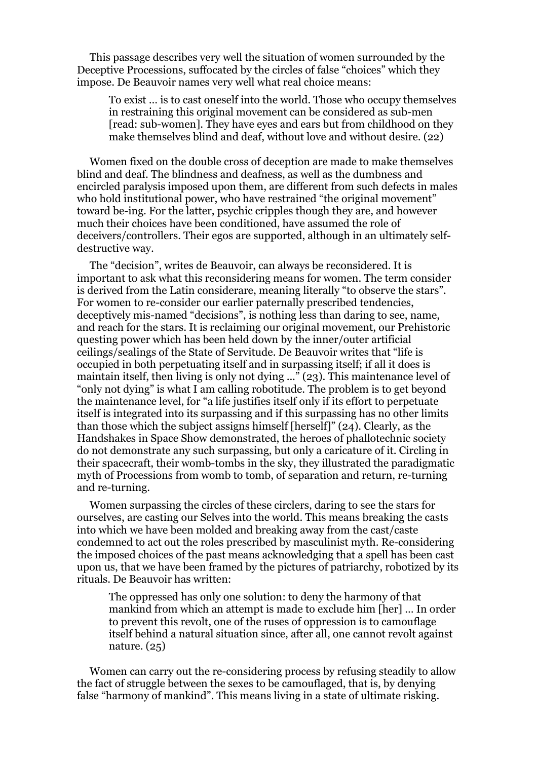This passage describes very well the situation of women surrounded by the Deceptive Processions, suffocated by the circles of false "choices" which they impose. De Beauvoir names very well what real choice means:

> To exist … is to cast oneself into the world. Those who occupy themselves in restraining this original movement can be considered as sub-men [read: sub-women]. They have eyes and ears but from childhood on they make themselves blind and deaf, without love and without desire. (22)

Women fixed on the double cross of deception are made to make themselves blind and deaf. The blindness and deafness, as well as the dumbness and encircled paralysis imposed upon them, are different from such defects in males who hold institutional power, who have restrained "the original movement" toward be-ing. For the latter, psychic cripples though they are, and however much their choices have been conditioned, have assumed the role of deceivers/controllers. Their egos are supported, although in an ultimately self-destructive way.

The "decision", writes de Beauvoir, can always be reconsidered. It is important to ask what this reconsidering means for women. The term consider is derived from the Latin considerare, meaning literally "to observe the stars". For women to re-consider our earlier paternally prescribed tendencies, deceptively mis-named "decisions", is nothing less than daring to see, name, and reach for the stars. It is reclaiming our original movement, our Prehistoric questing power which has been held down by the inner/outer artificial ceilings/sealings of the State of Servitude. De Beauvoir writes that "life is occupied in both perpetuating itself and in surpassing itself; if all it does is maintain itself, then living is only not dying ..." (23). This maintenance level of "only not dying" is what I am calling robotitude. The problem is to get beyond the maintenance level, for "a life justifies itself only if its effort to perpetuate itself is integrated into its surpassing and if this surpassing has no other limits than those which the subject assigns himself [herself]" (24). Clearly, as the Handshakes in Space Show demonstrated, the heroes of phallotechnic society do not demonstrate any such surpassing, but only a caricature of it. Circling in their spacecraft, their womb-tombs in the sky, they illustrated the paradigmatic myth of Processions from womb to tomb, of separation and return, re-turning and re-turning.

Women surpassing the circles of these circlers, daring to see the stars for ourselves, are casting our Selves into the world. This means breaking the casts into which we have been molded and breaking away from the cast/caste condemned to act out the roles prescribed by masculinist myth. Re-considering the imposed choices of the past means acknowledging that a spell has been cast upon us, that we have been framed by the pictures of patriarchy, robotized by its rituals. De Beauvoir has written:

> The oppressed has only one solution: to deny the harmony of that mankind from which an attempt is made to exclude him [her] … In order to prevent this revolt, one of the ruses of oppression is to camouflage itself behind a natural situation since, after all, one cannot revolt against nature. (25)

Women can carry out the re-considering process by refusing steadily to allow the fact of struggle between the sexes to be camouflaged, that is, by denying false "harmony of mankind". This means living in a state of ultimate risking.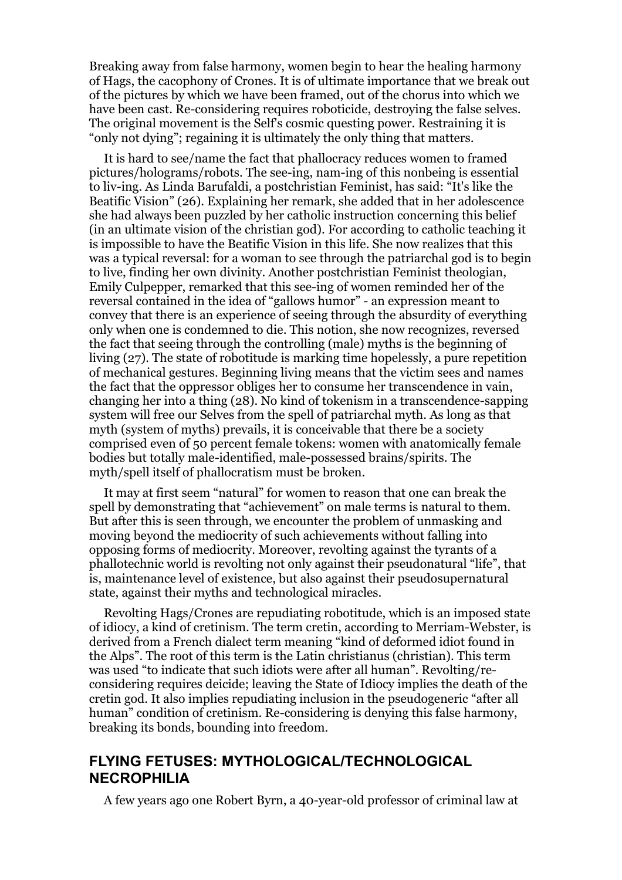Breaking away from false harmony, women begin to hear the healing harmony of Hags, the cacophony of Crones. It is of ultimate importance that we break out of the pictures by which we have been framed, out of the chorus into which we have been cast. Re-considering requires roboticide, destroying the false selves. The original movement is the Self's cosmic questing power. Restraining it is "only not dying"; regaining it is ultimately the only thing that matters.

It is hard to see/name the fact that phallocracy reduces women to framed pictures/holograms/robots. The see-ing, nam-ing of this nonbeing is essential to liv-ing. As Linda Barufaldi, a postchristian Feminist, has said: "It's like the Beatific Vision" (26). Explaining her remark, she added that in her adolescence she had always been puzzled by her catholic instruction concerning this belief (in an ultimate vision of the christian god). For according to catholic teaching it is impossible to have the Beatific Vision in this life. She now realizes that this was a typical reversal: for a woman to see through the patriarchal god is to begin to live, finding her own divinity. Another postchristian Feminist theologian, Emily Culpepper, remarked that this see-ing of women reminded her of the reversal contained in the idea of "gallows humor" - an expression meant to convey that there is an experience of seeing through the absurdity of everything only when one is condemned to die. This notion, she now recognizes, reversed the fact that seeing through the controlling (male) myths is the beginning of living (27). The state of robotitude is marking time hopelessly, a pure repetition of mechanical gestures. Beginning living means that the victim sees and names the fact that the oppressor obliges her to consume her transcendence in vain, changing her into a thing (28). No kind of tokenism in a transcendence-sapping system will free our Selves from the spell of patriarchal myth. As long as that myth (system of myths) prevails, it is conceivable that there be a society comprised even of 50 percent female tokens: women with anatomically female bodies but totally male-identified, male-possessed brains/spirits. The myth/spell itself of phallocratism must be broken.

It may at first seem "natural" for women to reason that one can break the spell by demonstrating that "achievement" on male terms is natural to them. But after this is seen through, we encounter the problem of unmasking and moving beyond the mediocrity of such achievements without falling into opposing forms of mediocrity. Moreover, revolting against the tyrants of a phallotechnic world is revolting not only against their pseudonatural "life", that is, maintenance level of existence, but also against their pseudosupernatural state, against their myths and technological miracles.

Revolting Hags/Crones are repudiating robotitude, which is an imposed state of idiocy, a kind of cretinism. The term cretin, according to Merriam-Webster, is derived from a French dialect term meaning "kind of deformed idiot found in the Alps". The root of this term is the Latin christianus (christian). This term was used "to indicate that such idiots were after all human". Revolting/re-considering requires deicide; leaving the State of Idiocy implies the death of the cretin god. It also implies repudiating inclusion in the pseudogeneric "after all human" condition of cretinism. Re-considering is denying this false harmony, breaking its bonds, bounding into freedom.

## FLYING FETUSES: MYTHOLOGICAL/TECHNOLOGICAL NECROPHILIA

A few years ago one Robert Byrn, a 40-year-old professor of criminal law at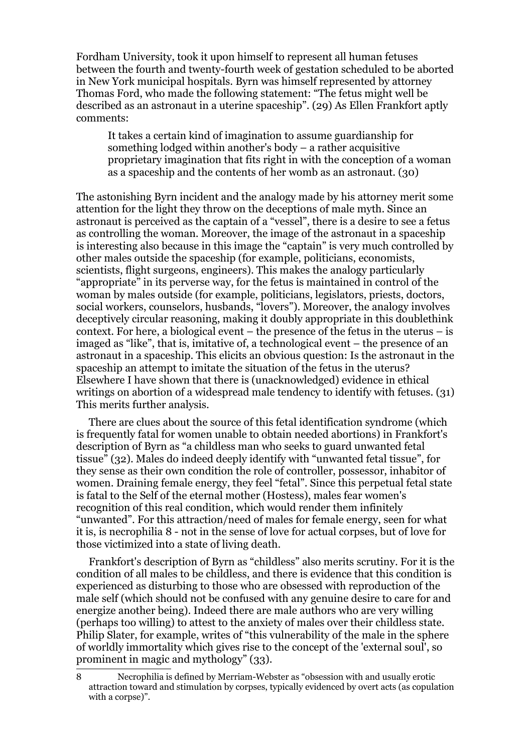Fordham University, took it upon himself to represent all human fetuses between the fourth and twenty-fourth week of gestation scheduled to be aborted in New York municipal hospitals. Byrn was himself represented by attorney Thomas Ford, who made the following statement: “The fetus might well be described as an astronaut in a uterine spaceship”. (29) As Ellen Frankfort aptly comments:

> It takes a certain kind of imagination to assume guardianship for something lodged within another's body – a rather acquisitive proprietary imagination that fits right in with the conception of a woman as a spaceship and the contents of her womb as an astronaut. (30)

The astonishing Byrn incident and the analogy made by his attorney merit some attention for the light they throw on the deceptions of male myth. Since an astronaut is perceived as the captain of a “vessel”, there is a desire to see a fetus as controlling the woman. Moreover, the image of the astronaut in a spaceship is interesting also because in this image the “captain” is very much controlled by other males outside the spaceship (for example, politicians, economists, scientists, flight surgeons, engineers). This makes the analogy particularly “appropriate” in its perverse way, for the fetus is maintained in control of the woman by males outside (for example, politicians, legislators, priests, doctors, social workers, counselors, husbands, “lovers”). Moreover, the analogy involves deceptively circular reasoning, making it doubly appropriate in this doublethink context. For here, a biological event – the presence of the fetus in the uterus – is imaged as “like”, that is, imitative of, a technological event – the presence of an astronaut in a spaceship. This elicits an obvious question: Is the astronaut in the spaceship an attempt to imitate the situation of the fetus in the uterus? Elsewhere I have shown that there is (unacknowledged) evidence in ethical writings on abortion of a widespread male tendency to identify with fetuses. (31) This merits further analysis.

There are clues about the source of this fetal identification syndrome (which is frequently fatal for women unable to obtain needed abortions) in Frankfort's description of Byrn as “a childless man who seeks to guard unwanted fetal tissue” (32). Males do indeed deeply identify with “unwanted fetal tissue”, for they sense as their own condition the role of controller, possessor, inhabitor of women. Draining female energy, they feel “fetal”. Since this perpetual fetal state is fatal to the Self of the eternal mother (Hostess), males fear women's recognition of this real condition, which would render them infinitely “unwanted”. For this attraction/need of males for female energy, seen for what it is, is necrophilia 8 - not in the sense of love for actual corpses, but of love for those victimized into a state of living death.

Frankfort's description of Byrn as “childless” also merits scrutiny. For it is the condition of all males to be childless, and there is evidence that this condition is experienced as disturbing to those who are obsessed with reproduction of the male self (which should not be confused with any genuine desire to care for and energize another being). Indeed there are male authors who are very willing (perhaps too willing) to attest to the anxiety of males over their childless state. Philip Slater, for example, writes of “this vulnerability of the male in the sphere of worldly immortality which gives rise to the concept of the 'external soul', so prominent in magic and mythology” (33).

8 Necrophilia is defined by Merriam-Webster as “obsession with and usually erotic attraction toward and stimulation by corpses, typically evidenced by overt acts (as copulation with a corpse)”.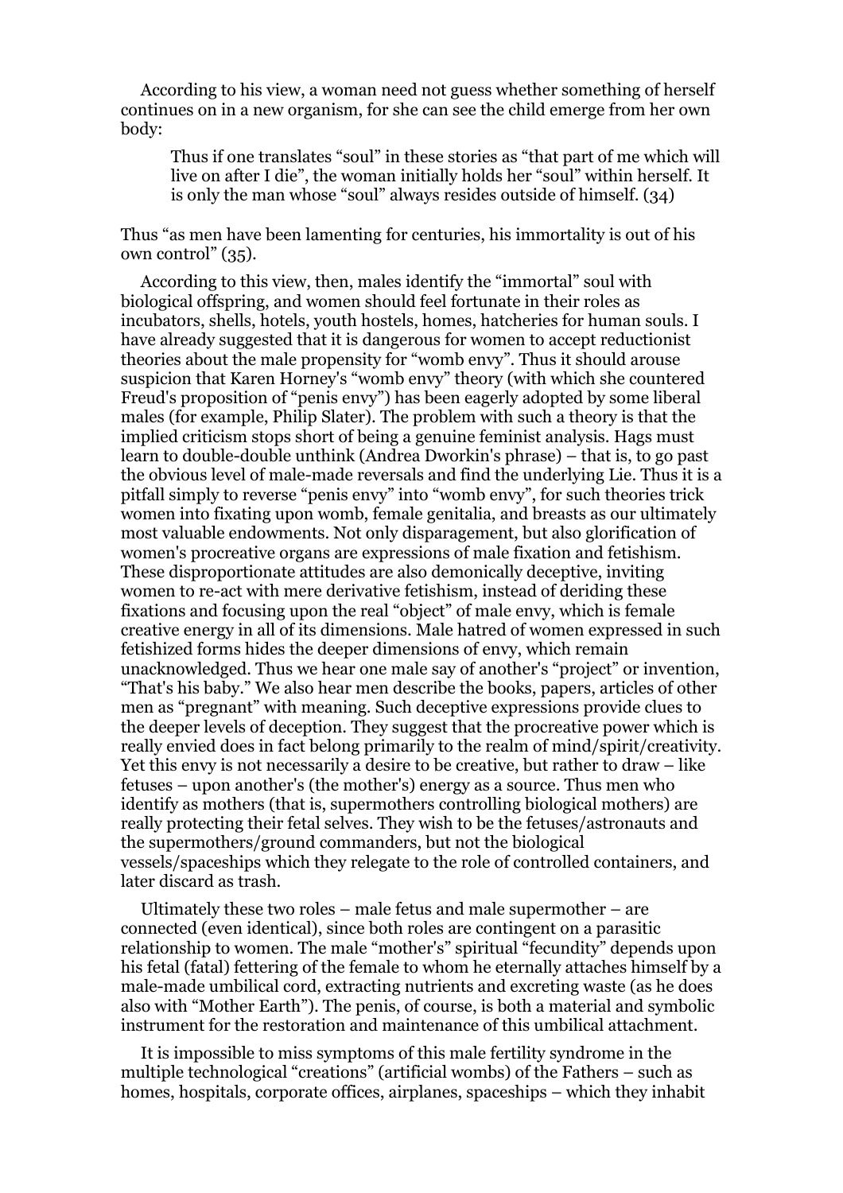According to his view, a woman need not guess whether something of herself continues on in a new organism, for she can see the child emerge from her own body:

> Thus if one translates "soul" in these stories as "that part of me which will live on after I die", the woman initially holds her "soul" within herself. It is only the man whose "soul" always resides outside of himself. (34)

Thus "as men have been lamenting for centuries, his immortality is out of his own control" (35).

According to this view, then, males identify the "immortal" soul with biological offspring, and women should feel fortunate in their roles as incubators, shells, hotels, youth hostels, homes, hatcheries for human souls. I have already suggested that it is dangerous for women to accept reductionist theories about the male propensity for "womb envy". Thus it should arouse suspicion that Karen Horney's "womb envy" theory (with which she countered Freud's proposition of "penis envy") has been eagerly adopted by some liberal males (for example, Philip Slater). The problem with such a theory is that the implied criticism stops short of being a genuine feminist analysis. Hags must learn to double-double unthink (Andrea Dworkin's phrase) – that is, to go past the obvious level of male-made reversals and find the underlying Lie. Thus it is a pitfall simply to reverse "penis envy" into "womb envy", for such theories trick women into fixating upon womb, female genitalia, and breasts as our ultimately most valuable endowments. Not only disparagement, but also glorification of women's procreative organs are expressions of male fixation and fetishism. These disproportionate attitudes are also demonically deceptive, inviting women to re-act with mere derivative fetishism, instead of deriding these fixations and focusing upon the real "object" of male envy, which is female creative energy in all of its dimensions. Male hatred of women expressed in such fetishized forms hides the deeper dimensions of envy, which remain unacknowledged. Thus we hear one male say of another's "project" or invention, "That's his baby." We also hear men describe the books, papers, articles of other men as "pregnant" with meaning. Such deceptive expressions provide clues to the deeper levels of deception. They suggest that the procreative power which is really envied does in fact belong primarily to the realm of mind/spirit/creativity. Yet this envy is not necessarily a desire to be creative, but rather to draw – like fetuses – upon another's (the mother's) energy as a source. Thus men who identify as mothers (that is, supermothers controlling biological mothers) are really protecting their fetal selves. They wish to be the fetuses/astronauts and the supermothers/ground commanders, but not the biological vessels/spaceships which they relegate to the role of controlled containers, and later discard as trash.

Ultimately these two roles – male fetus and male supermother – are connected (even identical), since both roles are contingent on a parasitic relationship to women. The male "mother's" spiritual "fecundity" depends upon his fetal (fatal) fettering of the female to whom he eternally attaches himself by a male-made umbilical cord, extracting nutrients and excreting waste (as he does also with "Mother Earth"). The penis, of course, is both a material and symbolic instrument for the restoration and maintenance of this umbilical attachment.

It is impossible to miss symptoms of this male fertility syndrome in the multiple technological "creations" (artificial wombs) of the Fathers – such as homes, hospitals, corporate offices, airplanes, spaceships – which they inhabit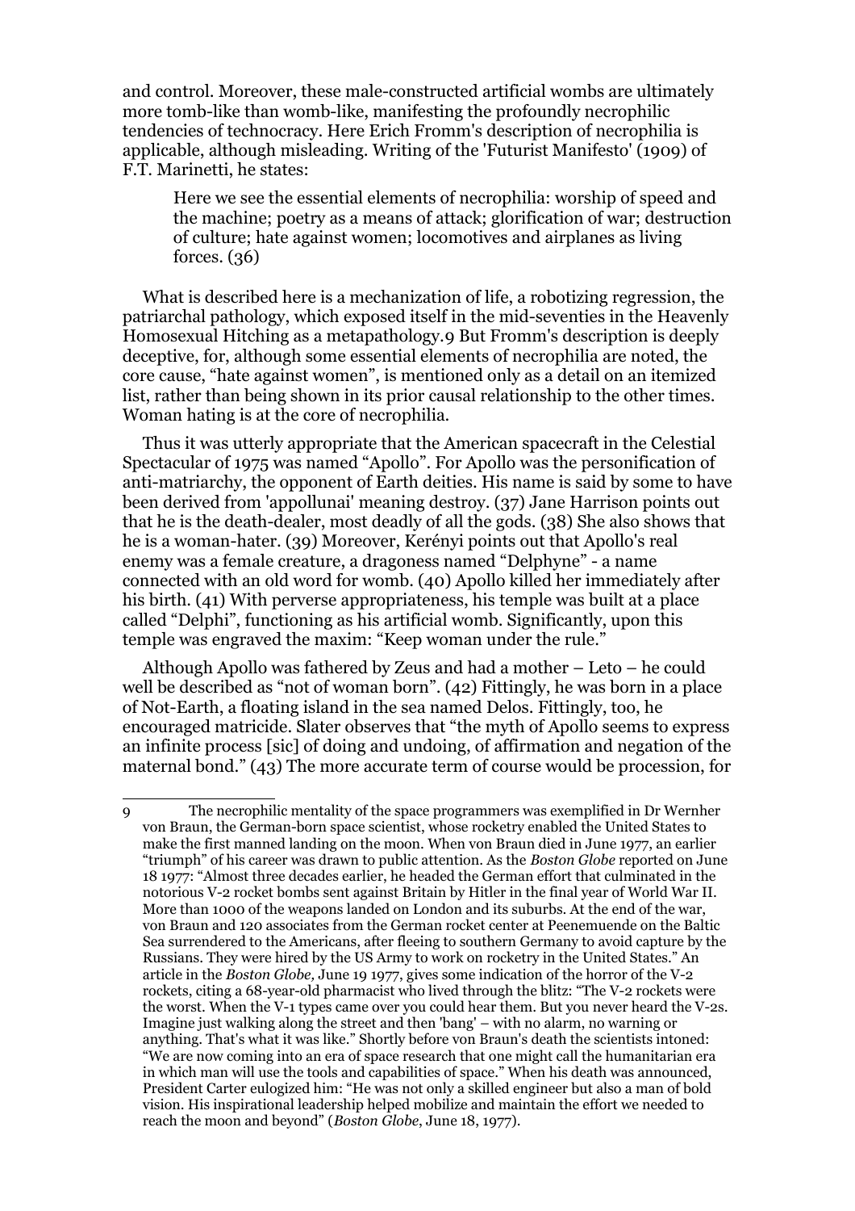and control. Moreover, these male-constructed artificial wombs are ultimately more tomb-like than womb-like, manifesting the profoundly necrophilic tendencies of technocracy. Here Erich Fromm's description of necrophilia is applicable, although misleading. Writing of the 'Futurist Manifesto' (1909) of F.T. Marinetti, he states:

> Here we see the essential elements of necrophilia: worship of speed and the machine; poetry as a means of attack; glorification of war; destruction of culture; hate against women; locomotives and airplanes as living forces. (36)

What is described here is a mechanization of life, a robotizing regression, the patriarchal pathology, which exposed itself in the mid-seventies in the Heavenly Homosexual Hitching as a metapathology.9 But Fromm's description is deeply deceptive, for, although some essential elements of necrophilia are noted, the core cause, "hate against women", is mentioned only as a detail on an itemized list, rather than being shown in its prior causal relationship to the other times. Woman hating is at the core of necrophilia.

Thus it was utterly appropriate that the American spacecraft in the Celestial Spectacular of 1975 was named "Apollo". For Apollo was the personification of anti-matriarchy, the opponent of Earth deities. His name is said by some to have been derived from 'appollunai' meaning destroy. (37) Jane Harrison points out that he is the death-dealer, most deadly of all the gods. (38) She also shows that he is a woman-hater. (39) Moreover, Kerényi points out that Apollo's real enemy was a female creature, a dragoness named "Delphyne" - a name connected with an old word for womb. (40) Apollo killed her immediately after his birth. (41) With perverse appropriateness, his temple was built at a place called "Delphi", functioning as his artificial womb. Significantly, upon this temple was engraved the maxim: "Keep woman under the rule."

Although Apollo was fathered by Zeus and had a mother – Leto – he could well be described as "not of woman born". (42) Fittingly, he was born in a place of Not-Earth, a floating island in the sea named Delos. Fittingly, too, he encouraged matricide. Slater observes that "the myth of Apollo seems to express an infinite process [sic] of doing and undoing, of affirmation and negation of the maternal bond." (43) The more accurate term of course would be procession, for

---

9 The necrophilic mentality of the space programmers was exemplified in Dr Wernher von Braun, the German-born space scientist, whose rocketry enabled the United States to make the first manned landing on the moon. When von Braun died in June 1977, an earlier "triumph" of his career was drawn to public attention. As the *Boston Globe* reported on June 18 1977: "Almost three decades earlier, he headed the German effort that culminated in the notorious V-2 rocket bombs sent against Britain by Hitler in the final year of World War II. More than 1000 of the weapons landed on London and its suburbs. At the end of the war, von Braun and 120 associates from the German rocket center at Peenemuende on the Baltic Sea surrendered to the Americans, after fleeing to southern Germany to avoid capture by the Russians. They were hired by the US Army to work on rocketry in the United States." An article in the *Boston Globe,* June 19 1977, gives some indication of the horror of the V-2 rockets, citing a 68-year-old pharmacist who lived through the blitz: "The V-2 rockets were the worst. When the V-1 types came over you could hear them. But you never heard the V-2s. Imagine just walking along the street and then 'bang' – with no alarm, no warning or anything. That's what it was like." Shortly before von Braun's death the scientists intoned: "We are now coming into an era of space research that one might call the humanitarian era in which man will use the tools and capabilities of space." When his death was announced, President Carter eulogized him: "He was not only a skilled engineer but also a man of bold vision. His inspirational leadership helped mobilize and maintain the effort we needed to reach the moon and beyond" (*Boston Globe*, June 18, 1977).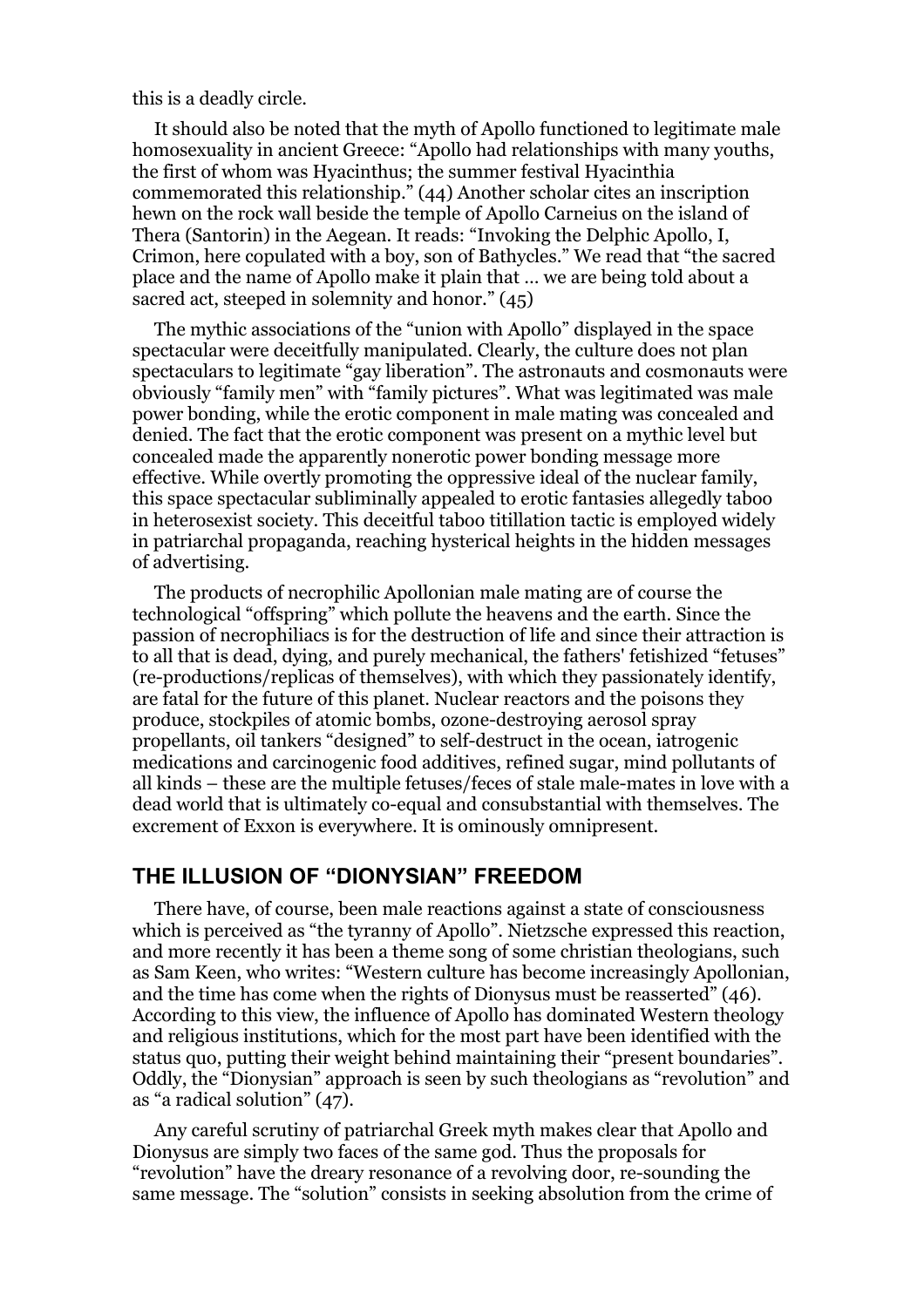this is a deadly circle.

It should also be noted that the myth of Apollo functioned to legitimate male homosexuality in ancient Greece: "Apollo had relationships with many youths, the first of whom was Hyacinthus; the summer festival Hyacinthia commemorated this relationship." (44) Another scholar cites an inscription hewn on the rock wall beside the temple of Apollo Carneius on the island of Thera (Santorin) in the Aegean. It reads: "Invoking the Delphic Apollo, I, Crimon, here copulated with a boy, son of Bathycles." We read that "the sacred place and the name of Apollo make it plain that … we are being told about a sacred act, steeped in solemnity and honor." (45)

The mythic associations of the "union with Apollo" displayed in the space spectacular were deceitfully manipulated. Clearly, the culture does not plan spectaculars to legitimate "gay liberation". The astronauts and cosmonauts were obviously "family men" with "family pictures". What was legitimated was male power bonding, while the erotic component in male mating was concealed and denied. The fact that the erotic component was present on a mythic level but concealed made the apparently nonerotic power bonding message more effective. While overtly promoting the oppressive ideal of the nuclear family, this space spectacular subliminally appealed to erotic fantasies allegedly taboo in heterosexist society. This deceitful taboo titillation tactic is employed widely in patriarchal propaganda, reaching hysterical heights in the hidden messages of advertising.

The products of necrophilic Apollonian male mating are of course the technological "offspring" which pollute the heavens and the earth. Since the passion of necrophiliacs is for the destruction of life and since their attraction is to all that is dead, dying, and purely mechanical, the fathers' fetishized "fetuses" (re-productions/replicas of themselves), with which they passionately identify, are fatal for the future of this planet. Nuclear reactors and the poisons they produce, stockpiles of atomic bombs, ozone-destroying aerosol spray propellants, oil tankers "designed" to self-destruct in the ocean, iatrogenic medications and carcinogenic food additives, refined sugar, mind pollutants of all kinds – these are the multiple fetuses/feces of stale male-mates in love with a dead world that is ultimately co-equal and consubstantial with themselves. The excrement of Exxon is everywhere. It is ominously omnipresent.

## THE ILLUSION OF "DIONYSIAN" FREEDOM

There have, of course, been male reactions against a state of consciousness which is perceived as "the tyranny of Apollo". Nietzsche expressed this reaction, and more recently it has been a theme song of some christian theologians, such as Sam Keen, who writes: "Western culture has become increasingly Apollonian, and the time has come when the rights of Dionysus must be reasserted" (46). According to this view, the influence of Apollo has dominated Western theology and religious institutions, which for the most part have been identified with the status quo, putting their weight behind maintaining their "present boundaries". Oddly, the "Dionysian" approach is seen by such theologians as "revolution" and as "a radical solution" (47).

Any careful scrutiny of patriarchal Greek myth makes clear that Apollo and Dionysus are simply two faces of the same god. Thus the proposals for "revolution" have the dreary resonance of a revolving door, re-sounding the same message. The "solution" consists in seeking absolution from the crime of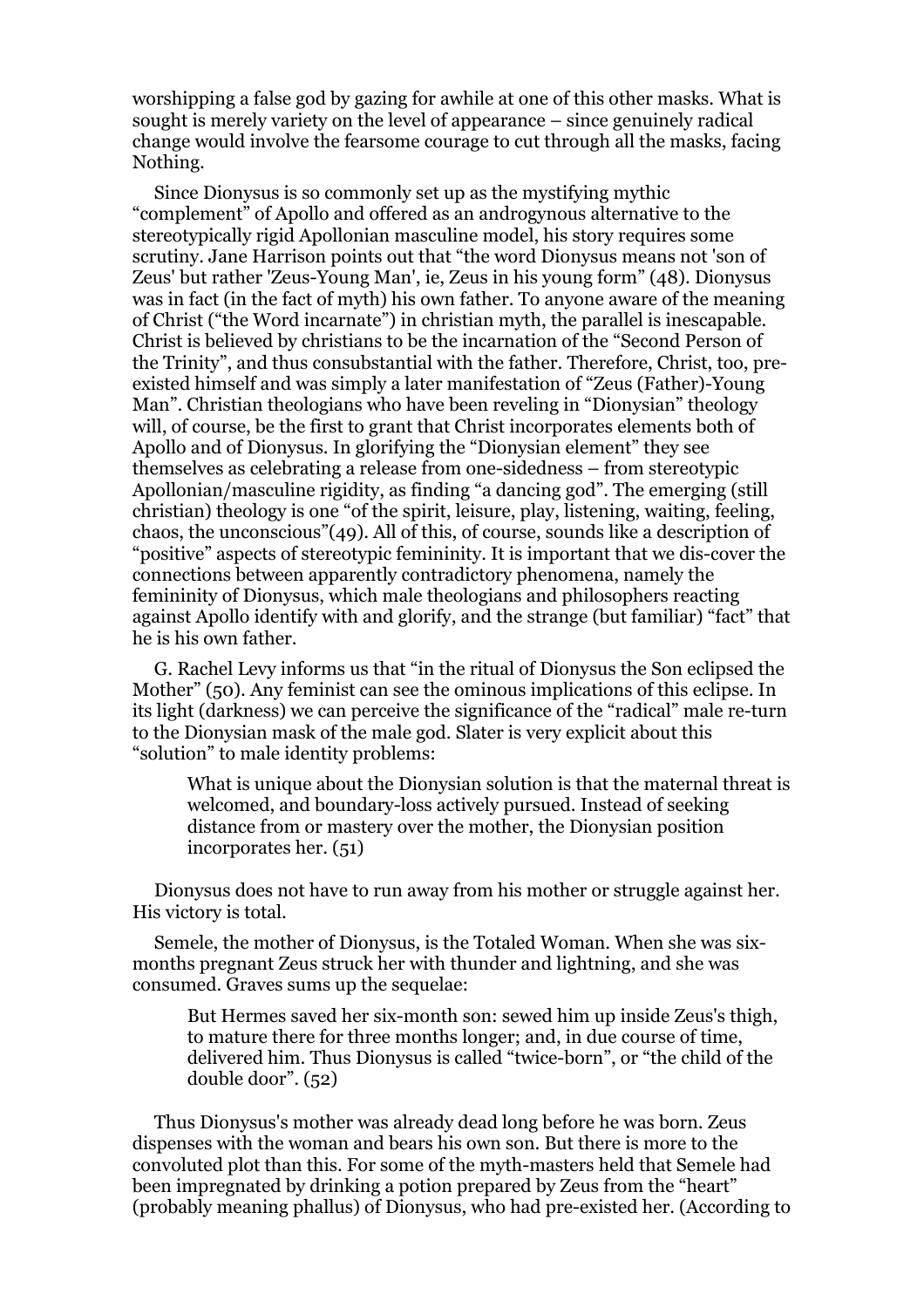worshipping a false god by gazing for awhile at one of this other masks. What is sought is merely variety on the level of appearance – since genuinely radical change would involve the fearsome courage to cut through all the masks, facing Nothing.

Since Dionysus is so commonly set up as the mystifying mythic "complement" of Apollo and offered as an androgynous alternative to the stereotypically rigid Apollonian masculine model, his story requires some scrutiny. Jane Harrison points out that "the word Dionysus means not 'son of Zeus' but rather 'Zeus-Young Man', ie, Zeus in his young form" (48). Dionysus was in fact (in the fact of myth) his own father. To anyone aware of the meaning of Christ ("the Word incarnate") in christian myth, the parallel is inescapable. Christ is believed by christians to be the incarnation of the "Second Person of the Trinity", and thus consubstantial with the father. Therefore, Christ, too, pre-existed himself and was simply a later manifestation of "Zeus (Father)-Young Man". Christian theologians who have been reveling in "Dionysian" theology will, of course, be the first to grant that Christ incorporates elements both of Apollo and of Dionysus. In glorifying the "Dionysian element" they see themselves as celebrating a release from one-sidedness – from stereotypic Apollonian/masculine rigidity, as finding "a dancing god". The emerging (still christian) theology is one "of the spirit, leisure, play, listening, waiting, feeling, chaos, the unconscious"(49). All of this, of course, sounds like a description of "positive" aspects of stereotypic femininity. It is important that we dis-cover the connections between apparently contradictory phenomena, namely the femininity of Dionysus, which male theologians and philosophers reacting against Apollo identify with and glorify, and the strange (but familiar) "fact" that he is his own father.

G. Rachel Levy informs us that "in the ritual of Dionysus the Son eclipsed the Mother" (50). Any feminist can see the ominous implications of this eclipse. In its light (darkness) we can perceive the significance of the "radical" male re-turn to the Dionysian mask of the male god. Slater is very explicit about this "solution" to male identity problems:

> What is unique about the Dionysian solution is that the maternal threat is welcomed, and boundary-loss actively pursued. Instead of seeking distance from or mastery over the mother, the Dionysian position incorporates her. (51)

Dionysus does not have to run away from his mother or struggle against her. His victory is total.

Semele, the mother of Dionysus, is the Totaled Woman. When she was six-months pregnant Zeus struck her with thunder and lightning, and she was consumed. Graves sums up the sequelae:

> But Hermes saved her six-month son: sewed him up inside Zeus's thigh, to mature there for three months longer; and, in due course of time, delivered him. Thus Dionysus is called "twice-born", or "the child of the double door". (52)

Thus Dionysus's mother was already dead long before he was born. Zeus dispenses with the woman and bears his own son. But there is more to the convoluted plot than this. For some of the myth-masters held that Semele had been impregnated by drinking a potion prepared by Zeus from the "heart" (probably meaning phallus) of Dionysus, who had pre-existed her. (According to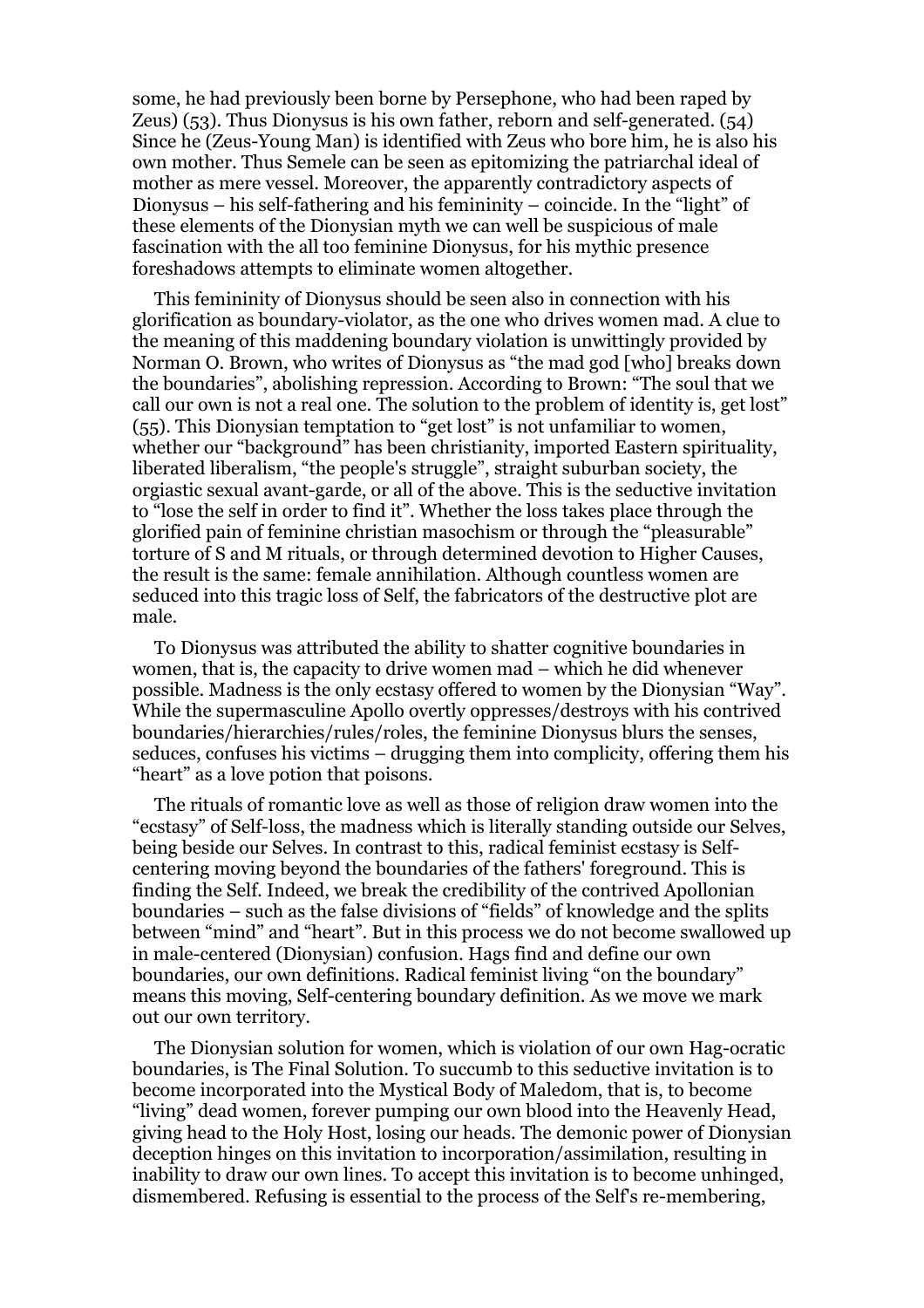some, he had previously been borne by Persephone, who had been raped by Zeus) (53). Thus Dionysus is his own father, reborn and self-generated. (54) Since he (Zeus-Young Man) is identified with Zeus who bore him, he is also his own mother. Thus Semele can be seen as epitomizing the patriarchal ideal of mother as mere vessel. Moreover, the apparently contradictory aspects of Dionysus – his self-fathering and his femininity – coincide. In the "light" of these elements of the Dionysian myth we can well be suspicious of male fascination with the all too feminine Dionysus, for his mythic presence foreshadows attempts to eliminate women altogether.

This femininity of Dionysus should be seen also in connection with his glorification as boundary-violator, as the one who drives women mad. A clue to the meaning of this maddening boundary violation is unwittingly provided by Norman O. Brown, who writes of Dionysus as "the mad god [who] breaks down the boundaries", abolishing repression. According to Brown: "The soul that we call our own is not a real one. The solution to the problem of identity is, get lost" (55). This Dionysian temptation to "get lost" is not unfamiliar to women, whether our "background" has been christianity, imported Eastern spirituality, liberated liberalism, "the people's struggle", straight suburban society, the orgiastic sexual avant-garde, or all of the above. This is the seductive invitation to "lose the self in order to find it". Whether the loss takes place through the glorified pain of feminine christian masochism or through the "pleasurable" torture of S and M rituals, or through determined devotion to Higher Causes, the result is the same: female annihilation. Although countless women are seduced into this tragic loss of Self, the fabricators of the destructive plot are male.

To Dionysus was attributed the ability to shatter cognitive boundaries in women, that is, the capacity to drive women mad – which he did whenever possible. Madness is the only ecstasy offered to women by the Dionysian "Way". While the supermasculine Apollo overtly oppresses/destroys with his contrived boundaries/hierarchies/rules/roles, the feminine Dionysus blurs the senses, seduces, confuses his victims – drugging them into complicity, offering them his "heart" as a love potion that poisons.

The rituals of romantic love as well as those of religion draw women into the "ecstasy" of Self-loss, the madness which is literally standing outside our Selves, being beside our Selves. In contrast to this, radical feminist ecstasy is Self-centering moving beyond the boundaries of the fathers' foreground. This is finding the Self. Indeed, we break the credibility of the contrived Apollonian boundaries – such as the false divisions of "fields" of knowledge and the splits between "mind" and "heart". But in this process we do not become swallowed up in male-centered (Dionysian) confusion. Hags find and define our own boundaries, our own definitions. Radical feminist living "on the boundary" means this moving, Self-centering boundary definition. As we move we mark out our own territory.

The Dionysian solution for women, which is violation of our own Hag-ocratic boundaries, is The Final Solution. To succumb to this seductive invitation is to become incorporated into the Mystical Body of Maledom, that is, to become "living" dead women, forever pumping our own blood into the Heavenly Head, giving head to the Holy Host, losing our heads. The demonic power of Dionysian deception hinges on this invitation to incorporation/assimilation, resulting in inability to draw our own lines. To accept this invitation is to become unhinged, dismembered. Refusing is essential to the process of the Self's re-membering,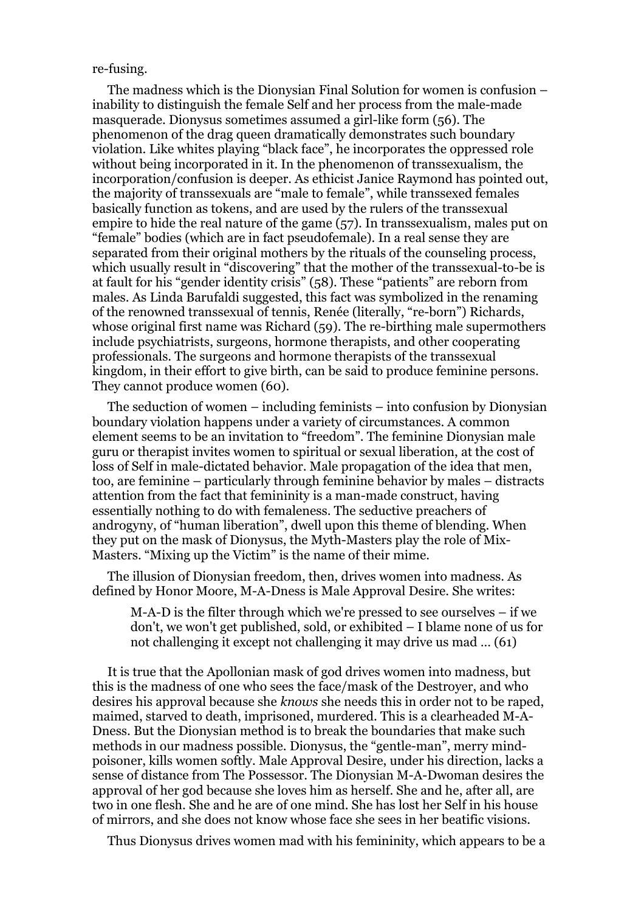re-fusing.

The madness which is the Dionysian Final Solution for women is confusion – inability to distinguish the female Self and her process from the male-made masquerade. Dionysus sometimes assumed a girl-like form (56). The phenomenon of the drag queen dramatically demonstrates such boundary violation. Like whites playing "black face", he incorporates the oppressed role without being incorporated in it. In the phenomenon of transsexualism, the incorporation/confusion is deeper. As ethicist Janice Raymond has pointed out, the majority of transsexuals are "male to female", while transsexed females basically function as tokens, and are used by the rulers of the transsexual empire to hide the real nature of the game (57). In transsexualism, males put on "female" bodies (which are in fact pseudofemale). In a real sense they are separated from their original mothers by the rituals of the counseling process, which usually result in "discovering" that the mother of the transsexual-to-be is at fault for his "gender identity crisis" (58). These "patients" are reborn from males. As Linda Barufaldi suggested, this fact was symbolized in the renaming of the renowned transsexual of tennis, Renée (literally, "re-born") Richards, whose original first name was Richard (59). The re-birthing male supermothers include psychiatrists, surgeons, hormone therapists, and other cooperating professionals. The surgeons and hormone therapists of the transsexual kingdom, in their effort to give birth, can be said to produce feminine persons. They cannot produce women (60).

The seduction of women – including feminists – into confusion by Dionysian boundary violation happens under a variety of circumstances. A common element seems to be an invitation to "freedom". The feminine Dionysian male guru or therapist invites women to spiritual or sexual liberation, at the cost of loss of Self in male-dictated behavior. Male propagation of the idea that men, too, are feminine – particularly through feminine behavior by males – distracts attention from the fact that femininity is a man-made construct, having essentially nothing to do with femaleness. The seductive preachers of androgyny, of "human liberation", dwell upon this theme of blending. When they put on the mask of Dionysus, the Myth-Masters play the role of Mix-Masters. "Mixing up the Victim" is the name of their mime.

The illusion of Dionysian freedom, then, drives women into madness. As defined by Honor Moore, M-A-Dness is Male Approval Desire. She writes:

> M-A-D is the filter through which we're pressed to see ourselves – if we don't, we won't get published, sold, or exhibited – I blame none of us for not challenging it except not challenging it may drive us mad ... (61)

It is true that the Apollonian mask of god drives women into madness, but this is the madness of one who sees the face/mask of the Destroyer, and who desires his approval because she *knows* she needs this in order not to be raped, maimed, starved to death, imprisoned, murdered. This is a clearheaded M-A-Dness. But the Dionysian method is to break the boundaries that make such methods in our madness possible. Dionysus, the "gentle-man", merry mind-poisoner, kills women softly. Male Approval Desire, under his direction, lacks a sense of distance from The Possessor. The Dionysian M-A-Dwoman desires the approval of her god because she loves him as herself. She and he, after all, are two in one flesh. She and he are of one mind. She has lost her Self in his house of mirrors, and she does not know whose face she sees in her beatific visions.

Thus Dionysus drives women mad with his femininity, which appears to be a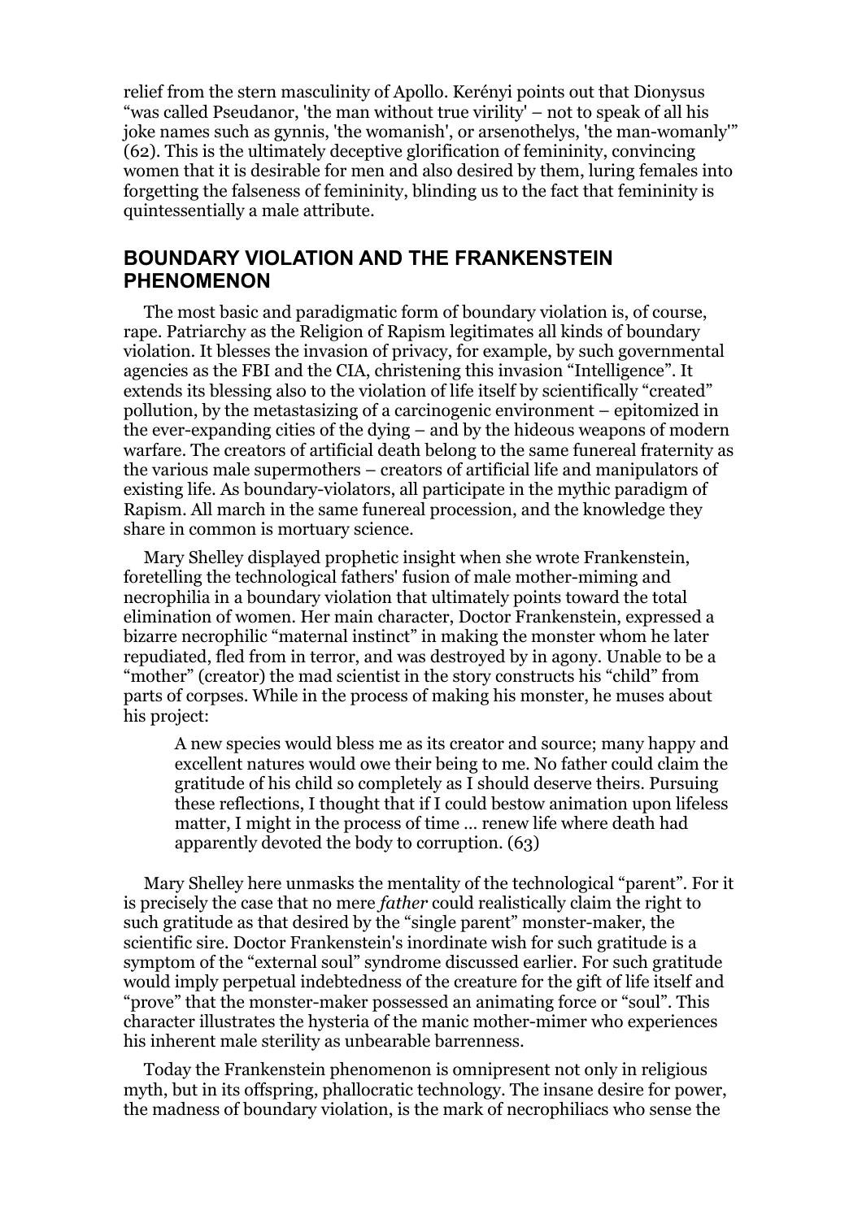relief from the stern masculinity of Apollo. Kerényi points out that Dionysus "was called Pseudanor, 'the man without true virility' – not to speak of all his joke names such as gynnis, 'the womanish', or arsenothelys, 'the man-womanly'" (62). This is the ultimately deceptive glorification of femininity, convincing women that it is desirable for men and also desired by them, luring females into forgetting the falseness of femininity, blinding us to the fact that femininity is quintessentially a male attribute.

## BOUNDARY VIOLATION AND THE FRANKENSTEIN PHENOMENON

The most basic and paradigmatic form of boundary violation is, of course, rape. Patriarchy as the Religion of Rapism legitimates all kinds of boundary violation. It blesses the invasion of privacy, for example, by such governmental agencies as the FBI and the CIA, christening this invasion "Intelligence". It extends its blessing also to the violation of life itself by scientifically "created" pollution, by the metastasizing of a carcinogenic environment – epitomized in the ever-expanding cities of the dying – and by the hideous weapons of modern warfare. The creators of artificial death belong to the same funereal fraternity as the various male supermothers – creators of artificial life and manipulators of existing life. As boundary-violators, all participate in the mythic paradigm of Rapism. All march in the same funereal procession, and the knowledge they share in common is mortuary science.

Mary Shelley displayed prophetic insight when she wrote Frankenstein, foretelling the technological fathers' fusion of male mother-miming and necrophilia in a boundary violation that ultimately points toward the total elimination of women. Her main character, Doctor Frankenstein, expressed a bizarre necrophilic "maternal instinct" in making the monster whom he later repudiated, fled from in terror, and was destroyed by in agony. Unable to be a "mother" (creator) the mad scientist in the story constructs his "child" from parts of corpses. While in the process of making his monster, he muses about his project:

> A new species would bless me as its creator and source; many happy and excellent natures would owe their being to me. No father could claim the gratitude of his child so completely as I should deserve theirs. Pursuing these reflections, I thought that if I could bestow animation upon lifeless matter, I might in the process of time ... renew life where death had apparently devoted the body to corruption. (63)

Mary Shelley here unmasks the mentality of the technological "parent". For it is precisely the case that no mere *father* could realistically claim the right to such gratitude as that desired by the "single parent" monster-maker, the scientific sire. Doctor Frankenstein's inordinate wish for such gratitude is a symptom of the "external soul" syndrome discussed earlier. For such gratitude would imply perpetual indebtedness of the creature for the gift of life itself and "prove" that the monster-maker possessed an animating force or "soul". This character illustrates the hysteria of the manic mother-mimer who experiences his inherent male sterility as unbearable barrenness.

Today the Frankenstein phenomenon is omnipresent not only in religious myth, but in its offspring, phallocratic technology. The insane desire for power, the madness of boundary violation, is the mark of necrophiliacs who sense the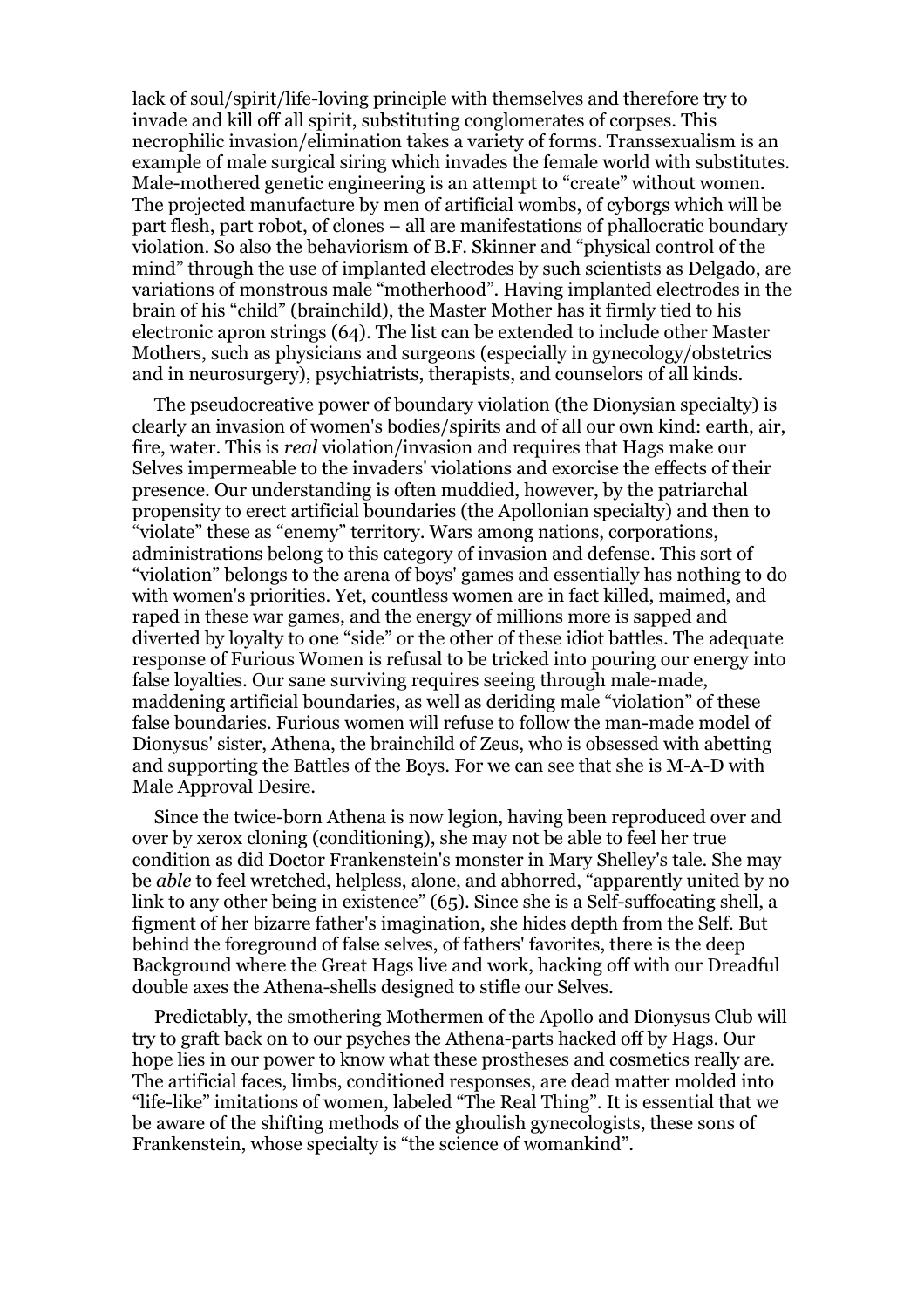lack of soul/spirit/life-loving principle with themselves and therefore try to invade and kill off all spirit, substituting conglomerates of corpses. This necrophilic invasion/elimination takes a variety of forms. Transsexualism is an example of male surgical siring which invades the female world with substitutes. Male-mothered genetic engineering is an attempt to "create" without women. The projected manufacture by men of artificial wombs, of cyborgs which will be part flesh, part robot, of clones – all are manifestations of phallocratic boundary violation. So also the behaviorism of B.F. Skinner and "physical control of the mind" through the use of implanted electrodes by such scientists as Delgado, are variations of monstrous male "motherhood". Having implanted electrodes in the brain of his "child" (brainchild), the Master Mother has it firmly tied to his electronic apron strings (64). The list can be extended to include other Master Mothers, such as physicians and surgeons (especially in gynecology/obstetrics and in neurosurgery), psychiatrists, therapists, and counselors of all kinds.

The pseudocreative power of boundary violation (the Dionysian specialty) is clearly an invasion of women's bodies/spirits and of all our own kind: earth, air, fire, water. This is *real* violation/invasion and requires that Hags make our Selves impermeable to the invaders' violations and exorcise the effects of their presence. Our understanding is often muddied, however, by the patriarchal propensity to erect artificial boundaries (the Apollonian specialty) and then to "violate" these as "enemy" territory. Wars among nations, corporations, administrations belong to this category of invasion and defense. This sort of "violation" belongs to the arena of boys' games and essentially has nothing to do with women's priorities. Yet, countless women are in fact killed, maimed, and raped in these war games, and the energy of millions more is sapped and diverted by loyalty to one "side" or the other of these idiot battles. The adequate response of Furious Women is refusal to be tricked into pouring our energy into false loyalties. Our sane surviving requires seeing through male-made, maddening artificial boundaries, as well as deriding male "violation" of these false boundaries. Furious women will refuse to follow the man-made model of Dionysus' sister, Athena, the brainchild of Zeus, who is obsessed with abetting and supporting the Battles of the Boys. For we can see that she is M-A-D with Male Approval Desire.

Since the twice-born Athena is now legion, having been reproduced over and over by xerox cloning (conditioning), she may not be able to feel her true condition as did Doctor Frankenstein's monster in Mary Shelley's tale. She may be *able* to feel wretched, helpless, alone, and abhorred, "apparently united by no link to any other being in existence" (65). Since she is a Self-suffocating shell, a figment of her bizarre father's imagination, she hides depth from the Self. But behind the foreground of false selves, of fathers' favorites, there is the deep Background where the Great Hags live and work, hacking off with our Dreadful double axes the Athena-shells designed to stifle our Selves.

Predictably, the smothering Mothermen of the Apollo and Dionysus Club will try to graft back on to our psyches the Athena-parts hacked off by Hags. Our hope lies in our power to know what these prostheses and cosmetics really are. The artificial faces, limbs, conditioned responses, are dead matter molded into "life-like" imitations of women, labeled "The Real Thing". It is essential that we be aware of the shifting methods of the ghoulish gynecologists, these sons of Frankenstein, whose specialty is "the science of womankind".